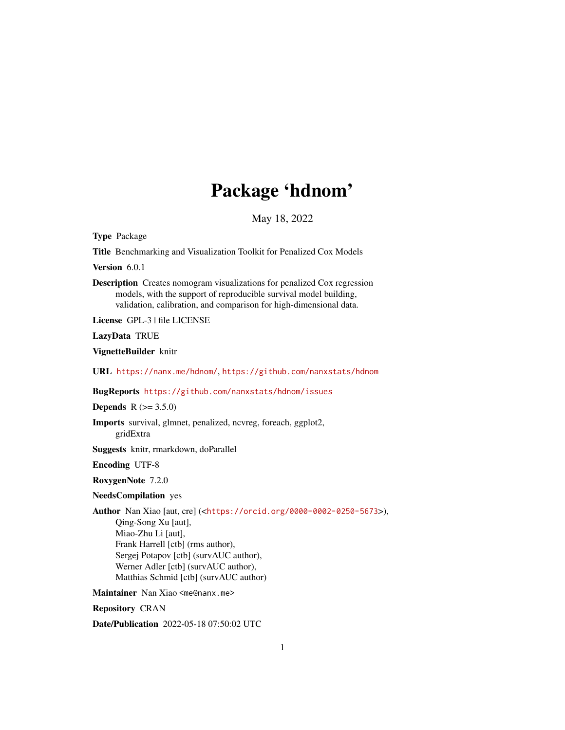# Package 'hdnom'

May 18, 2022

**Type** Package

**Title** Benchmarking and Visualization Toolkit for Penalized Cox Models

**Version** 6.0.1

**Description** Creates nomogram visualizations for penalized Cox regression models, with the support of reproducible survival model building, validation, calibration, and comparison for high-dimensional data.

**License** GPL-3 | file LICENSE

**LazyData** TRUE

**VignetteBuilder** knitr

**URL** https://nanx.me/hdnom/, https://github.com/nanxstats/hdnom

**BugReports** https://github.com/nanxstats/hdnom/issues

**Depends** R (>= 3.5.0)

**Imports** survival, glmnet, penalized, ncvreg, foreach, ggplot2, gridExtra

**Suggests** knitr, rmarkdown, doParallel

**Encoding** UTF-8

**RoxygenNote** 7.2.0

**NeedsCompilation** yes

**Author** Nan Xiao [aut, cre] (<https://orcid.org/0000-0002-0250-5673>),
Qing-Song Xu [aut],
Miao-Zhu Li [aut],
Frank Harrell [ctb] (rms author),
Sergej Potapov [ctb] (survAUC author),
Werner Adler [ctb] (survAUC author),
Matthias Schmid [ctb] (survAUC author)

**Maintainer** Nan Xiao <me@nanx.me>

**Repository** CRAN

**Date/Publication** 2022-05-18 07:50:02 UTC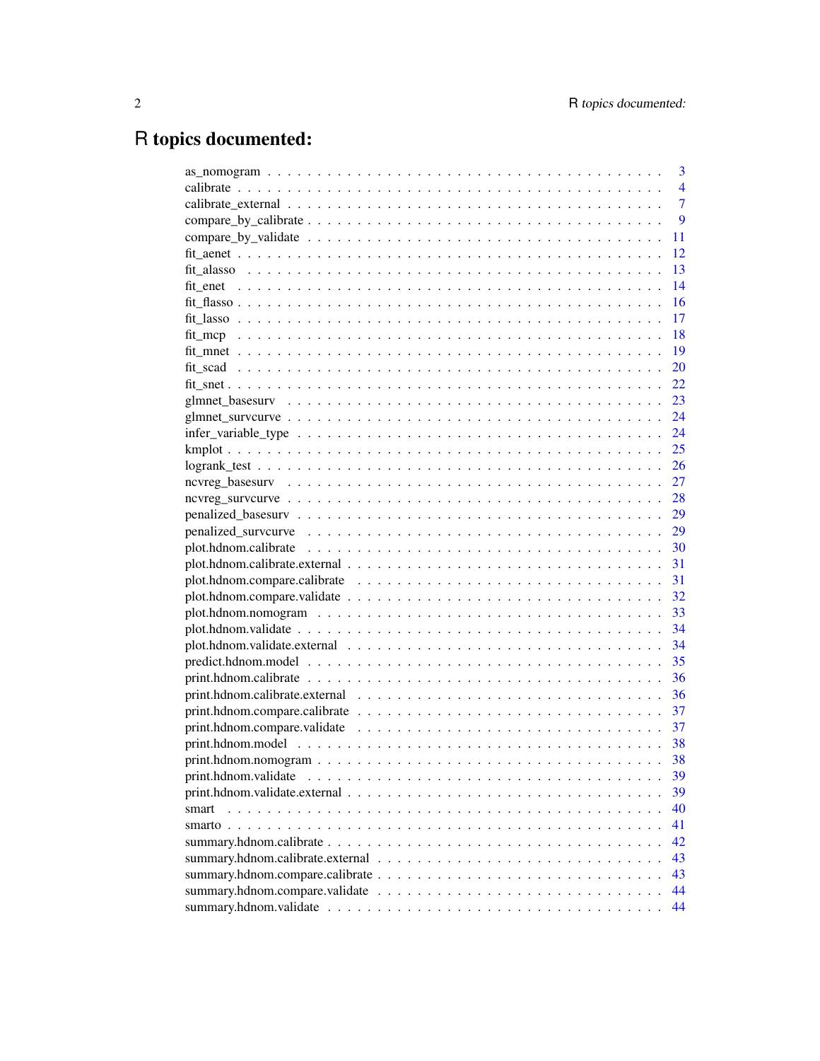# R topics documented:

as_nomogram . . . . . . . . . . . . . . . . . . . . . . . . . . . . . . . . . . . . . . . . 3
calibrate . . . . . . . . . . . . . . . . . . . . . . . . . . . . . . . . . . . . . . . . . . 4
calibrate_external . . . . . . . . . . . . . . . . . . . . . . . . . . . . . . . . . . . . . 7
compare_by_calibrate . . . . . . . . . . . . . . . . . . . . . . . . . . . . . . . . . . . 9
compare_by_validate . . . . . . . . . . . . . . . . . . . . . . . . . . . . . . . . . . . 11
fit_aenet . . . . . . . . . . . . . . . . . . . . . . . . . . . . . . . . . . . . . . . . . 12
fit_alasso . . . . . . . . . . . . . . . . . . . . . . . . . . . . . . . . . . . . . . . . 13
fit_enet . . . . . . . . . . . . . . . . . . . . . . . . . . . . . . . . . . . . . . . . . 14
fit_flasso . . . . . . . . . . . . . . . . . . . . . . . . . . . . . . . . . . . . . . . . 16
fit_lasso . . . . . . . . . . . . . . . . . . . . . . . . . . . . . . . . . . . . . . . . . 17
fit_mcp . . . . . . . . . . . . . . . . . . . . . . . . . . . . . . . . . . . . . . . . . 18
fit_mnet . . . . . . . . . . . . . . . . . . . . . . . . . . . . . . . . . . . . . . . . . 19
fit_scad . . . . . . . . . . . . . . . . . . . . . . . . . . . . . . . . . . . . . . . . . 20
fit_snet . . . . . . . . . . . . . . . . . . . . . . . . . . . . . . . . . . . . . . . . . 22
glmnet_basesurv . . . . . . . . . . . . . . . . . . . . . . . . . . . . . . . . . . . . . 23
glmnet_survcurve . . . . . . . . . . . . . . . . . . . . . . . . . . . . . . . . . . . . 24
infer_variable_type . . . . . . . . . . . . . . . . . . . . . . . . . . . . . . . . . . . . 24
kmplot . . . . . . . . . . . . . . . . . . . . . . . . . . . . . . . . . . . . . . . . . . 25
logrank_test . . . . . . . . . . . . . . . . . . . . . . . . . . . . . . . . . . . . . . . 26
ncvreg_basesurv . . . . . . . . . . . . . . . . . . . . . . . . . . . . . . . . . . . . . 27
ncvreg_survcurve . . . . . . . . . . . . . . . . . . . . . . . . . . . . . . . . . . . . . 28
penalized_basesurv . . . . . . . . . . . . . . . . . . . . . . . . . . . . . . . . . . . . 29
penalized_survcurve . . . . . . . . . . . . . . . . . . . . . . . . . . . . . . . . . . . . 29
plot.hdnom.calibrate . . . . . . . . . . . . . . . . . . . . . . . . . . . . . . . . . . . 30
plot.hdnom.calibrate.external . . . . . . . . . . . . . . . . . . . . . . . . . . . . . . 31
plot.hdnom.compare.calibrate . . . . . . . . . . . . . . . . . . . . . . . . . . . . . . 31
plot.hdnom.compare.validate . . . . . . . . . . . . . . . . . . . . . . . . . . . . . . 32
plot.hdnom.nomogram . . . . . . . . . . . . . . . . . . . . . . . . . . . . . . . . . . 33
plot.hdnom.validate . . . . . . . . . . . . . . . . . . . . . . . . . . . . . . . . . . . 34
plot.hdnom.validate.external . . . . . . . . . . . . . . . . . . . . . . . . . . . . . . 34
predict.hdnom.model . . . . . . . . . . . . . . . . . . . . . . . . . . . . . . . . . . . 35
print.hdnom.calibrate . . . . . . . . . . . . . . . . . . . . . . . . . . . . . . . . . . . 36
print.hdnom.calibrate.external . . . . . . . . . . . . . . . . . . . . . . . . . . . . . . 36
print.hdnom.compare.calibrate . . . . . . . . . . . . . . . . . . . . . . . . . . . . . . 37
print.hdnom.compare.validate . . . . . . . . . . . . . . . . . . . . . . . . . . . . . . 37
print.hdnom.model . . . . . . . . . . . . . . . . . . . . . . . . . . . . . . . . . . . . 38
print.hdnom.nomogram . . . . . . . . . . . . . . . . . . . . . . . . . . . . . . . . . . 38
print.hdnom.validate . . . . . . . . . . . . . . . . . . . . . . . . . . . . . . . . . . . 39
print.hdnom.validate.external . . . . . . . . . . . . . . . . . . . . . . . . . . . . . . 39
smart . . . . . . . . . . . . . . . . . . . . . . . . . . . . . . . . . . . . . . . . . . . 40
smarto . . . . . . . . . . . . . . . . . . . . . . . . . . . . . . . . . . . . . . . . . . 41
summary.hdnom.calibrate . . . . . . . . . . . . . . . . . . . . . . . . . . . . . . . . . 42
summary.hdnom.calibrate.external . . . . . . . . . . . . . . . . . . . . . . . . . . . . 43
summary.hdnom.compare.calibrate . . . . . . . . . . . . . . . . . . . . . . . . . . . . 43
summary.hdnom.compare.validate . . . . . . . . . . . . . . . . . . . . . . . . . . . . . 44
summary.hdnom.validate . . . . . . . . . . . . . . . . . . . . . . . . . . . . . . . . . 44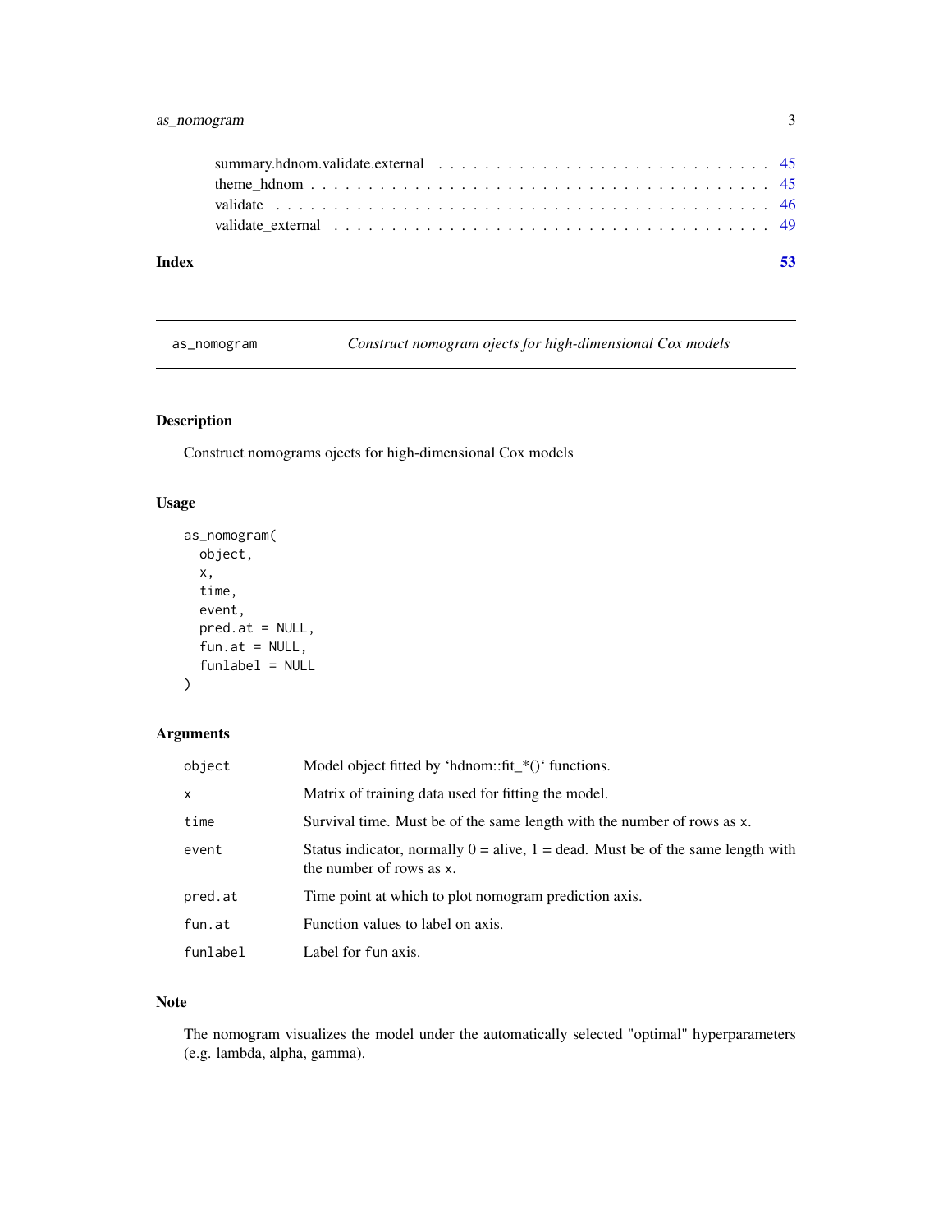summary.hdnom.validate.external . . . . . . . . . . . . . . . . . . . . . . . . . . . 45
theme_hdnom . . . . . . . . . . . . . . . . . . . . . . . . . . . . . . . . . . . . . . . 45
validate . . . . . . . . . . . . . . . . . . . . . . . . . . . . . . . . . . . . . . . . . 46
validate_external . . . . . . . . . . . . . . . . . . . . . . . . . . . . . . . . . . . . . 49

**Index** **53**

---

`as_nomogram` *Construct nomogram ojects for high-dimensional Cox models*

---

## Description

Construct nomograms ojects for high-dimensional Cox models

## Usage

```
as_nomogram(
  object,
  x,
  time,
  event,
  pred.at = NULL,
  fun.at = NULL,
  funlabel = NULL
)
```

## Arguments

| | |
|---|---|
| `object` | Model object fitted by 'hdnom::fit_*()' functions. |
| `x` | Matrix of training data used for fitting the model. |
| `time` | Survival time. Must be of the same length with the number of rows as `x`. |
| `event` | Status indicator, normally 0 = alive, 1 = dead. Must be of the same length with the number of rows as `x`. |
| `pred.at` | Time point at which to plot nomogram prediction axis. |
| `fun.at` | Function values to label on axis. |
| `funlabel` | Label for `fun` axis. |

## Note

The nomogram visualizes the model under the automatically selected "optimal" hyperparameters (e.g. lambda, alpha, gamma).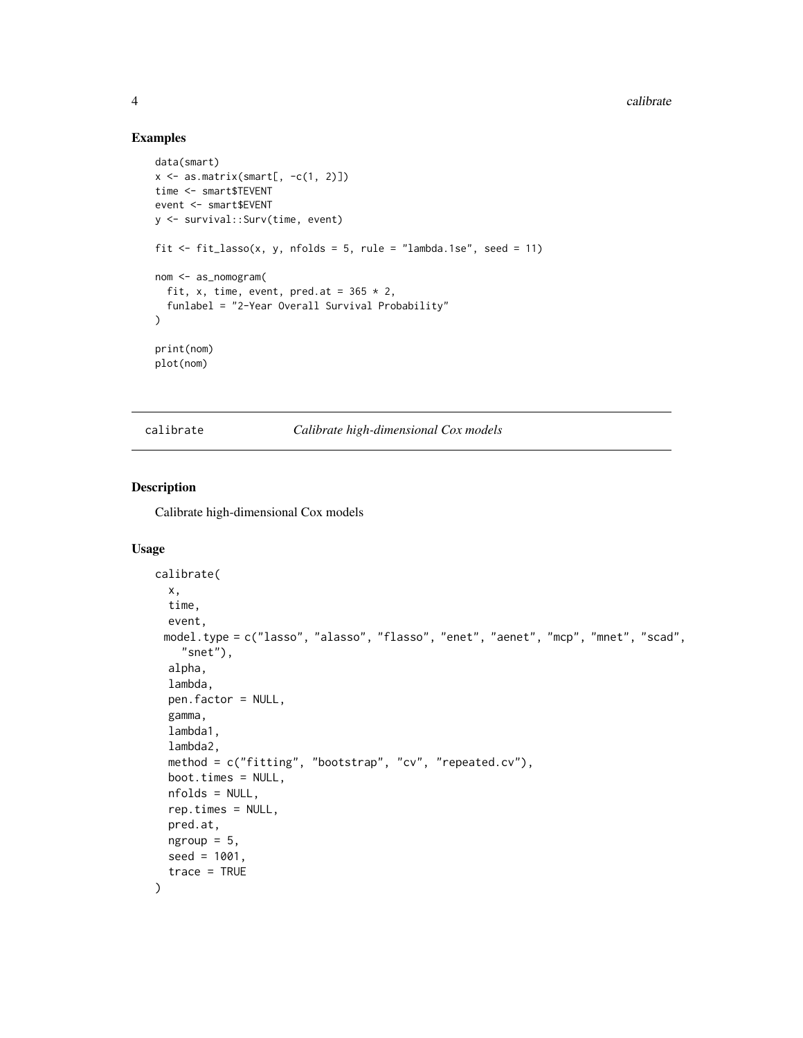## Examples

```
data(smart)
x <- as.matrix(smart[, -c(1, 2)])
time <- smart$TEVENT
event <- smart$EVENT
y <- survival::Surv(time, event)

fit <- fit_lasso(x, y, nfolds = 5, rule = "lambda.1se", seed = 11)

nom <- as_nomogram(
  fit, x, time, event, pred.at = 365 * 2,
  funlabel = "2-Year Overall Survival Probability"
)

print(nom)
plot(nom)
```

---

# calibrate — *Calibrate high-dimensional Cox models*

## Description

Calibrate high-dimensional Cox models

## Usage

```
calibrate(
  x,
  time,
  event,
  model.type = c("lasso", "alasso", "flasso", "enet", "aenet", "mcp", "mnet", "scad",
    "snet"),
  alpha,
  lambda,
  pen.factor = NULL,
  gamma,
  lambda1,
  lambda2,
  method = c("fitting", "bootstrap", "cv", "repeated.cv"),
  boot.times = NULL,
  nfolds = NULL,
  rep.times = NULL,
  pred.at,
  ngroup = 5,
  seed = 1001,
  trace = TRUE
)
```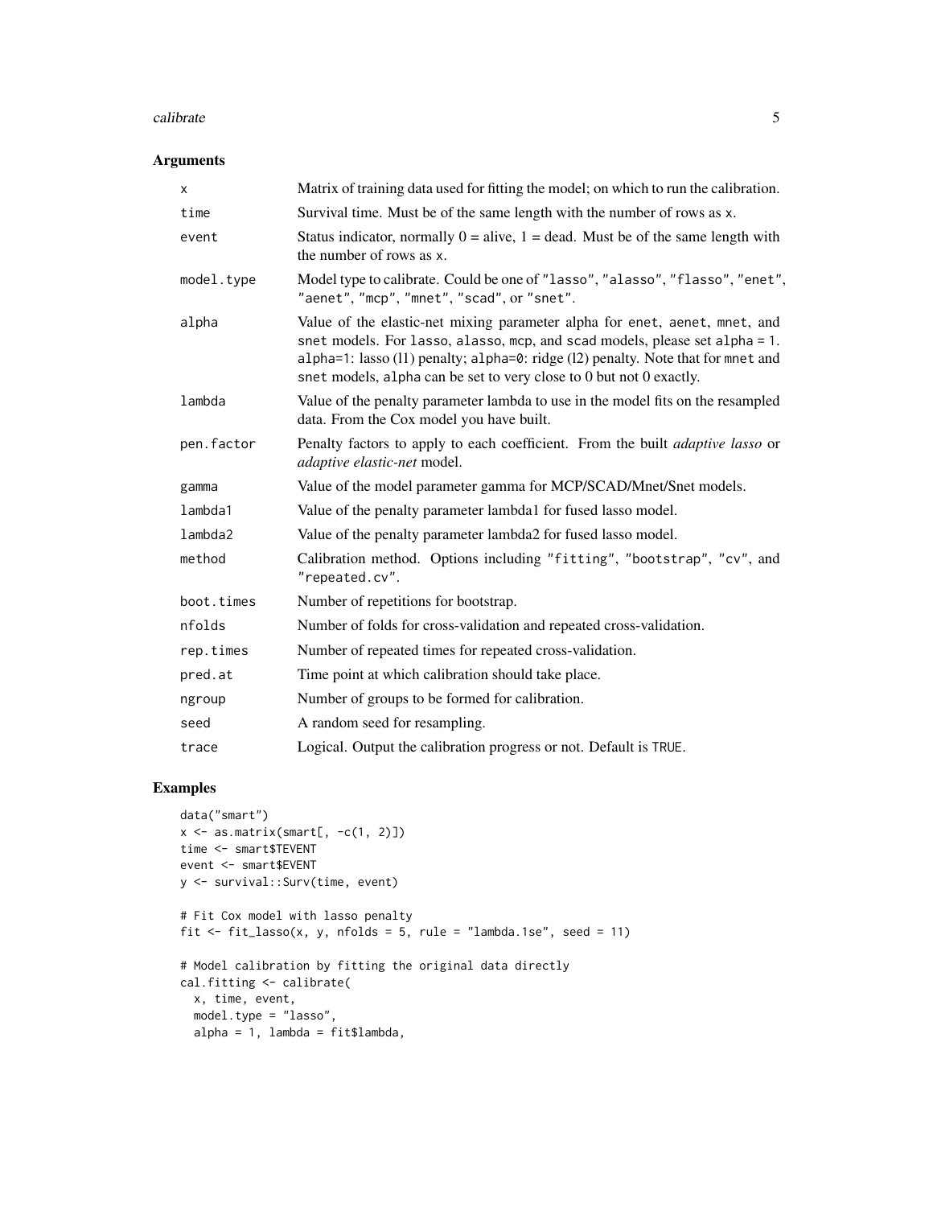### Arguments

| | |
|---|---|
| `x` | Matrix of training data used for fitting the model; on which to run the calibration. |
| `time` | Survival time. Must be of the same length with the number of rows as `x`. |
| `event` | Status indicator, normally 0 = alive, 1 = dead. Must be of the same length with the number of rows as `x`. |
| `model.type` | Model type to calibrate. Could be one of `"lasso"`, `"alasso"`, `"flasso"`, `"enet"`, `"aenet"`, `"mcp"`, `"mnet"`, `"scad"`, or `"snet"`. |
| `alpha` | Value of the elastic-net mixing parameter alpha for `enet`, `aenet`, `mnet`, and `snet` models. For `lasso`, `alasso`, `mcp`, and `scad` models, please set `alpha = 1`. `alpha=1`: lasso (l1) penalty; `alpha=0`: ridge (l2) penalty. Note that for `mnet` and `snet` models, `alpha` can be set to very close to 0 but not 0 exactly. |
| `lambda` | Value of the penalty parameter lambda to use in the model fits on the resampled data. From the Cox model you have built. |
| `pen.factor` | Penalty factors to apply to each coefficient. From the built *adaptive lasso* or *adaptive elastic-net* model. |
| `gamma` | Value of the model parameter gamma for MCP/SCAD/Mnet/Snet models. |
| `lambda1` | Value of the penalty parameter lambda1 for fused lasso model. |
| `lambda2` | Value of the penalty parameter lambda2 for fused lasso model. |
| `method` | Calibration method. Options including `"fitting"`, `"bootstrap"`, `"cv"`, and `"repeated.cv"`. |
| `boot.times` | Number of repetitions for bootstrap. |
| `nfolds` | Number of folds for cross-validation and repeated cross-validation. |
| `rep.times` | Number of repeated times for repeated cross-validation. |
| `pred.at` | Time point at which calibration should take place. |
| `ngroup` | Number of groups to be formed for calibration. |
| `seed` | A random seed for resampling. |
| `trace` | Logical. Output the calibration progress or not. Default is `TRUE`. |

### Examples

```
data("smart")
x <- as.matrix(smart[, -c(1, 2)])
time <- smart$TEVENT
event <- smart$EVENT
y <- survival::Surv(time, event)

# Fit Cox model with lasso penalty
fit <- fit_lasso(x, y, nfolds = 5, rule = "lambda.1se", seed = 11)

# Model calibration by fitting the original data directly
cal.fitting <- calibrate(
  x, time, event,
  model.type = "lasso",
  alpha = 1, lambda = fit$lambda,
```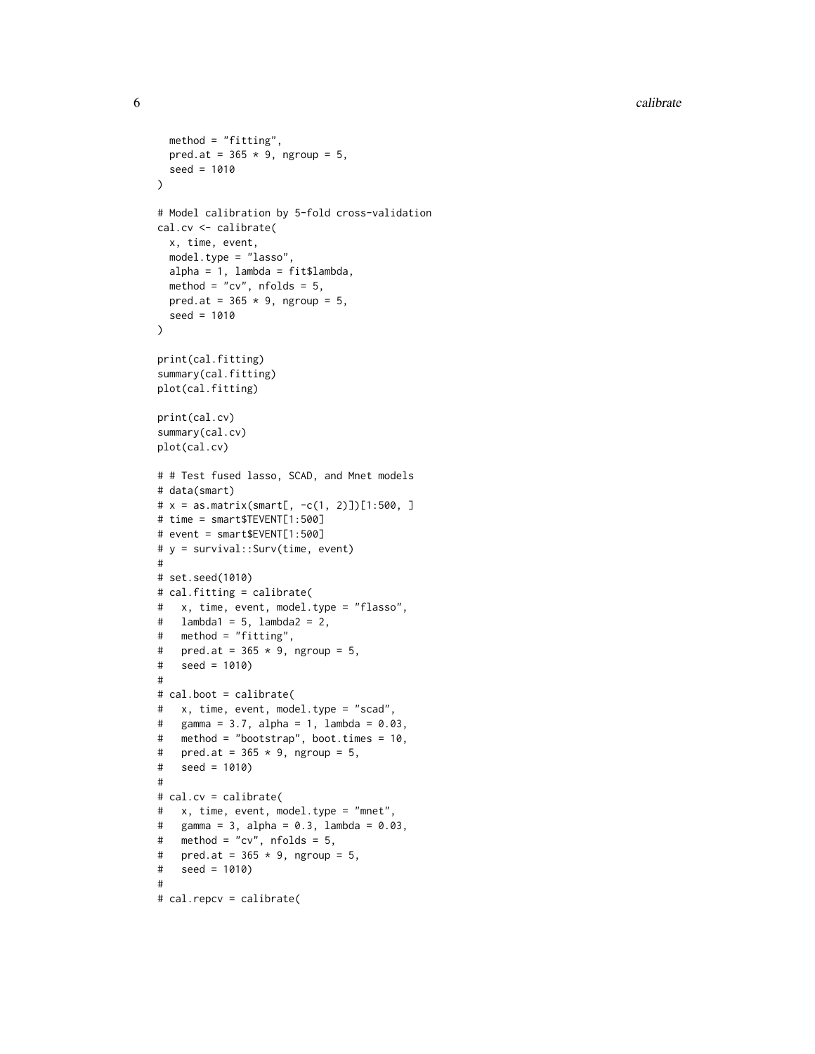```
  method = "fitting",
  pred.at = 365 * 9, ngroup = 5,
  seed = 1010
)

# Model calibration by 5-fold cross-validation
cal.cv <- calibrate(
  x, time, event,
  model.type = "lasso",
  alpha = 1, lambda = fit$lambda,
  method = "cv", nfolds = 5,
  pred.at = 365 * 9, ngroup = 5,
  seed = 1010
)

print(cal.fitting)
summary(cal.fitting)
plot(cal.fitting)

print(cal.cv)
summary(cal.cv)
plot(cal.cv)

# # Test fused lasso, SCAD, and Mnet models
# data(smart)
# x = as.matrix(smart[, -c(1, 2)])[1:500, ]
# time = smart$TEVENT[1:500]
# event = smart$EVENT[1:500]
# y = survival::Surv(time, event)
#
# set.seed(1010)
# cal.fitting = calibrate(
#   x, time, event, model.type = "flasso",
#   lambda1 = 5, lambda2 = 2,
#   method = "fitting",
#   pred.at = 365 * 9, ngroup = 5,
#   seed = 1010)
#
# cal.boot = calibrate(
#   x, time, event, model.type = "scad",
#   gamma = 3.7, alpha = 1, lambda = 0.03,
#   method = "bootstrap", boot.times = 10,
#   pred.at = 365 * 9, ngroup = 5,
#   seed = 1010)
#
# cal.cv = calibrate(
#   x, time, event, model.type = "mnet",
#   gamma = 3, alpha = 0.3, lambda = 0.03,
#   method = "cv", nfolds = 5,
#   pred.at = 365 * 9, ngroup = 5,
#   seed = 1010)
#
# cal.repcv = calibrate(
```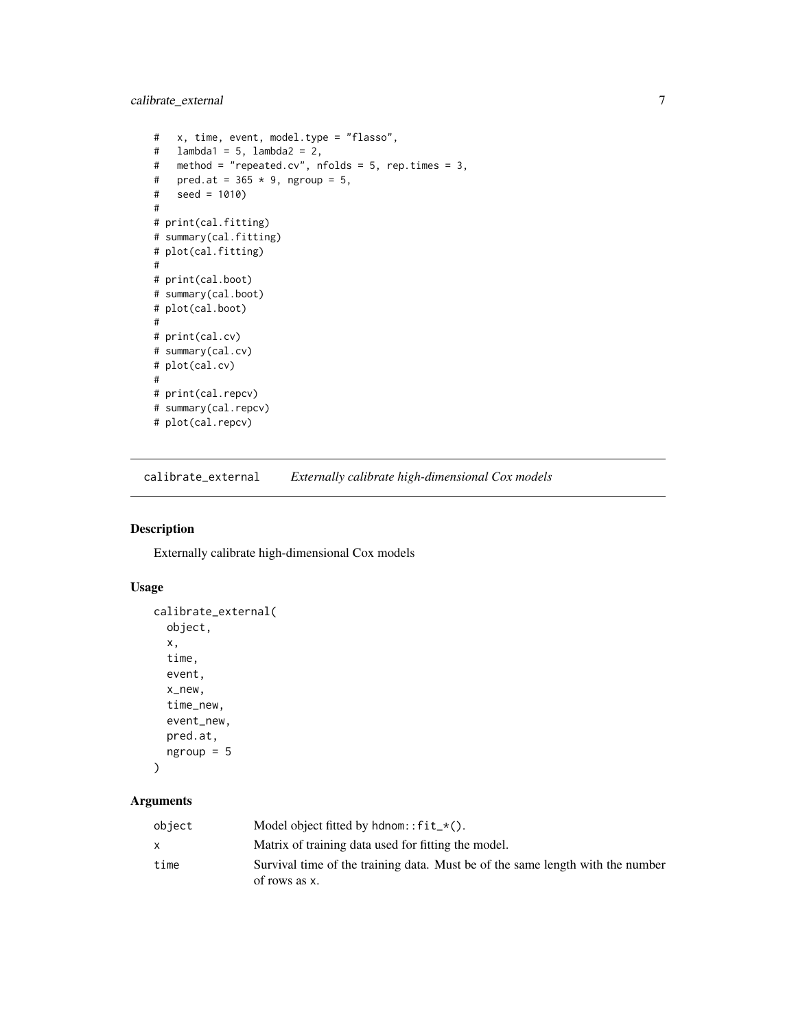```
#   x, time, event, model.type = "flasso",
#   lambda1 = 5, lambda2 = 2,
#   method = "repeated.cv", nfolds = 5, rep.times = 3,
#   pred.at = 365 * 9, ngroup = 5,
#   seed = 1010)
#
# print(cal.fitting)
# summary(cal.fitting)
# plot(cal.fitting)
#
# print(cal.boot)
# summary(cal.boot)
# plot(cal.boot)
#
# print(cal.cv)
# summary(cal.cv)
# plot(cal.cv)
#
# print(cal.repcv)
# summary(cal.repcv)
# plot(cal.repcv)
```

## calibrate_external *Externally calibrate high-dimensional Cox models*

### Description

Externally calibrate high-dimensional Cox models

### Usage

```
calibrate_external(
  object,
  x,
  time,
  event,
  x_new,
  time_new,
  event_new,
  pred.at,
  ngroup = 5
)
```

### Arguments

| | |
|---|---|
| object | Model object fitted by `hdnom::fit_*()`. |
| x | Matrix of training data used for fitting the model. |
| time | Survival time of the training data. Must be of the same length with the number of rows as `x`. |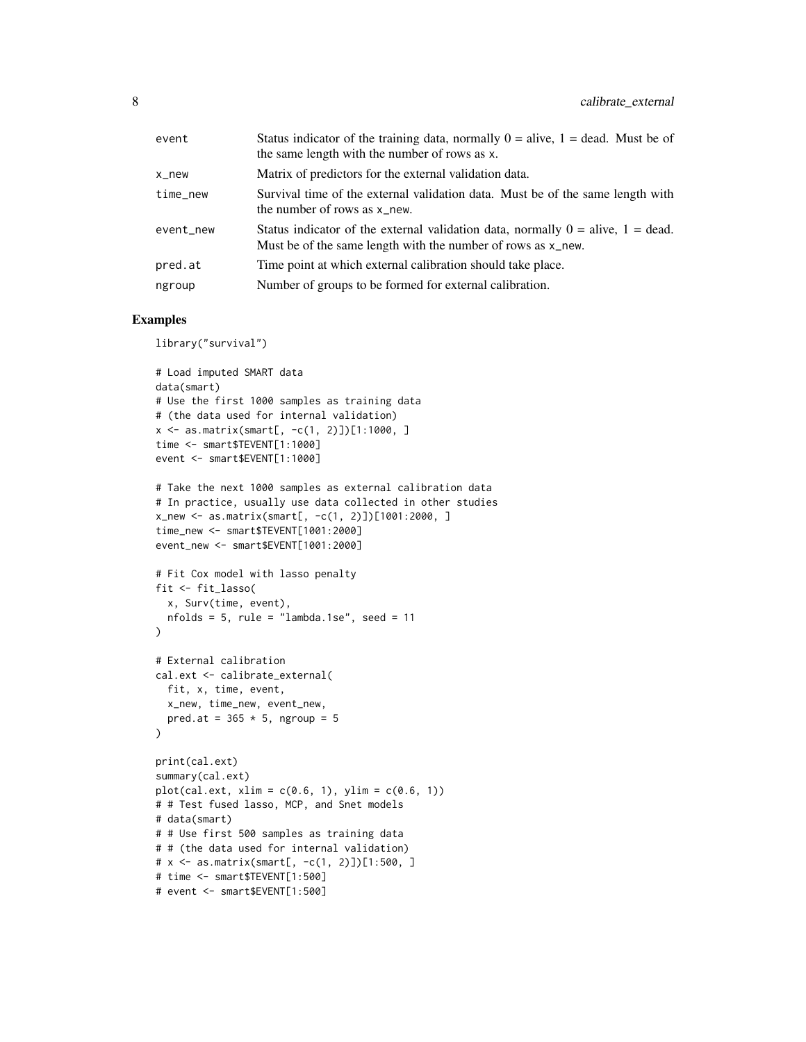| | |
|---|---|
| event | Status indicator of the training data, normally 0 = alive, 1 = dead. Must be of the same length with the number of rows as x. |
| x_new | Matrix of predictors for the external validation data. |
| time_new | Survival time of the external validation data. Must be of the same length with the number of rows as x_new. |
| event_new | Status indicator of the external validation data, normally 0 = alive, 1 = dead. Must be of the same length with the number of rows as x_new. |
| pred.at | Time point at which external calibration should take place. |
| ngroup | Number of groups to be formed for external calibration. |

### Examples

```
library("survival")

# Load imputed SMART data
data(smart)
# Use the first 1000 samples as training data
# (the data used for internal validation)
x <- as.matrix(smart[, -c(1, 2)])[1:1000, ]
time <- smart$TEVENT[1:1000]
event <- smart$EVENT[1:1000]

# Take the next 1000 samples as external calibration data
# In practice, usually use data collected in other studies
x_new <- as.matrix(smart[, -c(1, 2)])[1001:2000, ]
time_new <- smart$TEVENT[1001:2000]
event_new <- smart$EVENT[1001:2000]

# Fit Cox model with lasso penalty
fit <- fit_lasso(
  x, Surv(time, event),
  nfolds = 5, rule = "lambda.1se", seed = 11
)

# External calibration
cal.ext <- calibrate_external(
  fit, x, time, event,
  x_new, time_new, event_new,
  pred.at = 365 * 5, ngroup = 5
)

print(cal.ext)
summary(cal.ext)
plot(cal.ext, xlim = c(0.6, 1), ylim = c(0.6, 1))
# # Test fused lasso, MCP, and Snet models
# data(smart)
# # Use first 500 samples as training data
# # (the data used for internal validation)
# x <- as.matrix(smart[, -c(1, 2)])[1:500, ]
# time <- smart$TEVENT[1:500]
# event <- smart$EVENT[1:500]
```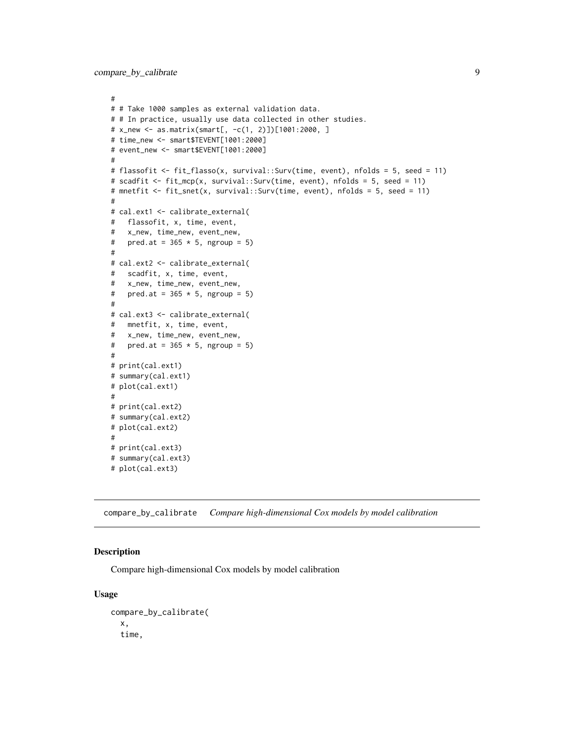```
#
# # Take 1000 samples as external validation data.
# # In practice, usually use data collected in other studies.
# x_new <- as.matrix(smart[, -c(1, 2)])[1001:2000, ]
# time_new <- smart$TEVENT[1001:2000]
# event_new <- smart$EVENT[1001:2000]
#
# flassofit <- fit_flasso(x, survival::Surv(time, event), nfolds = 5, seed = 11)
# scadfit <- fit_mcp(x, survival::Surv(time, event), nfolds = 5, seed = 11)
# mnetfit <- fit_snet(x, survival::Surv(time, event), nfolds = 5, seed = 11)
#
# cal.ext1 <- calibrate_external(
#   flassofit, x, time, event,
#   x_new, time_new, event_new,
#   pred.at = 365 * 5, ngroup = 5)
#
# cal.ext2 <- calibrate_external(
#   scadfit, x, time, event,
#   x_new, time_new, event_new,
#   pred.at = 365 * 5, ngroup = 5)
#
# cal.ext3 <- calibrate_external(
#   mnetfit, x, time, event,
#   x_new, time_new, event_new,
#   pred.at = 365 * 5, ngroup = 5)
#
# print(cal.ext1)
# summary(cal.ext1)
# plot(cal.ext1)
#
# print(cal.ext2)
# summary(cal.ext2)
# plot(cal.ext2)
#
# print(cal.ext3)
# summary(cal.ext3)
# plot(cal.ext3)
```

---

## compare_by_calibrate    *Compare high-dimensional Cox models by model calibration*

---

### Description

Compare high-dimensional Cox models by model calibration

### Usage

```
compare_by_calibrate(
  x,
  time,
```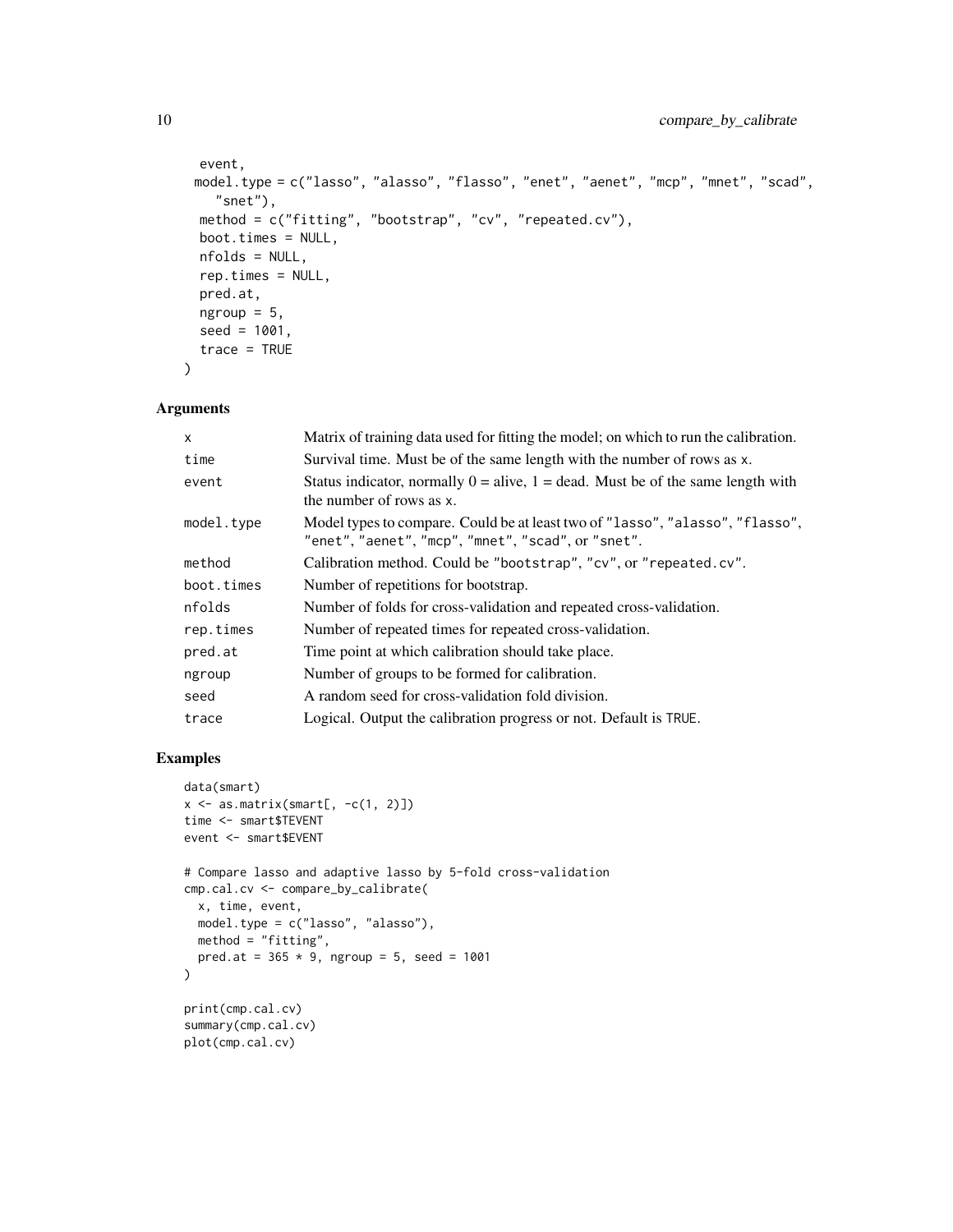```
  event,
  model.type = c("lasso", "alasso", "flasso", "enet", "aenet", "mcp", "mnet", "scad",
    "snet"),
  method = c("fitting", "bootstrap", "cv", "repeated.cv"),
  boot.times = NULL,
  nfolds = NULL,
  rep.times = NULL,
  pred.at,
  ngroup = 5,
  seed = 1001,
  trace = TRUE
)
```

## Arguments

| | |
|---|---|
| x | Matrix of training data used for fitting the model; on which to run the calibration. |
| time | Survival time. Must be of the same length with the number of rows as x. |
| event | Status indicator, normally 0 = alive, 1 = dead. Must be of the same length with the number of rows as x. |
| model.type | Model types to compare. Could be at least two of "lasso", "alasso", "flasso", "enet", "aenet", "mcp", "mnet", "scad", or "snet". |
| method | Calibration method. Could be "bootstrap", "cv", or "repeated.cv". |
| boot.times | Number of repetitions for bootstrap. |
| nfolds | Number of folds for cross-validation and repeated cross-validation. |
| rep.times | Number of repeated times for repeated cross-validation. |
| pred.at | Time point at which calibration should take place. |
| ngroup | Number of groups to be formed for calibration. |
| seed | A random seed for cross-validation fold division. |
| trace | Logical. Output the calibration progress or not. Default is TRUE. |

## Examples

```
data(smart)
x <- as.matrix(smart[, -c(1, 2)])
time <- smart$TEVENT
event <- smart$EVENT

# Compare lasso and adaptive lasso by 5-fold cross-validation
cmp.cal.cv <- compare_by_calibrate(
  x, time, event,
  model.type = c("lasso", "alasso"),
  method = "fitting",
  pred.at = 365 * 9, ngroup = 5, seed = 1001
)

print(cmp.cal.cv)
summary(cmp.cal.cv)
plot(cmp.cal.cv)
```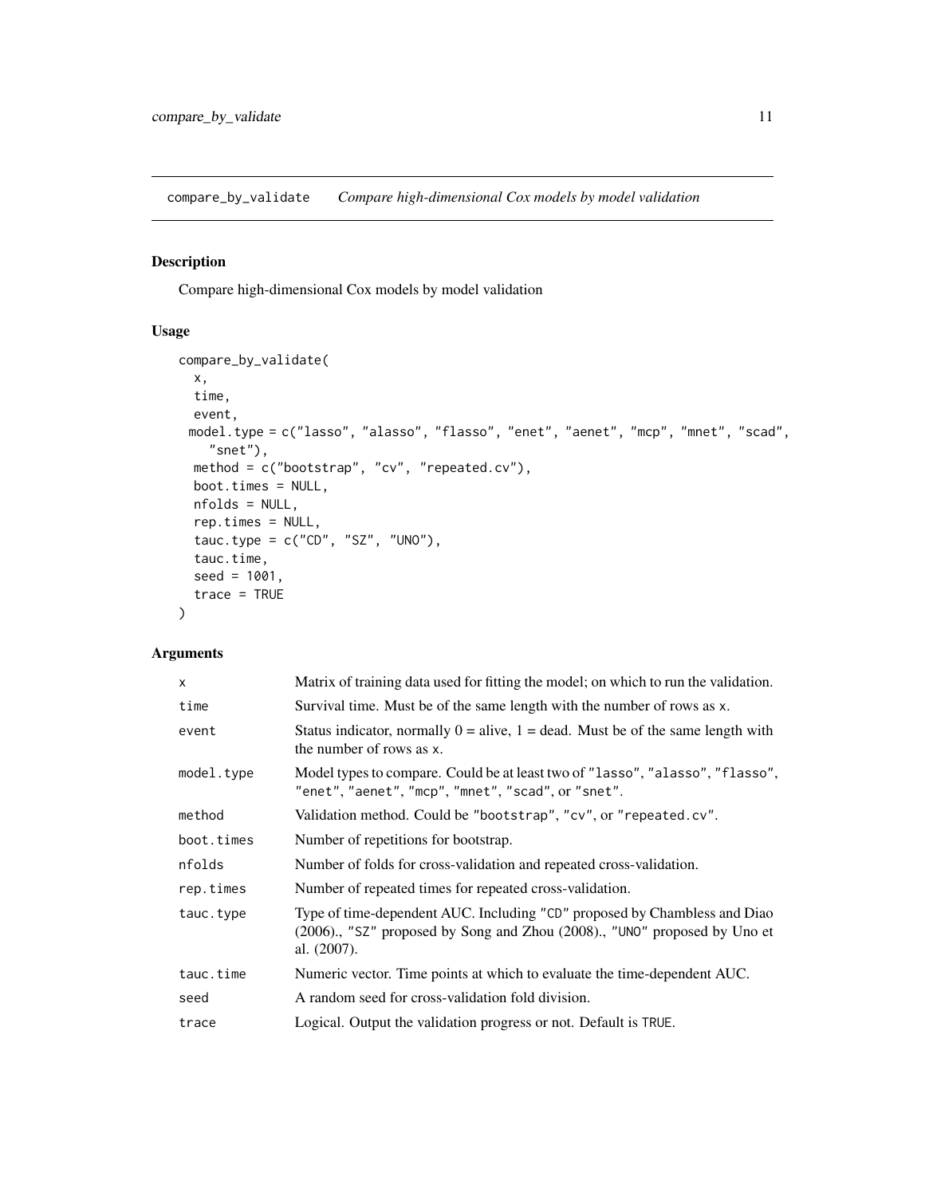## compare_by_validate *Compare high-dimensional Cox models by model validation*

### Description

Compare high-dimensional Cox models by model validation

### Usage

```
compare_by_validate(
  x,
  time,
  event,
  model.type = c("lasso", "alasso", "flasso", "enet", "aenet", "mcp", "mnet", "scad",
    "snet"),
  method = c("bootstrap", "cv", "repeated.cv"),
  boot.times = NULL,
  nfolds = NULL,
  rep.times = NULL,
  tauc.type = c("CD", "SZ", "UNO"),
  tauc.time,
  seed = 1001,
  trace = TRUE
)
```

### Arguments

| | |
|---|---|
| `x` | Matrix of training data used for fitting the model; on which to run the validation. |
| `time` | Survival time. Must be of the same length with the number of rows as `x`. |
| `event` | Status indicator, normally 0 = alive, 1 = dead. Must be of the same length with the number of rows as `x`. |
| `model.type` | Model types to compare. Could be at least two of `"lasso"`, `"alasso"`, `"flasso"`, `"enet"`, `"aenet"`, `"mcp"`, `"mnet"`, `"scad"`, or `"snet"`. |
| `method` | Validation method. Could be `"bootstrap"`, `"cv"`, or `"repeated.cv"`. |
| `boot.times` | Number of repetitions for bootstrap. |
| `nfolds` | Number of folds for cross-validation and repeated cross-validation. |
| `rep.times` | Number of repeated times for repeated cross-validation. |
| `tauc.type` | Type of time-dependent AUC. Including `"CD"` proposed by Chambless and Diao (2006)., `"SZ"` proposed by Song and Zhou (2008)., `"UNO"` proposed by Uno et al. (2007). |
| `tauc.time` | Numeric vector. Time points at which to evaluate the time-dependent AUC. |
| `seed` | A random seed for cross-validation fold division. |
| `trace` | Logical. Output the validation progress or not. Default is `TRUE`. |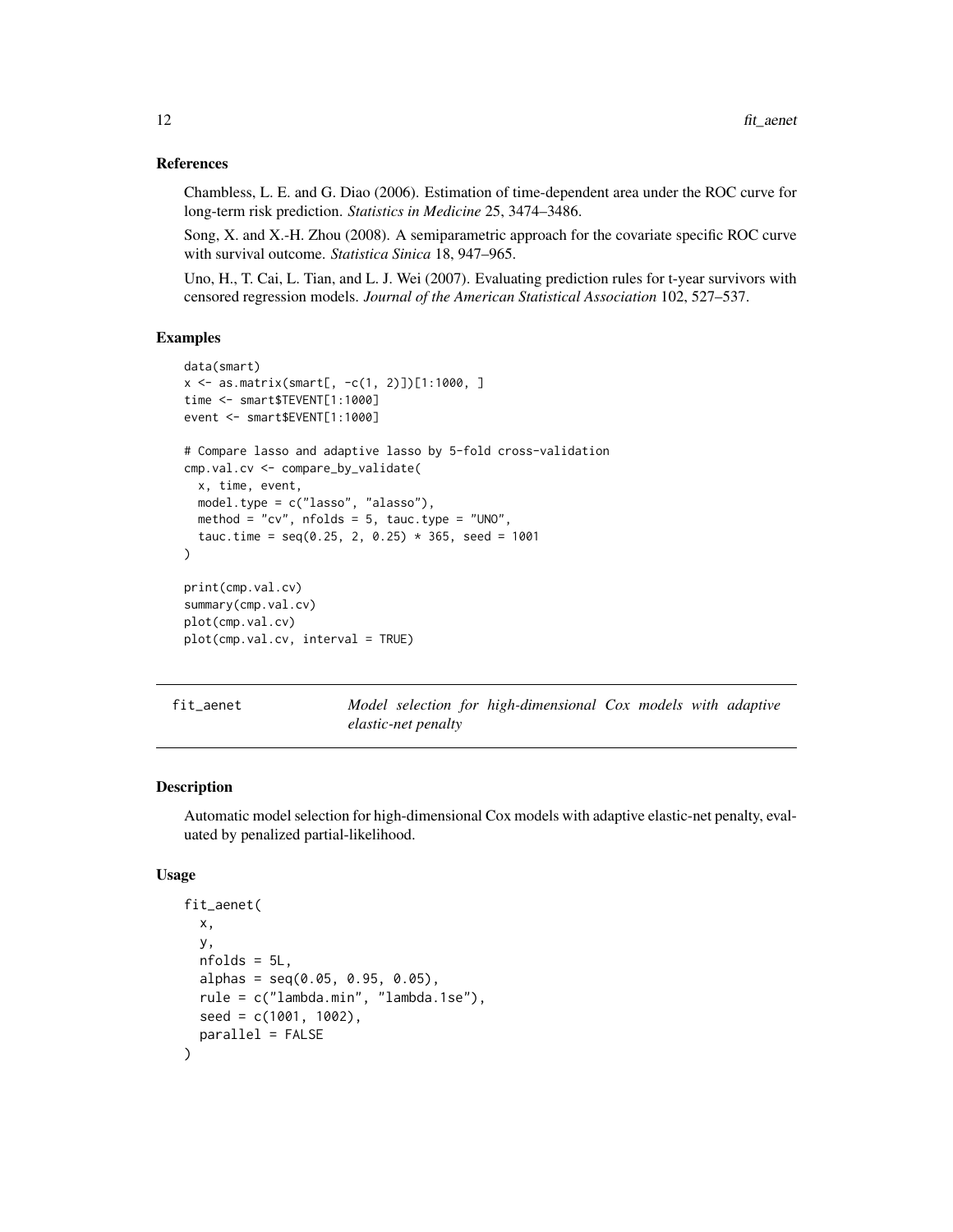## References

Chambless, L. E. and G. Diao (2006). Estimation of time-dependent area under the ROC curve for long-term risk prediction. *Statistics in Medicine* 25, 3474–3486.

Song, X. and X.-H. Zhou (2008). A semiparametric approach for the covariate specific ROC curve with survival outcome. *Statistica Sinica* 18, 947–965.

Uno, H., T. Cai, L. Tian, and L. J. Wei (2007). Evaluating prediction rules for t-year survivors with censored regression models. *Journal of the American Statistical Association* 102, 527–537.

## Examples

```
data(smart)
x <- as.matrix(smart[, -c(1, 2)])[1:1000, ]
time <- smart$TEVENT[1:1000]
event <- smart$EVENT[1:1000]

# Compare lasso and adaptive lasso by 5-fold cross-validation
cmp.val.cv <- compare_by_validate(
  x, time, event,
  model.type = c("lasso", "alasso"),
  method = "cv", nfolds = 5, tauc.type = "UNO",
  tauc.time = seq(0.25, 2, 0.25) * 365, seed = 1001
)

print(cmp.val.cv)
summary(cmp.val.cv)
plot(cmp.val.cv)
plot(cmp.val.cv, interval = TRUE)
```

---

# fit_aenet — *Model selection for high-dimensional Cox models with adaptive elastic-net penalty*

## Description

Automatic model selection for high-dimensional Cox models with adaptive elastic-net penalty, evaluated by penalized partial-likelihood.

## Usage

```
fit_aenet(
  x,
  y,
  nfolds = 5L,
  alphas = seq(0.05, 0.95, 0.05),
  rule = c("lambda.min", "lambda.1se"),
  seed = c(1001, 1002),
  parallel = FALSE
)
```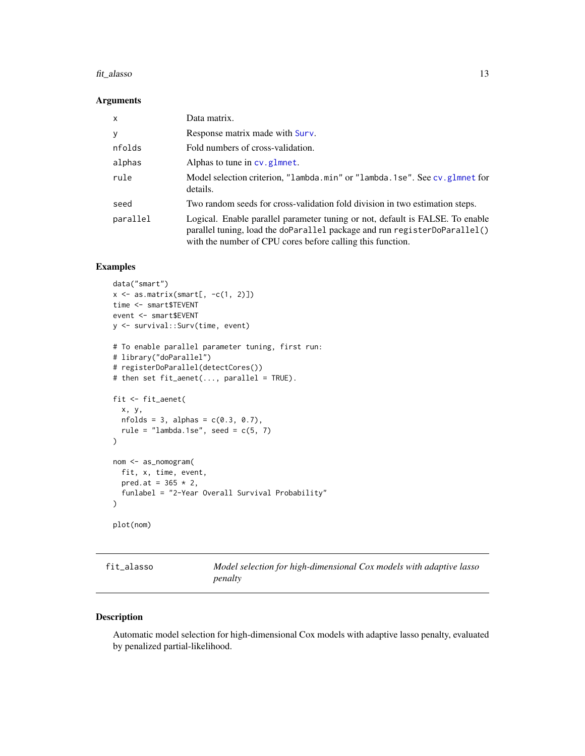### Arguments

| | |
|---|---|
| x | Data matrix. |
| y | Response matrix made with Surv. |
| nfolds | Fold numbers of cross-validation. |
| alphas | Alphas to tune in cv.glmnet. |
| rule | Model selection criterion, "lambda.min" or "lambda.1se". See cv.glmnet for details. |
| seed | Two random seeds for cross-validation fold division in two estimation steps. |
| parallel | Logical. Enable parallel parameter tuning or not, default is FALSE. To enable parallel tuning, load the doParallel package and run registerDoParallel() with the number of CPU cores before calling this function. |

### Examples

```
data("smart")
x <- as.matrix(smart[, -c(1, 2)])
time <- smart$TEVENT
event <- smart$EVENT
y <- survival::Surv(time, event)

# To enable parallel parameter tuning, first run:
# library("doParallel")
# registerDoParallel(detectCores())
# then set fit_aenet(..., parallel = TRUE).

fit <- fit_aenet(
  x, y,
  nfolds = 3, alphas = c(0.3, 0.7),
  rule = "lambda.1se", seed = c(5, 7)
)

nom <- as_nomogram(
  fit, x, time, event,
  pred.at = 365 * 2,
  funlabel = "2-Year Overall Survival Probability"
)

plot(nom)
```

## fit_alasso — *Model selection for high-dimensional Cox models with adaptive lasso penalty*

### Description

Automatic model selection for high-dimensional Cox models with adaptive lasso penalty, evaluated by penalized partial-likelihood.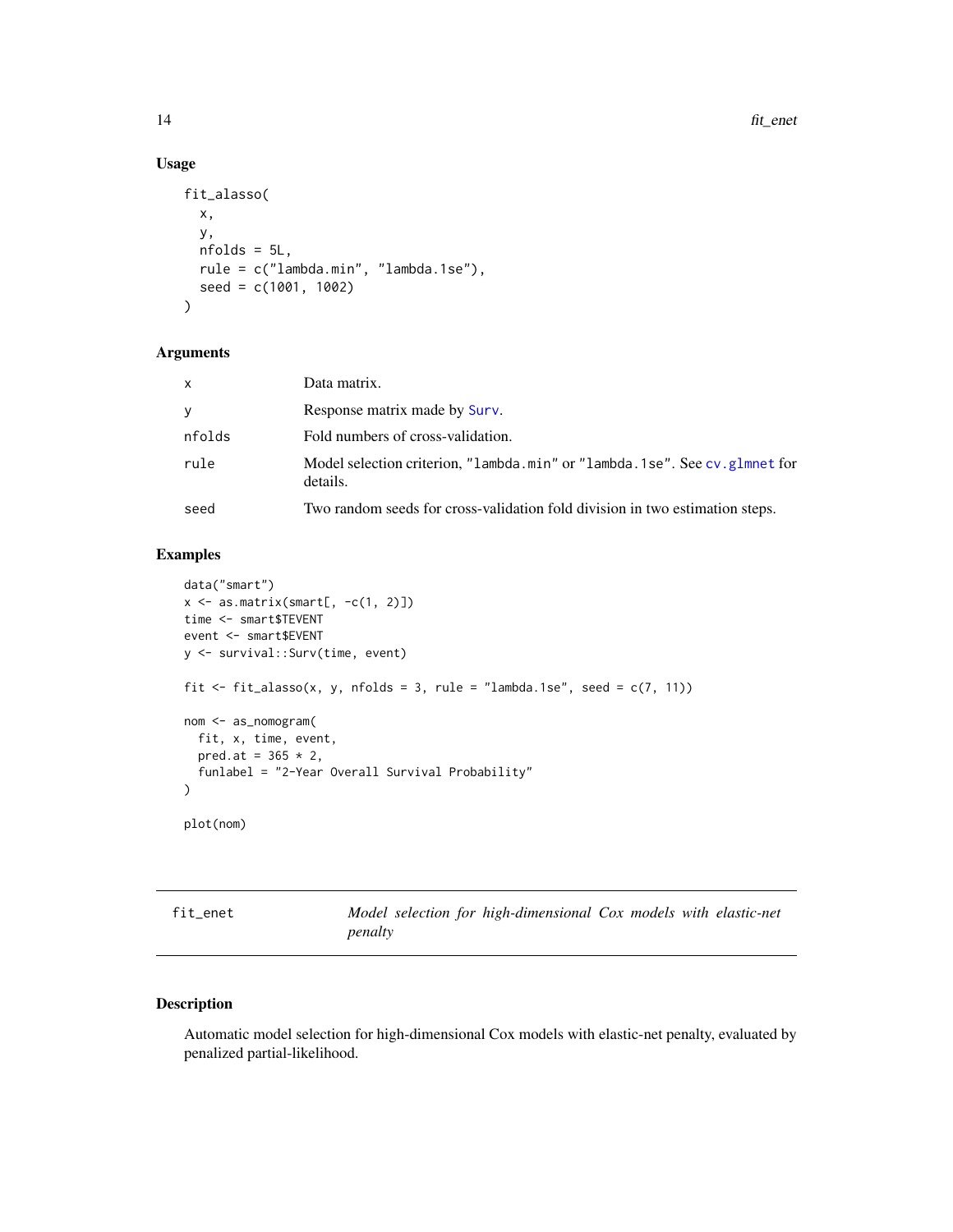## Usage

```
fit_alasso(
  x,
  y,
  nfolds = 5L,
  rule = c("lambda.min", "lambda.1se"),
  seed = c(1001, 1002)
)
```

## Arguments

| | |
|---|---|
| x | Data matrix. |
| y | Response matrix made by `Surv`. |
| nfolds | Fold numbers of cross-validation. |
| rule | Model selection criterion, `"lambda.min"` or `"lambda.1se"`. See `cv.glmnet` for details. |
| seed | Two random seeds for cross-validation fold division in two estimation steps. |

## Examples

```
data("smart")
x <- as.matrix(smart[, -c(1, 2)])
time <- smart$TEVENT
event <- smart$EVENT
y <- survival::Surv(time, event)

fit <- fit_alasso(x, y, nfolds = 3, rule = "lambda.1se", seed = c(7, 11))

nom <- as_nomogram(
  fit, x, time, event,
  pred.at = 365 * 2,
  funlabel = "2-Year Overall Survival Probability"
)

plot(nom)
```

---

# fit_enet — *Model selection for high-dimensional Cox models with elastic-net penalty*

## Description

Automatic model selection for high-dimensional Cox models with elastic-net penalty, evaluated by penalized partial-likelihood.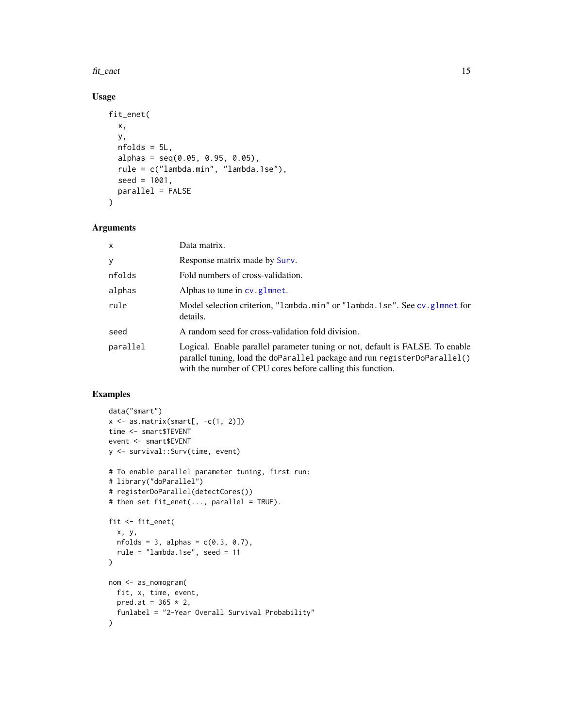## Usage

```
fit_enet(
  x,
  y,
  nfolds = 5L,
  alphas = seq(0.05, 0.95, 0.05),
  rule = c("lambda.min", "lambda.1se"),
  seed = 1001,
  parallel = FALSE
)
```

## Arguments

| | |
|---|---|
| x | Data matrix. |
| y | Response matrix made by Surv. |
| nfolds | Fold numbers of cross-validation. |
| alphas | Alphas to tune in cv.glmnet. |
| rule | Model selection criterion, "lambda.min" or "lambda.1se". See cv.glmnet for details. |
| seed | A random seed for cross-validation fold division. |
| parallel | Logical. Enable parallel parameter tuning or not, default is FALSE. To enable parallel tuning, load the doParallel package and run registerDoParallel() with the number of CPU cores before calling this function. |

## Examples

```
data("smart")
x <- as.matrix(smart[, -c(1, 2)])
time <- smart$TEVENT
event <- smart$EVENT
y <- survival::Surv(time, event)

# To enable parallel parameter tuning, first run:
# library("doParallel")
# registerDoParallel(detectCores())
# then set fit_enet(..., parallel = TRUE).

fit <- fit_enet(
  x, y,
  nfolds = 3, alphas = c(0.3, 0.7),
  rule = "lambda.1se", seed = 11
)

nom <- as_nomogram(
  fit, x, time, event,
  pred.at = 365 * 2,
  funlabel = "2-Year Overall Survival Probability"
)
```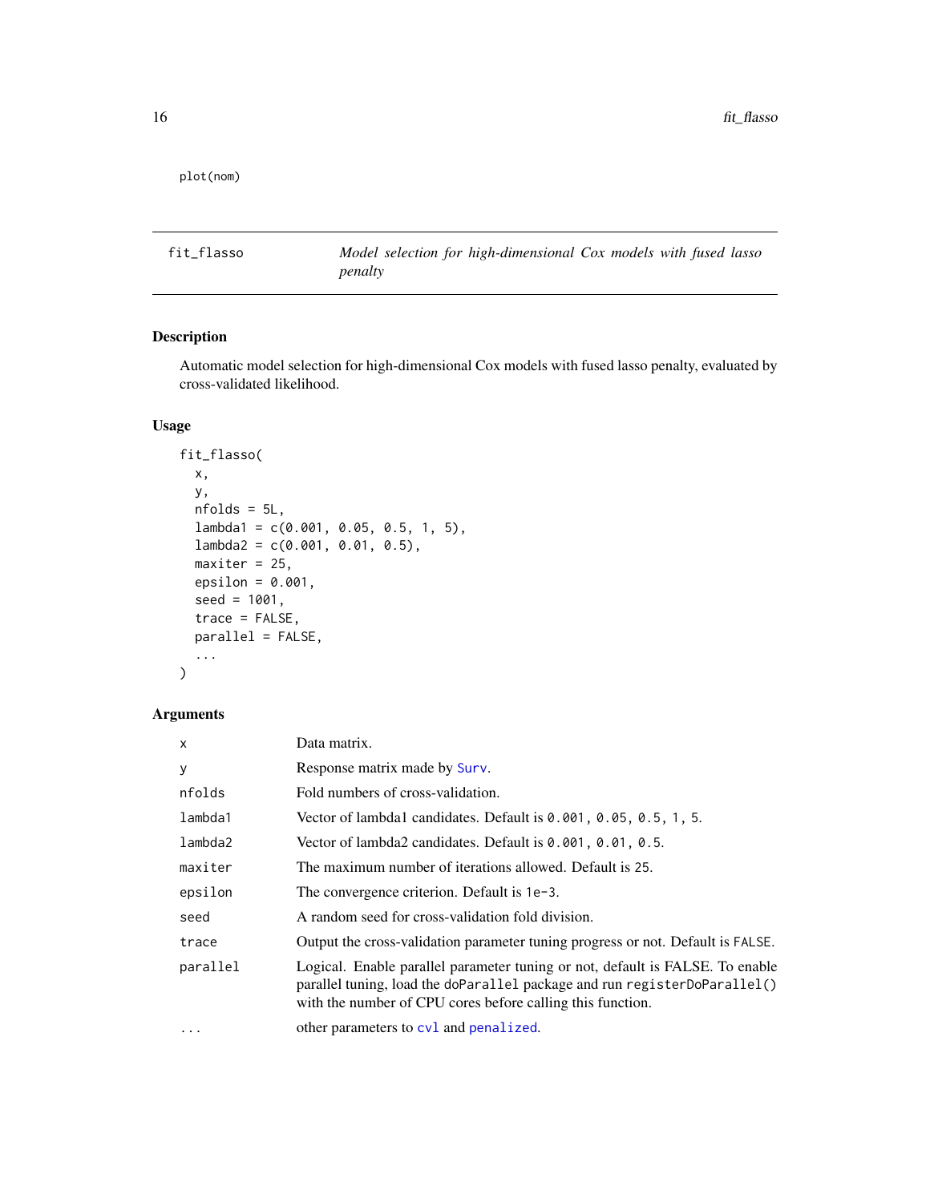```
plot(nom)
```

---

**fit_flasso** — *Model selection for high-dimensional Cox models with fused lasso penalty*

---

## Description

Automatic model selection for high-dimensional Cox models with fused lasso penalty, evaluated by cross-validated likelihood.

## Usage

```
fit_flasso(
  x,
  y,
  nfolds = 5L,
  lambda1 = c(0.001, 0.05, 0.5, 1, 5),
  lambda2 = c(0.001, 0.01, 0.5),
  maxiter = 25,
  epsilon = 0.001,
  seed = 1001,
  trace = FALSE,
  parallel = FALSE,
  ...
)
```

## Arguments

| Argument | Description |
|---|---|
| `x` | Data matrix. |
| `y` | Response matrix made by `Surv`. |
| `nfolds` | Fold numbers of cross-validation. |
| `lambda1` | Vector of lambda1 candidates. Default is `0.001, 0.05, 0.5, 1, 5`. |
| `lambda2` | Vector of lambda2 candidates. Default is `0.001, 0.01, 0.5`. |
| `maxiter` | The maximum number of iterations allowed. Default is `25`. |
| `epsilon` | The convergence criterion. Default is `1e-3`. |
| `seed` | A random seed for cross-validation fold division. |
| `trace` | Output the cross-validation parameter tuning progress or not. Default is `FALSE`. |
| `parallel` | Logical. Enable parallel parameter tuning or not, default is FALSE. To enable parallel tuning, load the `doParallel` package and run `registerDoParallel()` with the number of CPU cores before calling this function. |
| `...` | other parameters to `cvl` and `penalized`. |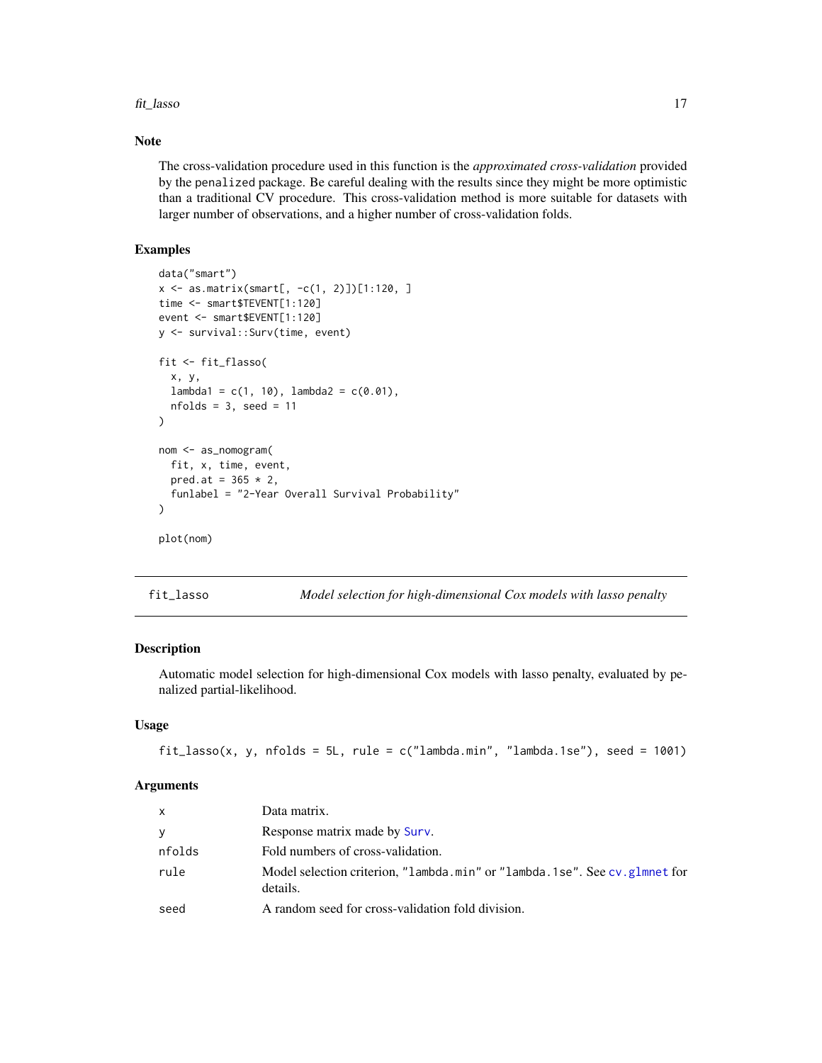## Note

The cross-validation procedure used in this function is the *approximated cross-validation* provided by the penalized package. Be careful dealing with the results since they might be more optimistic than a traditional CV procedure. This cross-validation method is more suitable for datasets with larger number of observations, and a higher number of cross-validation folds.

## Examples

```
data("smart")
x <- as.matrix(smart[, -c(1, 2)])[1:120, ]
time <- smart$TEVENT[1:120]
event <- smart$EVENT[1:120]
y <- survival::Surv(time, event)

fit <- fit_flasso(
  x, y,
  lambda1 = c(1, 10), lambda2 = c(0.01),
  nfolds = 3, seed = 11
)

nom <- as_nomogram(
  fit, x, time, event,
  pred.at = 365 * 2,
  funlabel = "2-Year Overall Survival Probability"
)

plot(nom)
```

---

# fit_lasso — *Model selection for high-dimensional Cox models with lasso penalty*

## Description

Automatic model selection for high-dimensional Cox models with lasso penalty, evaluated by penalized partial-likelihood.

## Usage

```
fit_lasso(x, y, nfolds = 5L, rule = c("lambda.min", "lambda.1se"), seed = 1001)
```

## Arguments

| | |
|---|---|
| x | Data matrix. |
| y | Response matrix made by Surv. |
| nfolds | Fold numbers of cross-validation. |
| rule | Model selection criterion, "lambda.min" or "lambda.1se". See cv.glmnet for details. |
| seed | A random seed for cross-validation fold division. |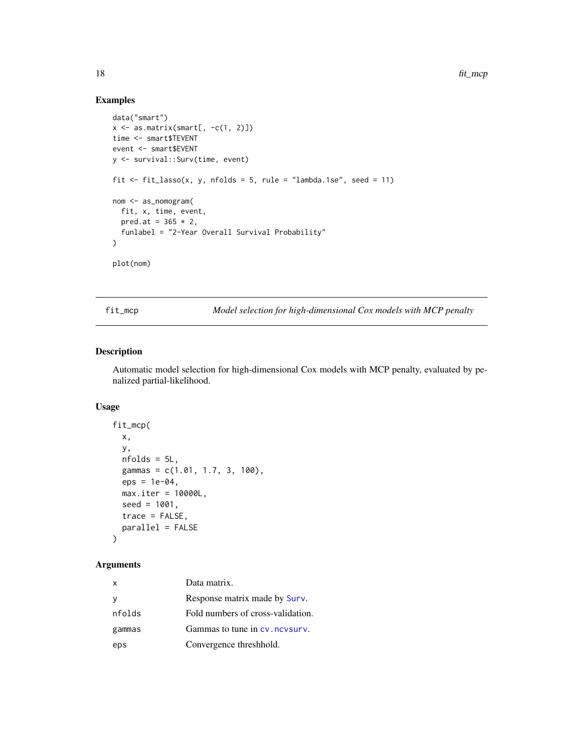## Examples

```
data("smart")
x <- as.matrix(smart[, -c(1, 2)])
time <- smart$TEVENT
event <- smart$EVENT
y <- survival::Surv(time, event)

fit <- fit_lasso(x, y, nfolds = 5, rule = "lambda.1se", seed = 11)

nom <- as_nomogram(
  fit, x, time, event,
  pred.at = 365 * 2,
  funlabel = "2-Year Overall Survival Probability"
)

plot(nom)
```

---

# fit_mcp    *Model selection for high-dimensional Cox models with MCP penalty*

---

## Description

Automatic model selection for high-dimensional Cox models with MCP penalty, evaluated by penalized partial-likelihood.

## Usage

```
fit_mcp(
  x,
  y,
  nfolds = 5L,
  gammas = c(1.01, 1.7, 3, 100),
  eps = 1e-04,
  max.iter = 10000L,
  seed = 1001,
  trace = FALSE,
  parallel = FALSE
)
```

## Arguments

| | |
|---|---|
| x | Data matrix. |
| y | Response matrix made by Surv. |
| nfolds | Fold numbers of cross-validation. |
| gammas | Gammas to tune in cv.ncvsurv. |
| eps | Convergence threshhold. |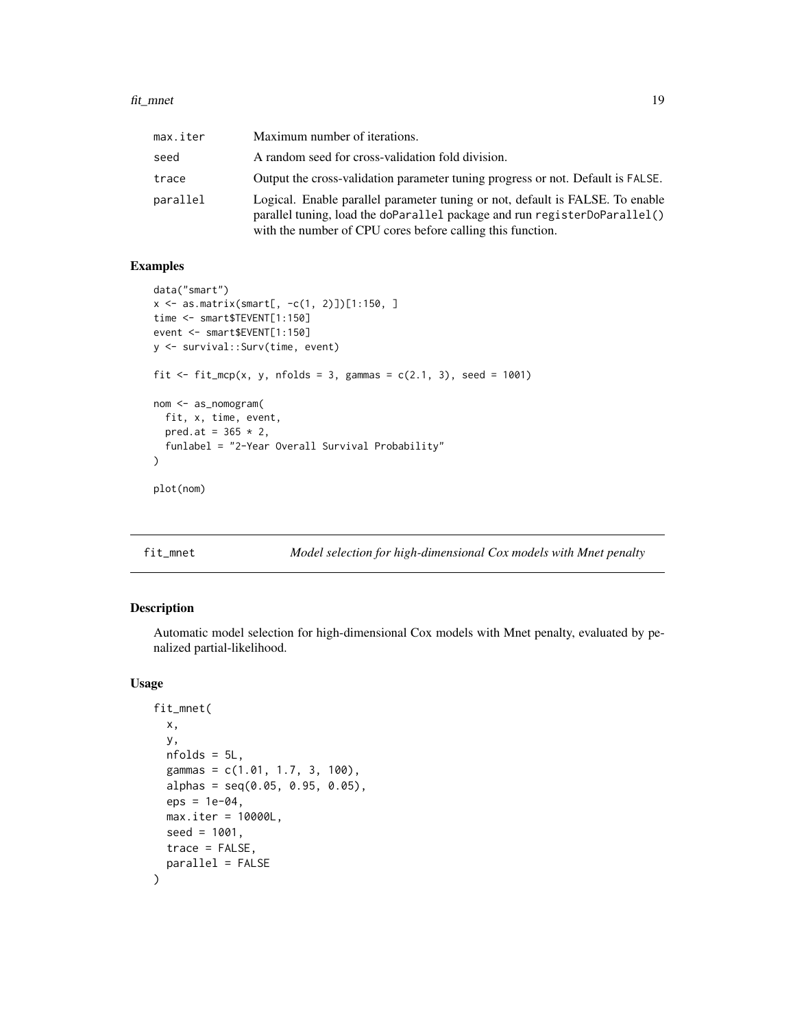| | |
|---|---|
| max.iter | Maximum number of iterations. |
| seed | A random seed for cross-validation fold division. |
| trace | Output the cross-validation parameter tuning progress or not. Default is FALSE. |
| parallel | Logical. Enable parallel parameter tuning or not, default is FALSE. To enable parallel tuning, load the doParallel package and run registerDoParallel() with the number of CPU cores before calling this function. |

## Examples

```
data("smart")
x <- as.matrix(smart[, -c(1, 2)])[1:150, ]
time <- smart$TEVENT[1:150]
event <- smart$EVENT[1:150]
y <- survival::Surv(time, event)

fit <- fit_mcp(x, y, nfolds = 3, gammas = c(2.1, 3), seed = 1001)

nom <- as_nomogram(
  fit, x, time, event,
  pred.at = 365 * 2,
  funlabel = "2-Year Overall Survival Probability"
)

plot(nom)
```

---

# fit_mnet — *Model selection for high-dimensional Cox models with Mnet penalty*

## Description

Automatic model selection for high-dimensional Cox models with Mnet penalty, evaluated by penalized partial-likelihood.

## Usage

```
fit_mnet(
  x,
  y,
  nfolds = 5L,
  gammas = c(1.01, 1.7, 3, 100),
  alphas = seq(0.05, 0.95, 0.05),
  eps = 1e-04,
  max.iter = 10000L,
  seed = 1001,
  trace = FALSE,
  parallel = FALSE
)
```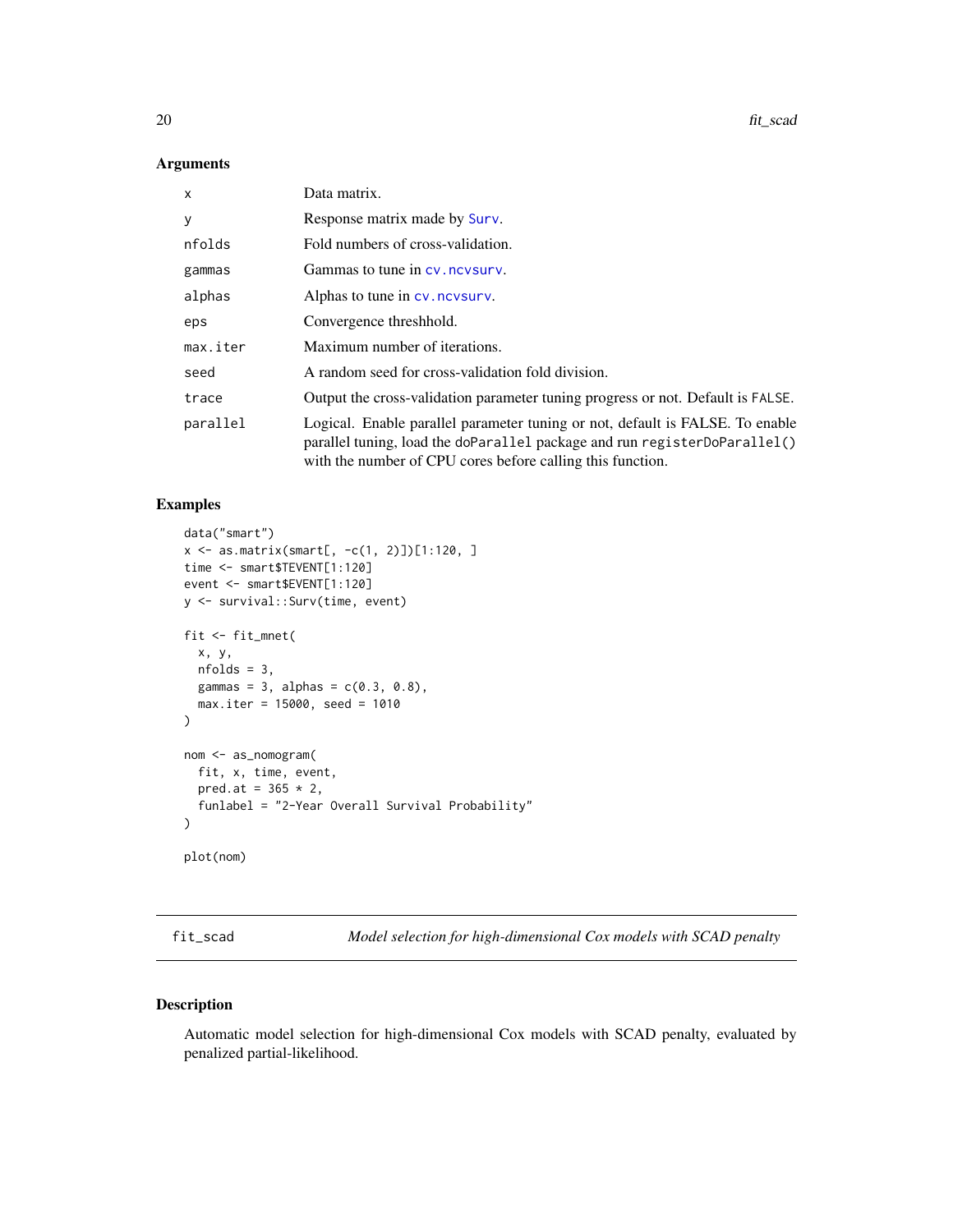## Arguments

| | |
|---|---|
| x | Data matrix. |
| y | Response matrix made by Surv. |
| nfolds | Fold numbers of cross-validation. |
| gammas | Gammas to tune in cv.ncvsurv. |
| alphas | Alphas to tune in cv.ncvsurv. |
| eps | Convergence threshhold. |
| max.iter | Maximum number of iterations. |
| seed | A random seed for cross-validation fold division. |
| trace | Output the cross-validation parameter tuning progress or not. Default is FALSE. |
| parallel | Logical. Enable parallel parameter tuning or not, default is FALSE. To enable parallel tuning, load the doParallel package and run registerDoParallel() with the number of CPU cores before calling this function. |

## Examples

```
data("smart")
x <- as.matrix(smart[, -c(1, 2)])[1:120, ]
time <- smart$TEVENT[1:120]
event <- smart$EVENT[1:120]
y <- survival::Surv(time, event)

fit <- fit_mnet(
  x, y,
  nfolds = 3,
  gammas = 3, alphas = c(0.3, 0.8),
  max.iter = 15000, seed = 1010
)

nom <- as_nomogram(
  fit, x, time, event,
  pred.at = 365 * 2,
  funlabel = "2-Year Overall Survival Probability"
)

plot(nom)
```

---

# fit_scad — *Model selection for high-dimensional Cox models with SCAD penalty*

## Description

Automatic model selection for high-dimensional Cox models with SCAD penalty, evaluated by penalized partial-likelihood.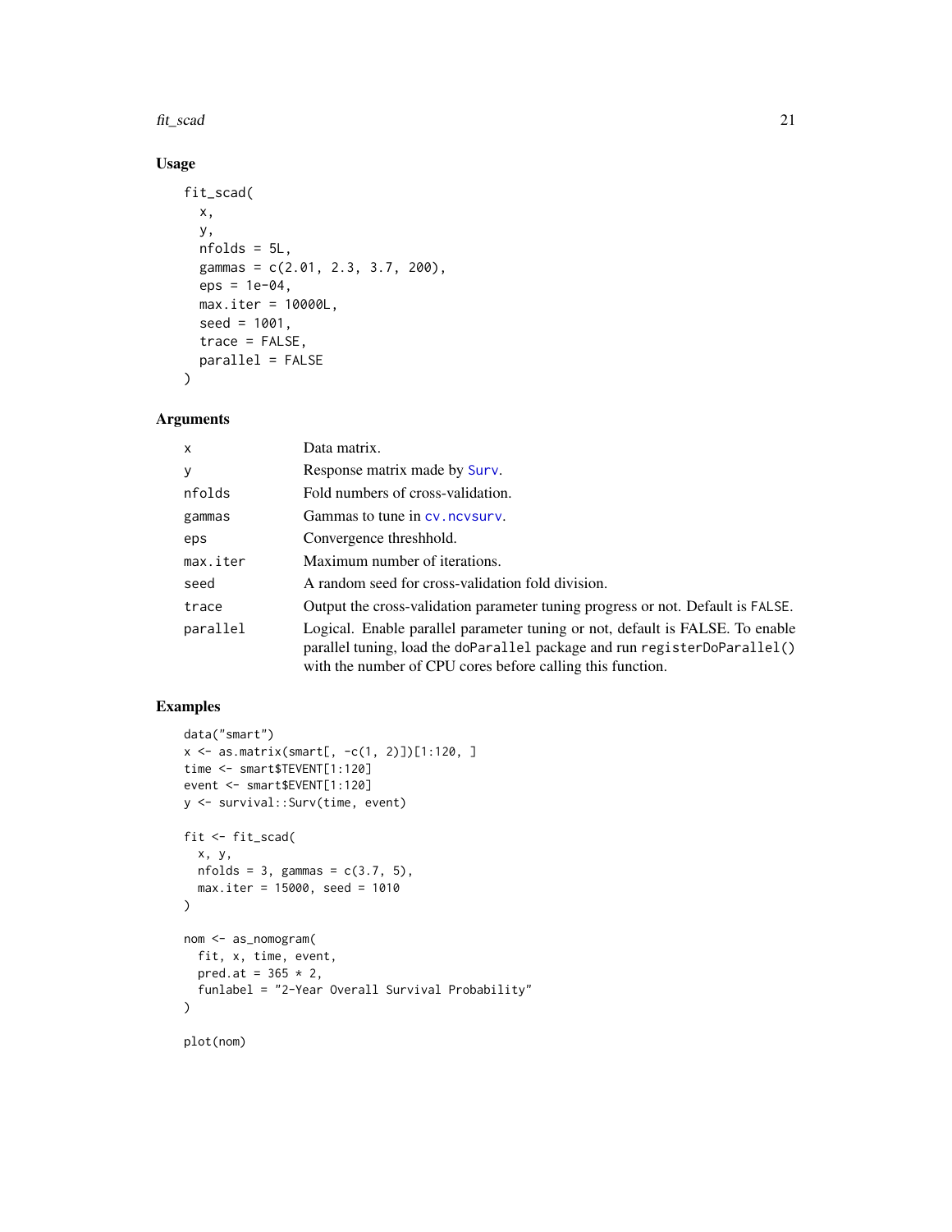## Usage

```
fit_scad(
  x,
  y,
  nfolds = 5L,
  gammas = c(2.01, 2.3, 3.7, 200),
  eps = 1e-04,
  max.iter = 10000L,
  seed = 1001,
  trace = FALSE,
  parallel = FALSE
)
```

## Arguments

| | |
|---|---|
| x | Data matrix. |
| y | Response matrix made by Surv. |
| nfolds | Fold numbers of cross-validation. |
| gammas | Gammas to tune in cv.ncvsurv. |
| eps | Convergence threshhold. |
| max.iter | Maximum number of iterations. |
| seed | A random seed for cross-validation fold division. |
| trace | Output the cross-validation parameter tuning progress or not. Default is FALSE. |
| parallel | Logical. Enable parallel parameter tuning or not, default is FALSE. To enable parallel tuning, load the doParallel package and run registerDoParallel() with the number of CPU cores before calling this function. |

## Examples

```
data("smart")
x <- as.matrix(smart[, -c(1, 2)])[1:120, ]
time <- smart$TEVENT[1:120]
event <- smart$EVENT[1:120]
y <- survival::Surv(time, event)

fit <- fit_scad(
  x, y,
  nfolds = 3, gammas = c(3.7, 5),
  max.iter = 15000, seed = 1010
)

nom <- as_nomogram(
  fit, x, time, event,
  pred.at = 365 * 2,
  funlabel = "2-Year Overall Survival Probability"
)

plot(nom)
```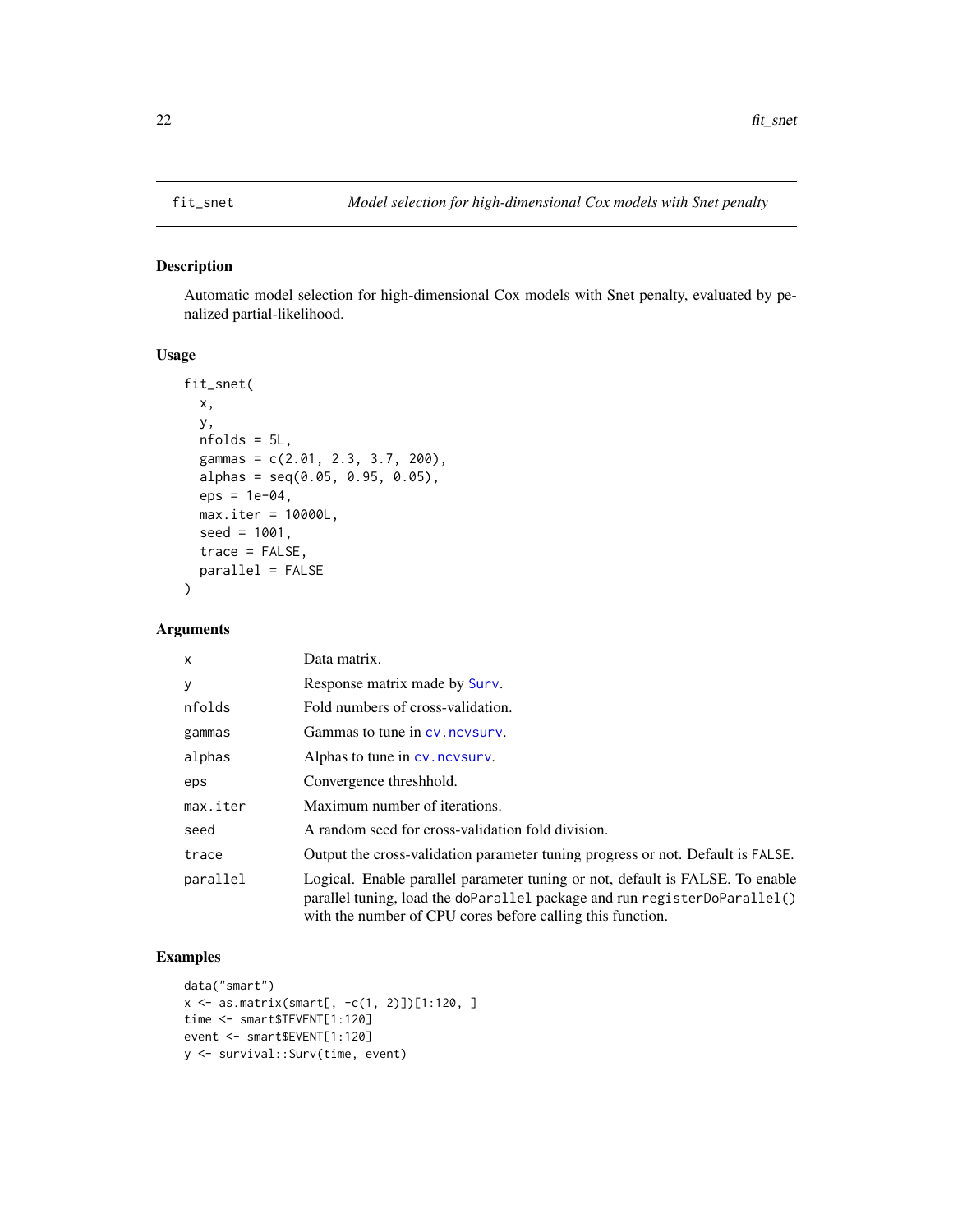## fit_snet — *Model selection for high-dimensional Cox models with Snet penalty*

### Description

Automatic model selection for high-dimensional Cox models with Snet penalty, evaluated by penalized partial-likelihood.

### Usage

```
fit_snet(
  x,
  y,
  nfolds = 5L,
  gammas = c(2.01, 2.3, 3.7, 200),
  alphas = seq(0.05, 0.95, 0.05),
  eps = 1e-04,
  max.iter = 10000L,
  seed = 1001,
  trace = FALSE,
  parallel = FALSE
)
```

### Arguments

| | |
|---|---|
| `x` | Data matrix. |
| `y` | Response matrix made by `Surv`. |
| `nfolds` | Fold numbers of cross-validation. |
| `gammas` | Gammas to tune in `cv.ncvsurv`. |
| `alphas` | Alphas to tune in `cv.ncvsurv`. |
| `eps` | Convergence threshhold. |
| `max.iter` | Maximum number of iterations. |
| `seed` | A random seed for cross-validation fold division. |
| `trace` | Output the cross-validation parameter tuning progress or not. Default is `FALSE`. |
| `parallel` | Logical. Enable parallel parameter tuning or not, default is FALSE. To enable parallel tuning, load the `doParallel` package and run `registerDoParallel()` with the number of CPU cores before calling this function. |

### Examples

```
data("smart")
x <- as.matrix(smart[, -c(1, 2)])[1:120, ]
time <- smart$TEVENT[1:120]
event <- smart$EVENT[1:120]
y <- survival::Surv(time, event)
```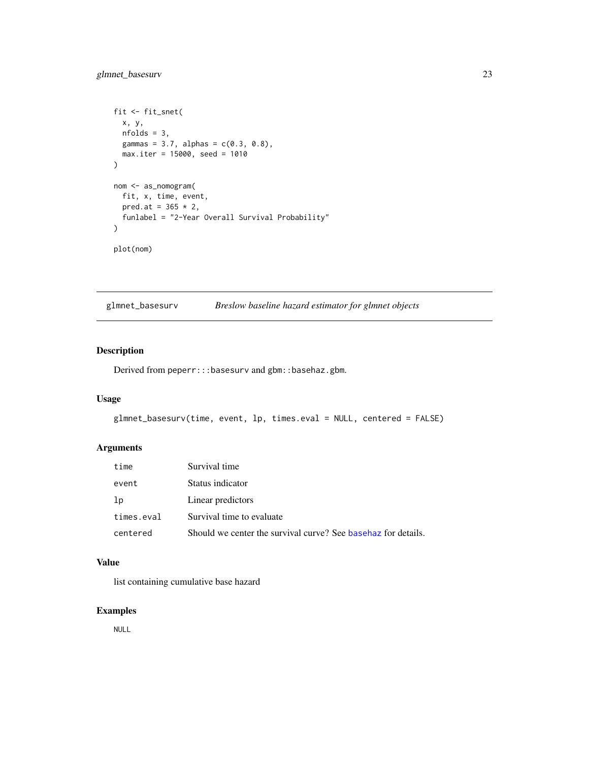```
fit <- fit_snet(
  x, y,
  nfolds = 3,
  gammas = 3.7, alphas = c(0.3, 0.8),
  max.iter = 15000, seed = 1010
)

nom <- as_nomogram(
  fit, x, time, event,
  pred.at = 365 * 2,
  funlabel = "2-Year Overall Survival Probability"
)

plot(nom)
```

---

## glmnet_basesurv — *Breslow baseline hazard estimator for glmnet objects*

---

### Description

Derived from `peperr:::basesurv` and `gbm::basehaz.gbm`.

### Usage

```
glmnet_basesurv(time, event, lp, times.eval = NULL, centered = FALSE)
```

### Arguments

| | |
|---|---|
| `time` | Survival time |
| `event` | Status indicator |
| `lp` | Linear predictors |
| `times.eval` | Survival time to evaluate |
| `centered` | Should we center the survival curve? See `basehaz` for details. |

### Value

list containing cumulative base hazard

### Examples

```
NULL
```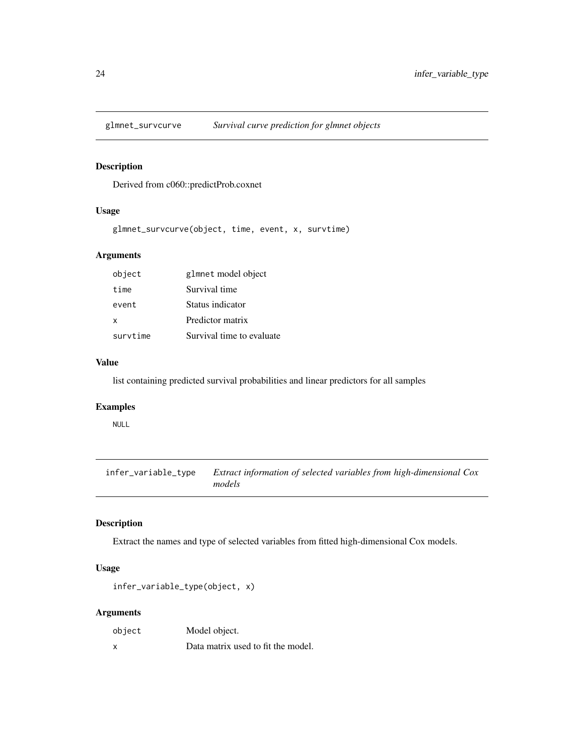## glmnet_survcurve — *Survival curve prediction for glmnet objects*

### Description

Derived from c060::predictProb.coxnet

### Usage

```
glmnet_survcurve(object, time, event, x, survtime)
```

### Arguments

| | |
|---|---|
| `object` | `glmnet` model object |
| `time` | Survival time |
| `event` | Status indicator |
| `x` | Predictor matrix |
| `survtime` | Survival time to evaluate |

### Value

list containing predicted survival probabilities and linear predictors for all samples

### Examples

```
NULL
```

## infer_variable_type — *Extract information of selected variables from high-dimensional Cox models*

### Description

Extract the names and type of selected variables from fitted high-dimensional Cox models.

### Usage

```
infer_variable_type(object, x)
```

### Arguments

| | |
|---|---|
| `object` | Model object. |
| `x` | Data matrix used to fit the model. |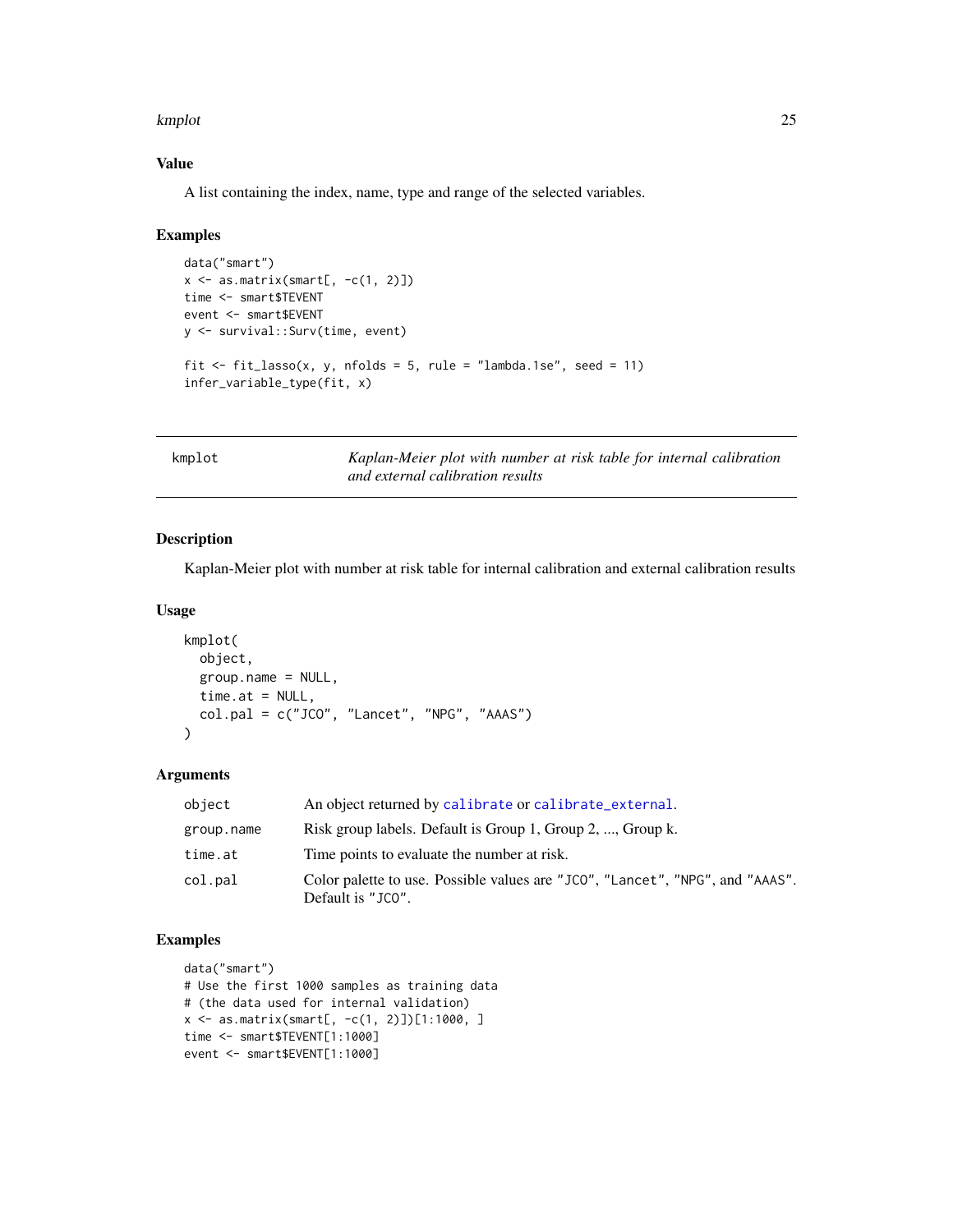## Value

A list containing the index, name, type and range of the selected variables.

## Examples

```
data("smart")
x <- as.matrix(smart[, -c(1, 2)])
time <- smart$TEVENT
event <- smart$EVENT
y <- survival::Surv(time, event)

fit <- fit_lasso(x, y, nfolds = 5, rule = "lambda.1se", seed = 11)
infer_variable_type(fit, x)
```

---

# kmplot — *Kaplan-Meier plot with number at risk table for internal calibration and external calibration results*

## Description

Kaplan-Meier plot with number at risk table for internal calibration and external calibration results

## Usage

```
kmplot(
  object,
  group.name = NULL,
  time.at = NULL,
  col.pal = c("JCO", "Lancet", "NPG", "AAAS")
)
```

## Arguments

| | |
|---|---|
| `object` | An object returned by `calibrate` or `calibrate_external`. |
| `group.name` | Risk group labels. Default is Group 1, Group 2, ..., Group k. |
| `time.at` | Time points to evaluate the number at risk. |
| `col.pal` | Color palette to use. Possible values are `"JCO"`, `"Lancet"`, `"NPG"`, and `"AAAS"`. Default is `"JCO"`. |

## Examples

```
data("smart")
# Use the first 1000 samples as training data
# (the data used for internal validation)
x <- as.matrix(smart[, -c(1, 2)])[1:1000, ]
time <- smart$TEVENT[1:1000]
event <- smart$EVENT[1:1000]
```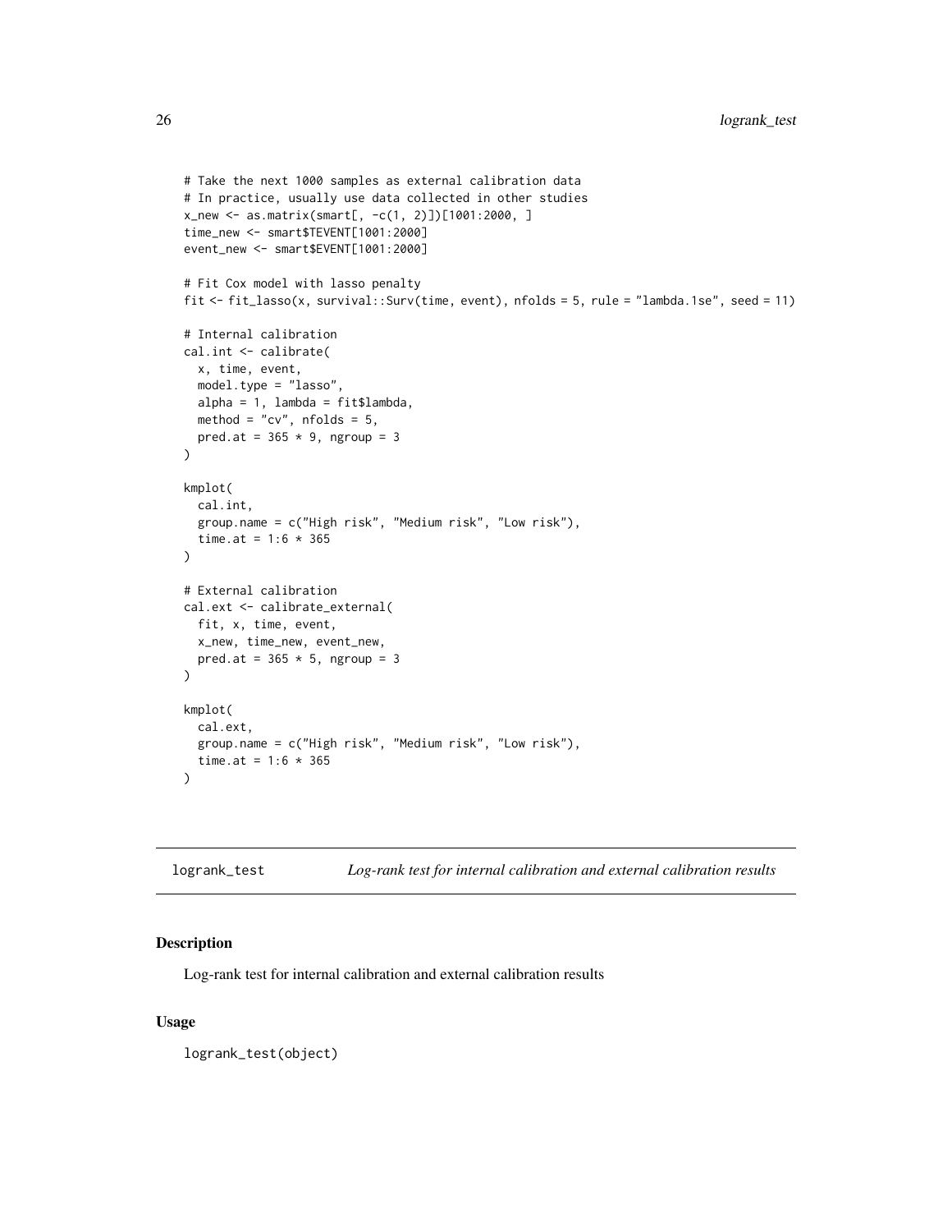```
# Take the next 1000 samples as external calibration data
# In practice, usually use data collected in other studies
x_new <- as.matrix(smart[, -c(1, 2)])[1001:2000, ]
time_new <- smart$TEVENT[1001:2000]
event_new <- smart$EVENT[1001:2000]

# Fit Cox model with lasso penalty
fit <- fit_lasso(x, survival::Surv(time, event), nfolds = 5, rule = "lambda.1se", seed = 11)

# Internal calibration
cal.int <- calibrate(
  x, time, event,
  model.type = "lasso",
  alpha = 1, lambda = fit$lambda,
  method = "cv", nfolds = 5,
  pred.at = 365 * 9, ngroup = 3
)

kmplot(
  cal.int,
  group.name = c("High risk", "Medium risk", "Low risk"),
  time.at = 1:6 * 365
)

# External calibration
cal.ext <- calibrate_external(
  fit, x, time, event,
  x_new, time_new, event_new,
  pred.at = 365 * 5, ngroup = 3
)

kmplot(
  cal.ext,
  group.name = c("High risk", "Medium risk", "Low risk"),
  time.at = 1:6 * 365
)
```

---

`logrank_test` *Log-rank test for internal calibration and external calibration results*

---

### Description

Log-rank test for internal calibration and external calibration results

### Usage

```
logrank_test(object)
```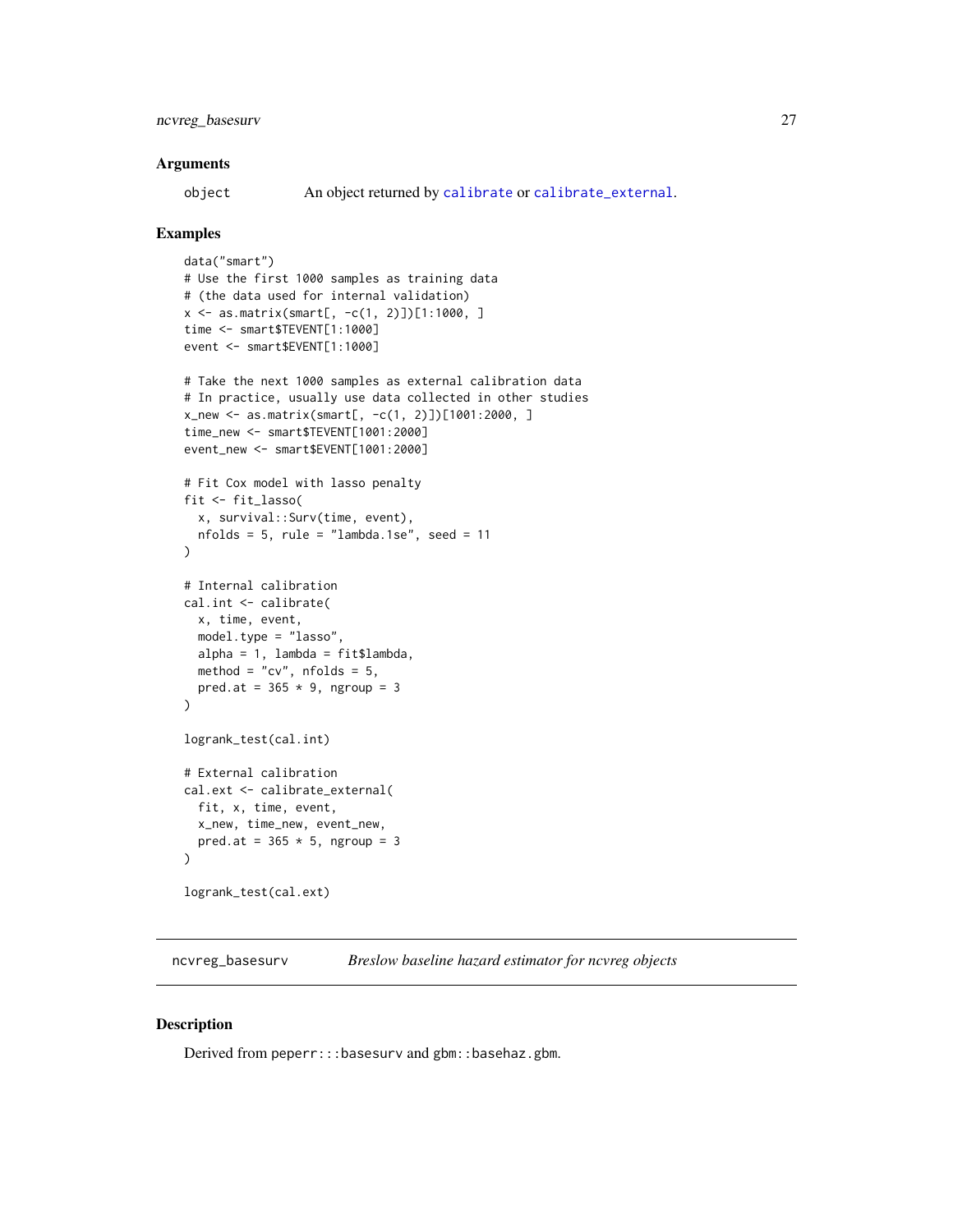### Arguments

object An object returned by calibrate or calibrate_external.

### Examples

```
data("smart")
# Use the first 1000 samples as training data
# (the data used for internal validation)
x <- as.matrix(smart[, -c(1, 2)])[1:1000, ]
time <- smart$TEVENT[1:1000]
event <- smart$EVENT[1:1000]

# Take the next 1000 samples as external calibration data
# In practice, usually use data collected in other studies
x_new <- as.matrix(smart[, -c(1, 2)])[1001:2000, ]
time_new <- smart$TEVENT[1001:2000]
event_new <- smart$EVENT[1001:2000]

# Fit Cox model with lasso penalty
fit <- fit_lasso(
  x, survival::Surv(time, event),
  nfolds = 5, rule = "lambda.1se", seed = 11
)

# Internal calibration
cal.int <- calibrate(
  x, time, event,
  model.type = "lasso",
  alpha = 1, lambda = fit$lambda,
  method = "cv", nfolds = 5,
  pred.at = 365 * 9, ngroup = 3
)

logrank_test(cal.int)

# External calibration
cal.ext <- calibrate_external(
  fit, x, time, event,
  x_new, time_new, event_new,
  pred.at = 365 * 5, ngroup = 3
)

logrank_test(cal.ext)
```

---

## ncvreg_basesurv *Breslow baseline hazard estimator for ncvreg objects*

### Description

Derived from peperr:::basesurv and gbm::basehaz.gbm.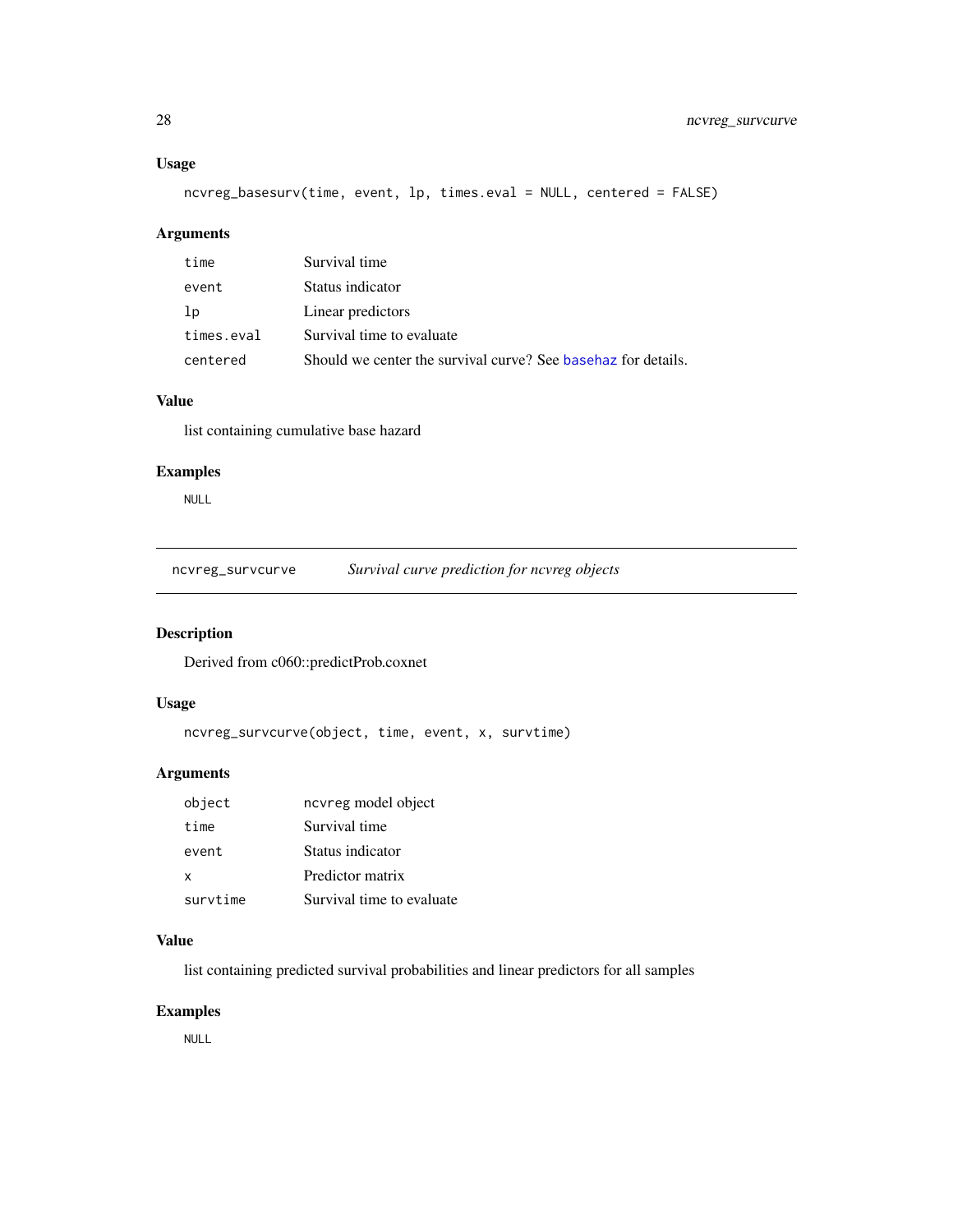### Usage

```
ncvreg_basesurv(time, event, lp, times.eval = NULL, centered = FALSE)
```

### Arguments

| | |
|---|---|
| `time` | Survival time |
| `event` | Status indicator |
| `lp` | Linear predictors |
| `times.eval` | Survival time to evaluate |
| `centered` | Should we center the survival curve? See `basehaz` for details. |

### Value

list containing cumulative base hazard

### Examples

```
NULL
```

---

## `ncvreg_survcurve` *Survival curve prediction for ncvreg objects*

---

### Description

Derived from c060::predictProb.coxnet

### Usage

```
ncvreg_survcurve(object, time, event, x, survtime)
```

### Arguments

| | |
|---|---|
| `object` | `ncvreg` model object |
| `time` | Survival time |
| `event` | Status indicator |
| `x` | Predictor matrix |
| `survtime` | Survival time to evaluate |

### Value

list containing predicted survival probabilities and linear predictors for all samples

### Examples

```
NULL
```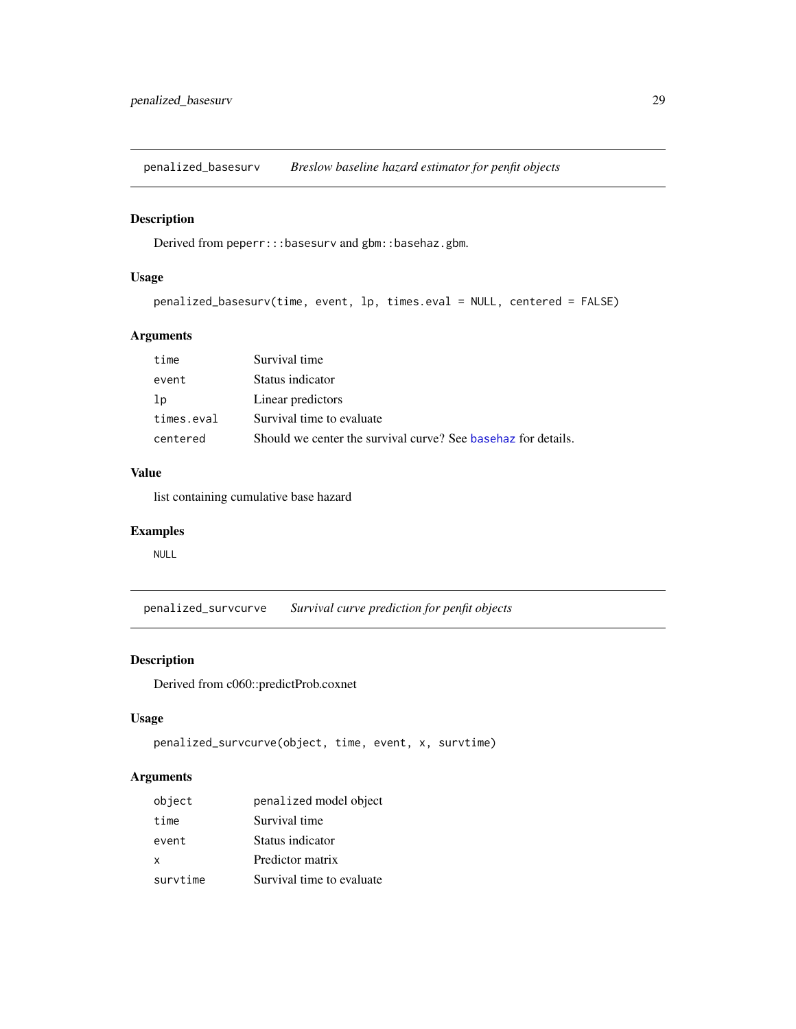## penalized_basesurv — *Breslow baseline hazard estimator for penfit objects*

### Description

Derived from `peperr:::basesurv` and `gbm::basehaz.gbm`.

### Usage

```
penalized_basesurv(time, event, lp, times.eval = NULL, centered = FALSE)
```

### Arguments

| | |
|---|---|
| `time` | Survival time |
| `event` | Status indicator |
| `lp` | Linear predictors |
| `times.eval` | Survival time to evaluate |
| `centered` | Should we center the survival curve? See basehaz for details. |

### Value

list containing cumulative base hazard

### Examples

```
NULL
```

## penalized_survcurve — *Survival curve prediction for penfit objects*

### Description

Derived from c060::predictProb.coxnet

### Usage

```
penalized_survcurve(object, time, event, x, survtime)
```

### Arguments

| | |
|---|---|
| `object` | `penalized` model object |
| `time` | Survival time |
| `event` | Status indicator |
| `x` | Predictor matrix |
| `survtime` | Survival time to evaluate |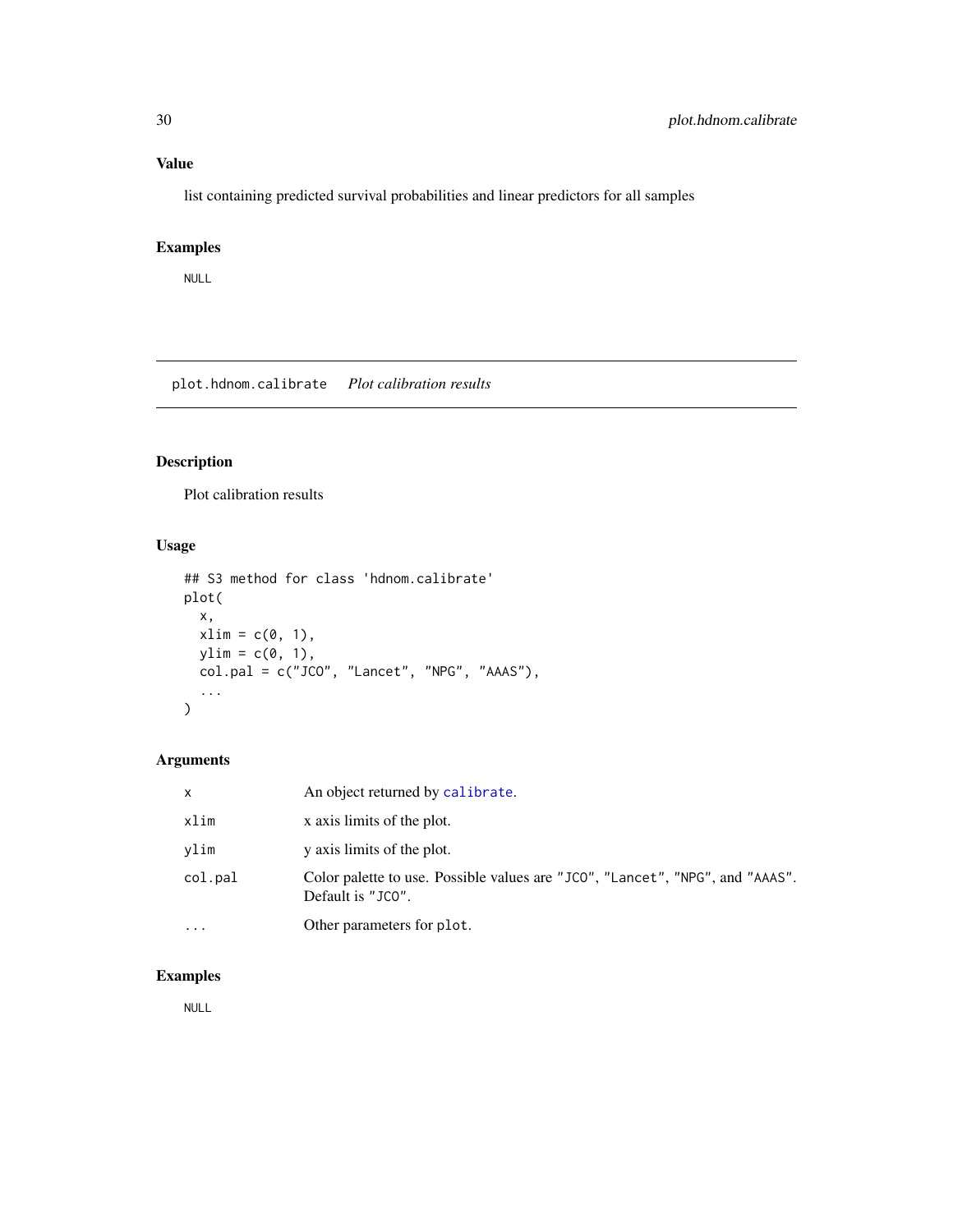## Value

list containing predicted survival probabilities and linear predictors for all samples

## Examples

```
NULL
```

---

# plot.hdnom.calibrate *Plot calibration results*

## Description

Plot calibration results

## Usage

```
## S3 method for class 'hdnom.calibrate'
plot(
  x,
  xlim = c(0, 1),
  ylim = c(0, 1),
  col.pal = c("JCO", "Lancet", "NPG", "AAAS"),
  ...
)
```

## Arguments

| | |
|---|---|
| x | An object returned by `calibrate`. |
| xlim | x axis limits of the plot. |
| ylim | y axis limits of the plot. |
| col.pal | Color palette to use. Possible values are "JCO", "Lancet", "NPG", and "AAAS". Default is "JCO". |
| ... | Other parameters for `plot`. |

## Examples

```
NULL
```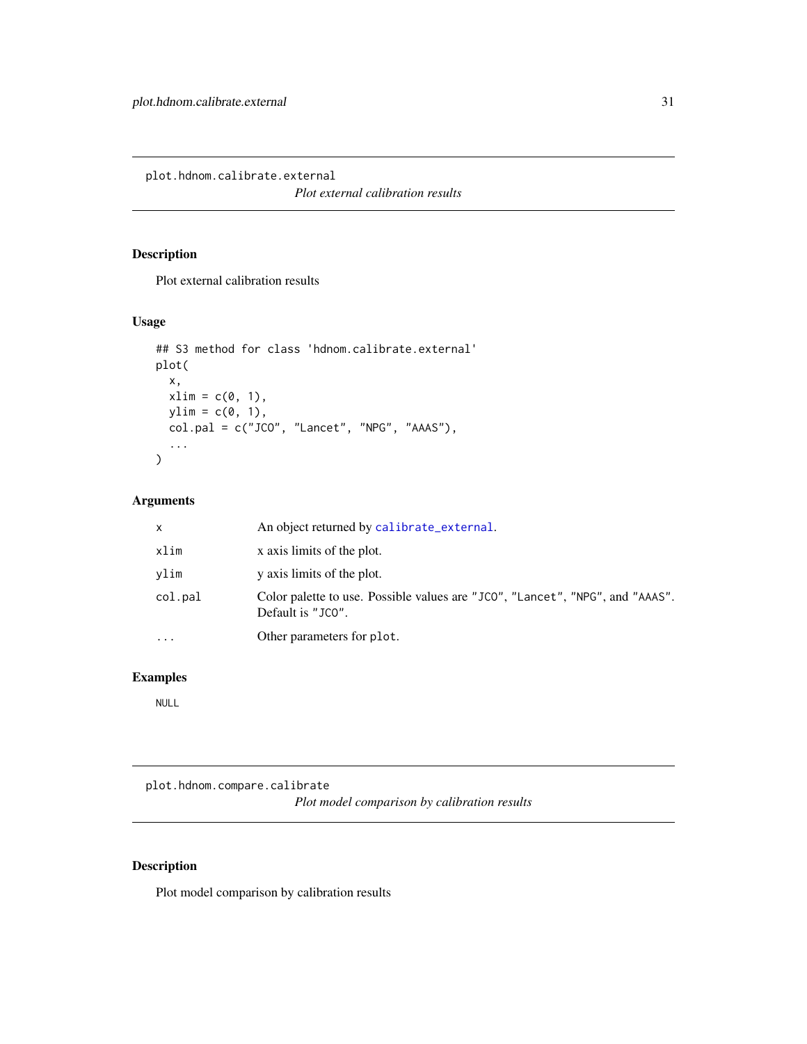## plot.hdnom.calibrate.external

*Plot external calibration results*

### Description

Plot external calibration results

### Usage

```
## S3 method for class 'hdnom.calibrate.external'
plot(
  x,
  xlim = c(0, 1),
  ylim = c(0, 1),
  col.pal = c("JCO", "Lancet", "NPG", "AAAS"),
  ...
)
```

### Arguments

| | |
|---|---|
| x | An object returned by calibrate_external. |
| xlim | x axis limits of the plot. |
| ylim | y axis limits of the plot. |
| col.pal | Color palette to use. Possible values are "JCO", "Lancet", "NPG", and "AAAS". Default is "JCO". |
| ... | Other parameters for plot. |

### Examples

```
NULL
```

## plot.hdnom.compare.calibrate

*Plot model comparison by calibration results*

### Description

Plot model comparison by calibration results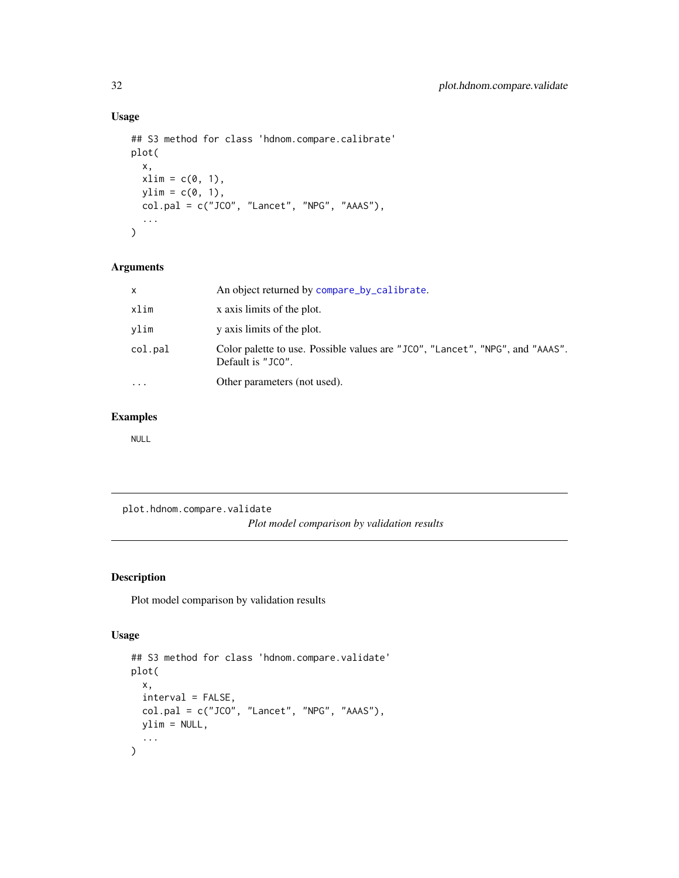## Usage

```
## S3 method for class 'hdnom.compare.calibrate'
plot(
  x,
  xlim = c(0, 1),
  ylim = c(0, 1),
  col.pal = c("JCO", "Lancet", "NPG", "AAAS"),
  ...
)
```

## Arguments

| | |
|---|---|
| x | An object returned by compare_by_calibrate. |
| xlim | x axis limits of the plot. |
| ylim | y axis limits of the plot. |
| col.pal | Color palette to use. Possible values are "JCO", "Lancet", "NPG", and "AAAS". Default is "JCO". |
| ... | Other parameters (not used). |

## Examples

```
NULL
```

---

# plot.hdnom.compare.validate

*Plot model comparison by validation results*

## Description

Plot model comparison by validation results

## Usage

```
## S3 method for class 'hdnom.compare.validate'
plot(
  x,
  interval = FALSE,
  col.pal = c("JCO", "Lancet", "NPG", "AAAS"),
  ylim = NULL,
  ...
)
```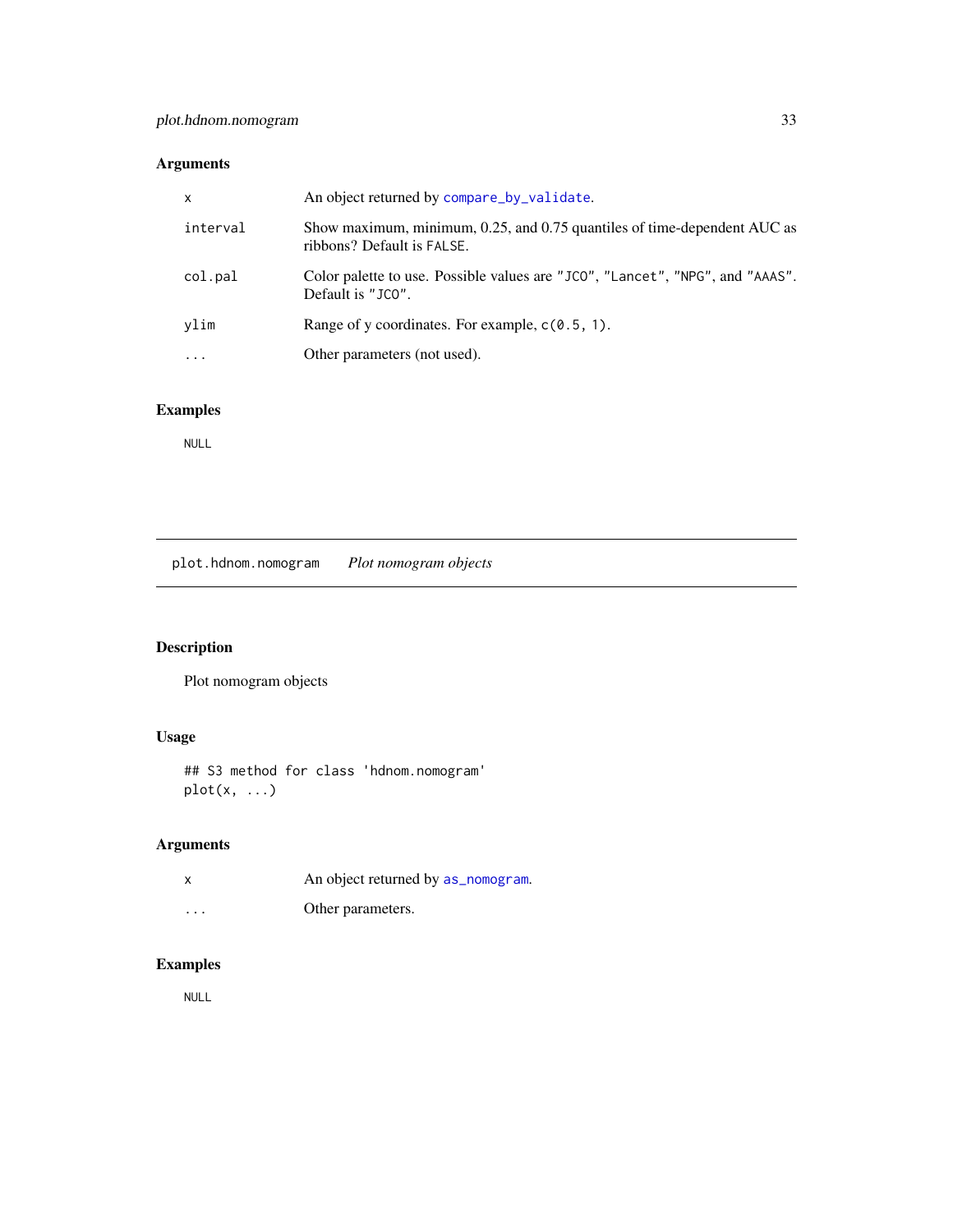### Arguments

| | |
|---|---|
| `x` | An object returned by `compare_by_validate`. |
| `interval` | Show maximum, minimum, 0.25, and 0.75 quantiles of time-dependent AUC as ribbons? Default is `FALSE`. |
| `col.pal` | Color palette to use. Possible values are `"JCO"`, `"Lancet"`, `"NPG"`, and `"AAAS"`. Default is `"JCO"`. |
| `ylim` | Range of y coordinates. For example, `c(0.5, 1)`. |
| `...` | Other parameters (not used). |

### Examples

```
NULL
```

---

## plot.hdnom.nomogram &nbsp;&nbsp; *Plot nomogram objects*

### Description

Plot nomogram objects

### Usage

```
## S3 method for class 'hdnom.nomogram'
plot(x, ...)
```

### Arguments

| | |
|---|---|
| `x` | An object returned by `as_nomogram`. |
| `...` | Other parameters. |

### Examples

```
NULL
```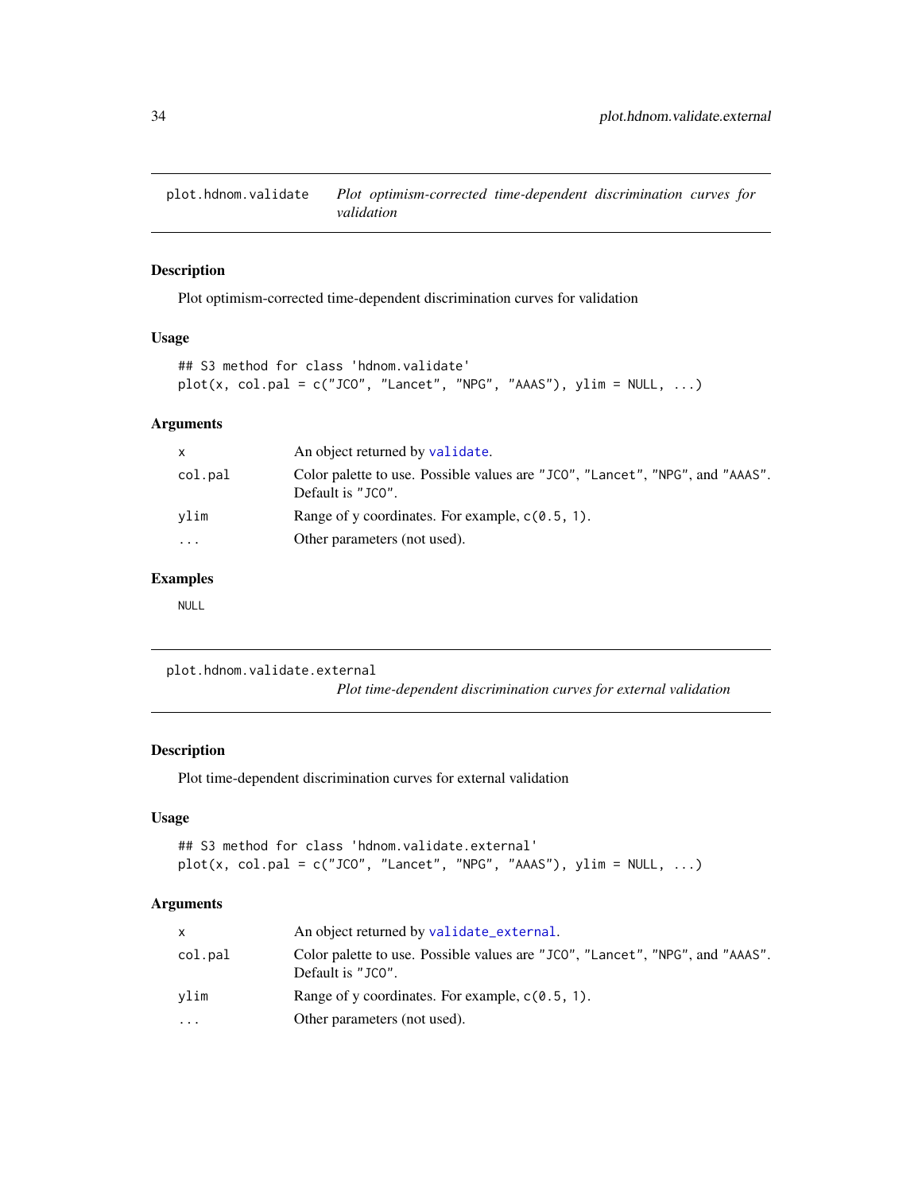## plot.hdnom.validate — *Plot optimism-corrected time-dependent discrimination curves for validation*

### Description

Plot optimism-corrected time-dependent discrimination curves for validation

### Usage

```
## S3 method for class 'hdnom.validate'
plot(x, col.pal = c("JCO", "Lancet", "NPG", "AAAS"), ylim = NULL, ...)
```

### Arguments

| | |
|---|---|
| x | An object returned by validate. |
| col.pal | Color palette to use. Possible values are "JCO", "Lancet", "NPG", and "AAAS". Default is "JCO". |
| ylim | Range of y coordinates. For example, c(0.5, 1). |
| ... | Other parameters (not used). |

### Examples

```
NULL
```

## plot.hdnom.validate.external — *Plot time-dependent discrimination curves for external validation*

### Description

Plot time-dependent discrimination curves for external validation

### Usage

```
## S3 method for class 'hdnom.validate.external'
plot(x, col.pal = c("JCO", "Lancet", "NPG", "AAAS"), ylim = NULL, ...)
```

### Arguments

| | |
|---|---|
| x | An object returned by validate_external. |
| col.pal | Color palette to use. Possible values are "JCO", "Lancet", "NPG", and "AAAS". Default is "JCO". |
| ylim | Range of y coordinates. For example, c(0.5, 1). |
| ... | Other parameters (not used). |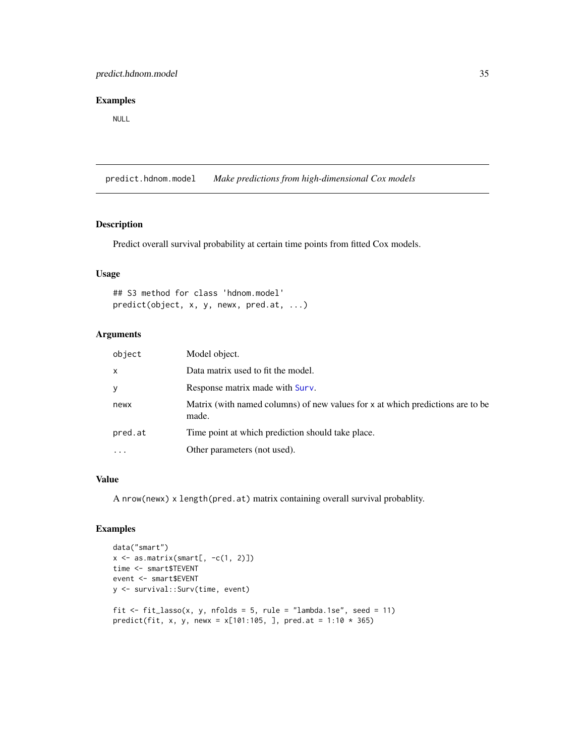## Examples

```
NULL
```

---

## predict.hdnom.model *Make predictions from high-dimensional Cox models*

### Description

Predict overall survival probability at certain time points from fitted Cox models.

### Usage

```
## S3 method for class 'hdnom.model'
predict(object, x, y, newx, pred.at, ...)
```

### Arguments

| | |
|---|---|
| object | Model object. |
| x | Data matrix used to fit the model. |
| y | Response matrix made with Surv. |
| newx | Matrix (with named columns) of new values for x at which predictions are to be made. |
| pred.at | Time point at which prediction should take place. |
| ... | Other parameters (not used). |

### Value

A nrow(newx) x length(pred.at) matrix containing overall survival probablity.

### Examples

```
data("smart")
x <- as.matrix(smart[, -c(1, 2)])
time <- smart$TEVENT
event <- smart$EVENT
y <- survival::Surv(time, event)

fit <- fit_lasso(x, y, nfolds = 5, rule = "lambda.1se", seed = 11)
predict(fit, x, y, newx = x[101:105, ], pred.at = 1:10 * 365)
```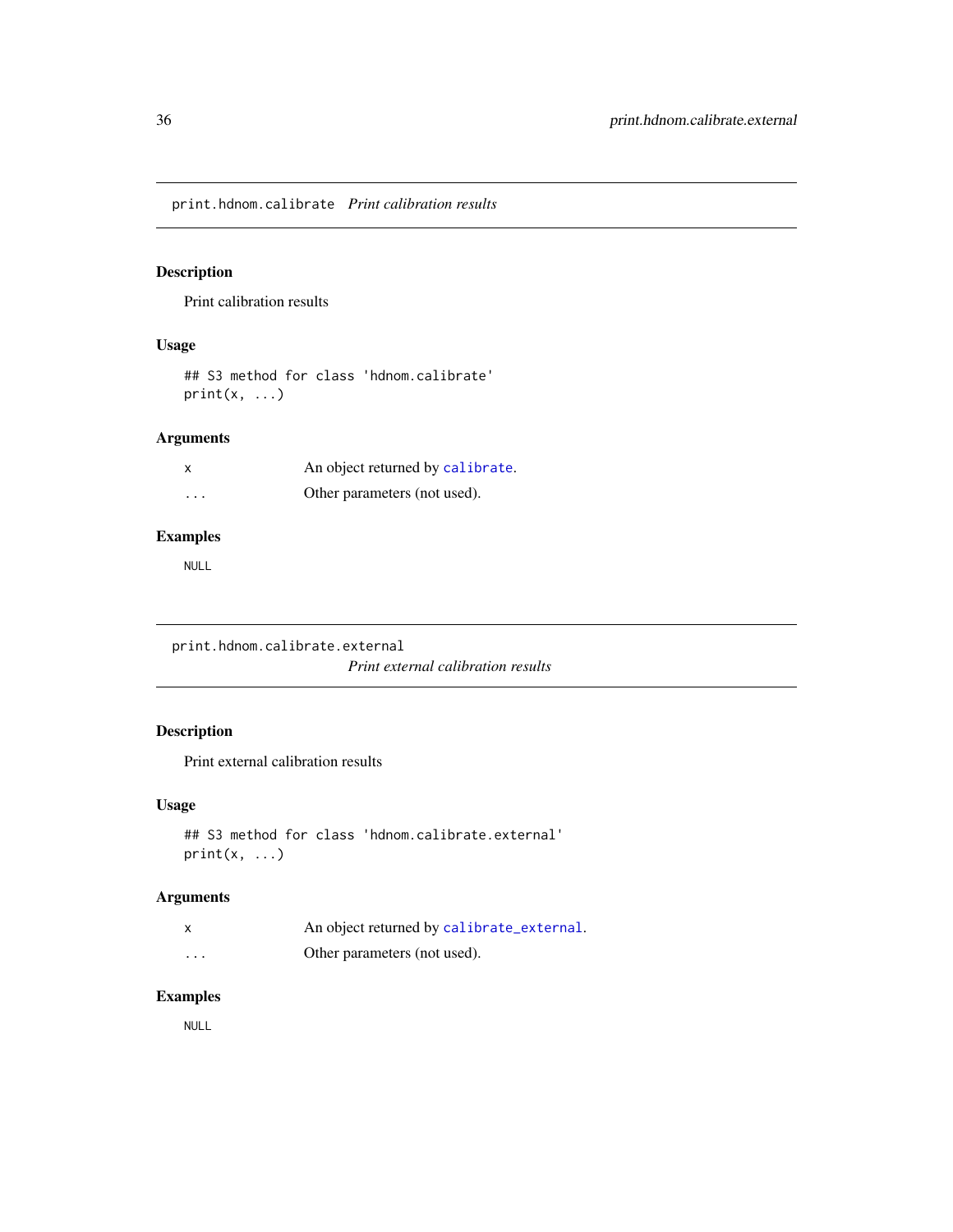## print.hdnom.calibrate *Print calibration results*

### Description

Print calibration results

### Usage

```
## S3 method for class 'hdnom.calibrate'
print(x, ...)
```

### Arguments

| | |
|---|---|
| x | An object returned by calibrate. |
| ... | Other parameters (not used). |

### Examples

```
NULL
```

## print.hdnom.calibrate.external *Print external calibration results*

### Description

Print external calibration results

### Usage

```
## S3 method for class 'hdnom.calibrate.external'
print(x, ...)
```

### Arguments

| | |
|---|---|
| x | An object returned by calibrate_external. |
| ... | Other parameters (not used). |

### Examples

```
NULL
```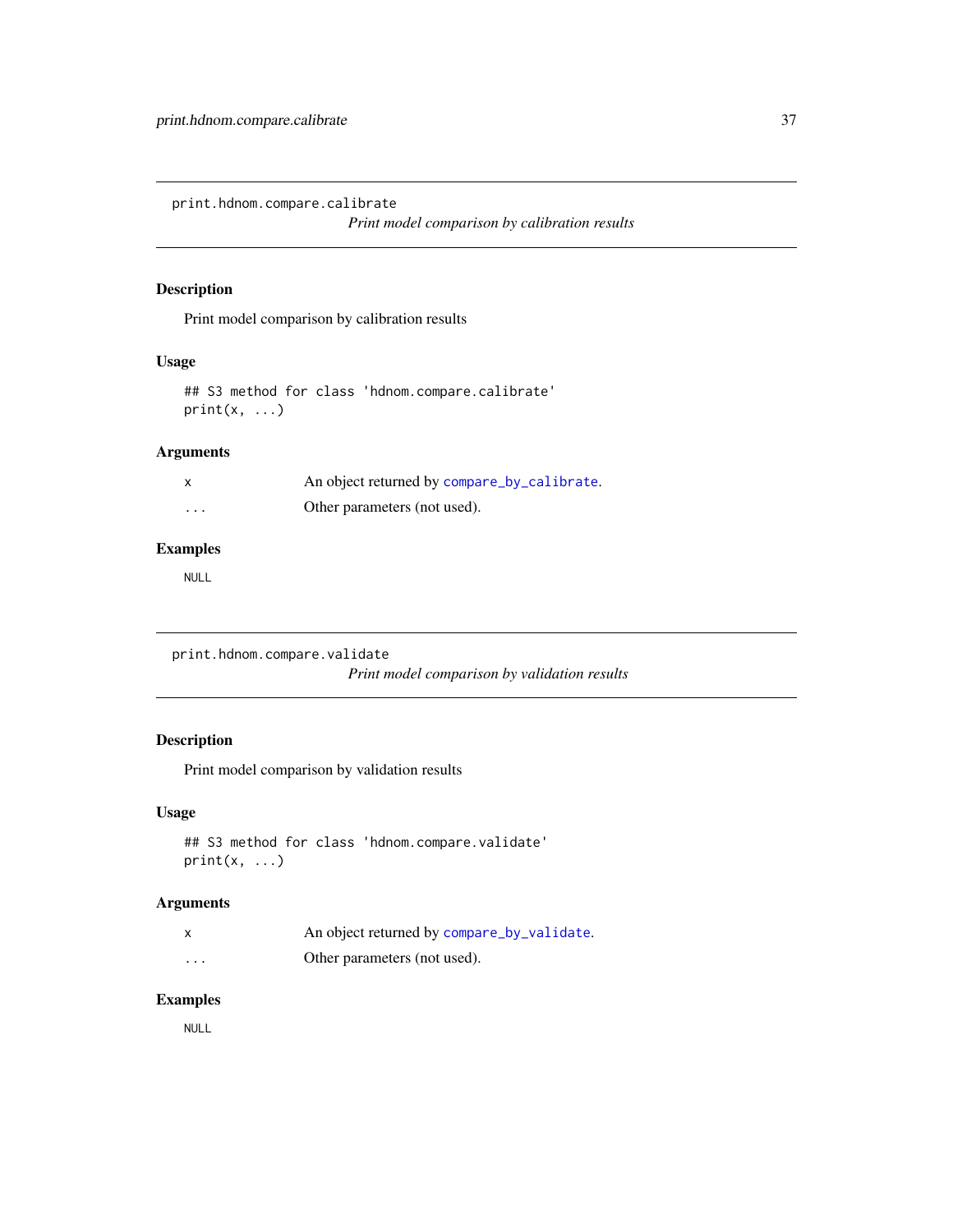## print.hdnom.compare.calibrate

*Print model comparison by calibration results*

### Description

Print model comparison by calibration results

### Usage

```
## S3 method for class 'hdnom.compare.calibrate'
print(x, ...)
```

### Arguments

| | |
|---|---|
| x | An object returned by `compare_by_calibrate`. |
| ... | Other parameters (not used). |

### Examples

```
NULL
```

## print.hdnom.compare.validate

*Print model comparison by validation results*

### Description

Print model comparison by validation results

### Usage

```
## S3 method for class 'hdnom.compare.validate'
print(x, ...)
```

### Arguments

| | |
|---|---|
| x | An object returned by `compare_by_validate`. |
| ... | Other parameters (not used). |

### Examples

```
NULL
```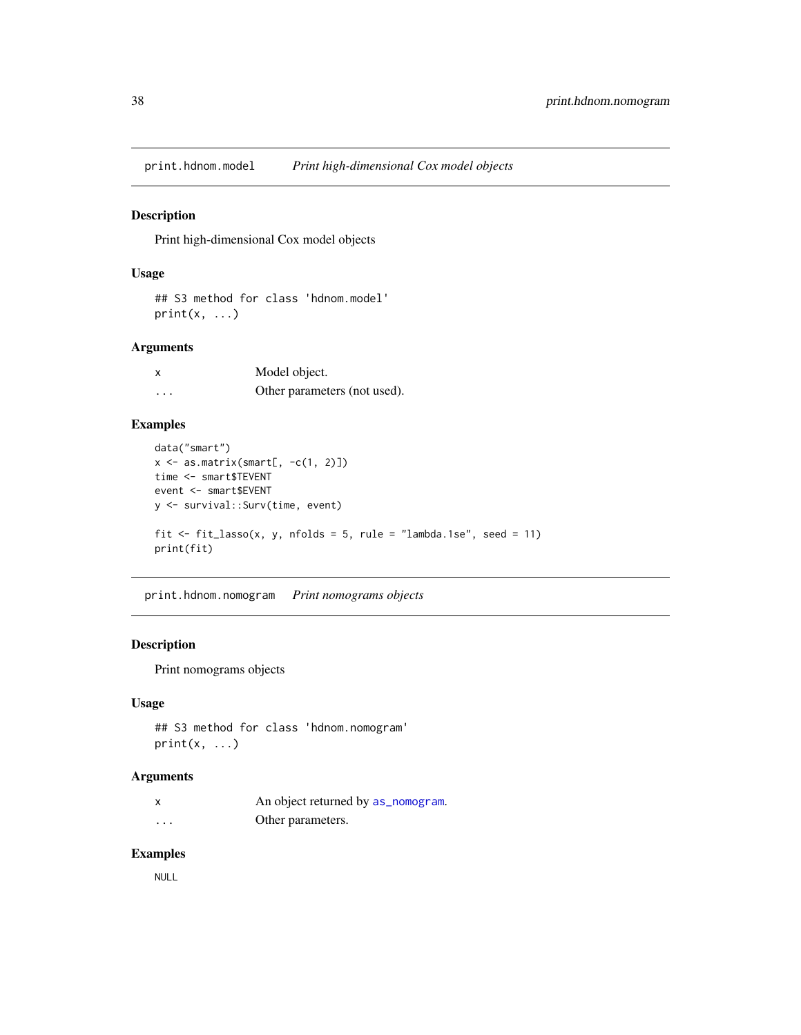## print.hdnom.model *Print high-dimensional Cox model objects*

### Description

Print high-dimensional Cox model objects

### Usage

```
## S3 method for class 'hdnom.model'
print(x, ...)
```

### Arguments

| | |
|---|---|
| x | Model object. |
| ... | Other parameters (not used). |

### Examples

```
data("smart")
x <- as.matrix(smart[, -c(1, 2)])
time <- smart$TEVENT
event <- smart$EVENT
y <- survival::Surv(time, event)

fit <- fit_lasso(x, y, nfolds = 5, rule = "lambda.1se", seed = 11)
print(fit)
```

## print.hdnom.nomogram *Print nomograms objects*

### Description

Print nomograms objects

### Usage

```
## S3 method for class 'hdnom.nomogram'
print(x, ...)
```

### Arguments

| | |
|---|---|
| x | An object returned by `as_nomogram`. |
| ... | Other parameters. |

### Examples

```
NULL
```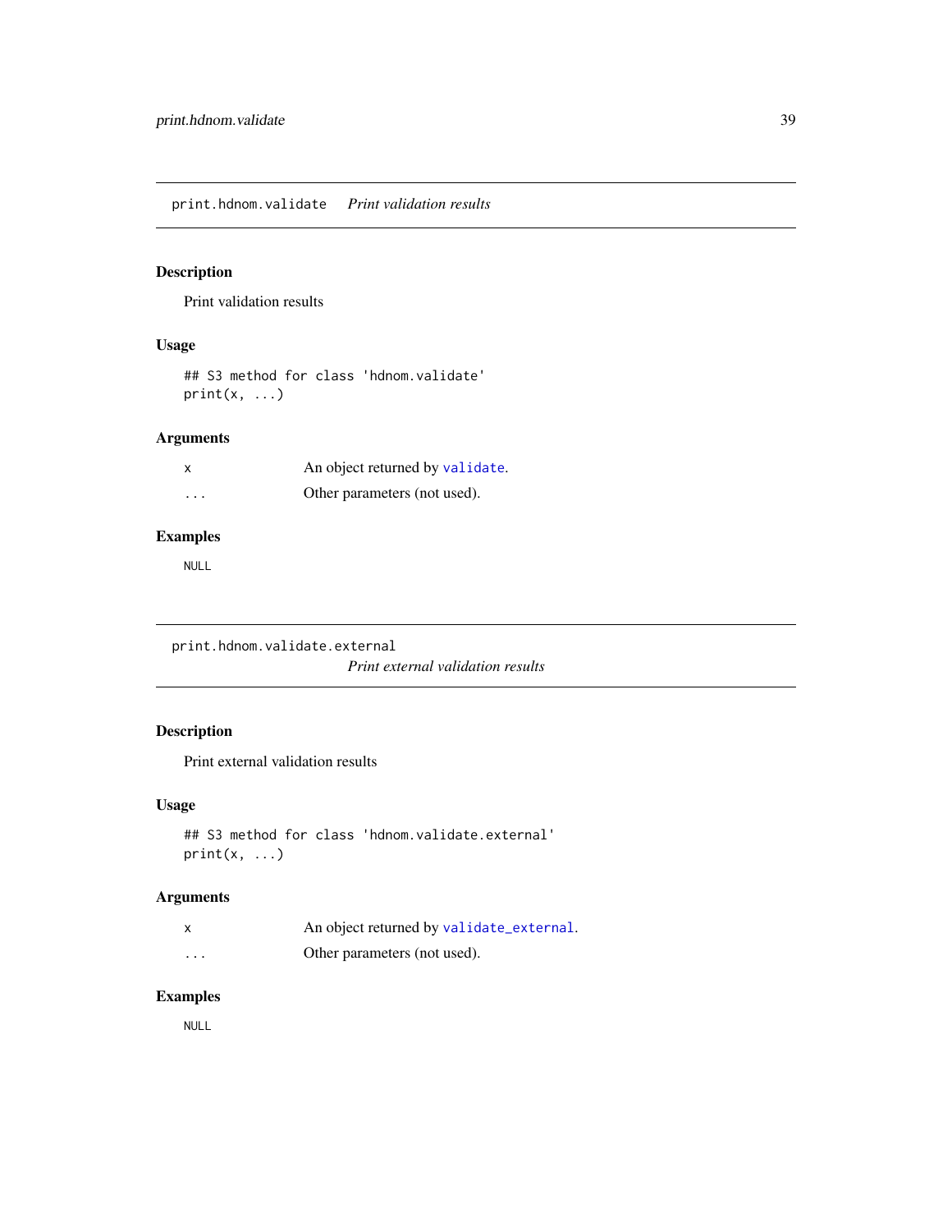## print.hdnom.validate *Print validation results*

### Description

Print validation results

### Usage

```
## S3 method for class 'hdnom.validate'
print(x, ...)
```

### Arguments

| | |
|---|---|
| x | An object returned by validate. |
| ... | Other parameters (not used). |

### Examples

```
NULL
```

## print.hdnom.validate.external *Print external validation results*

### Description

Print external validation results

### Usage

```
## S3 method for class 'hdnom.validate.external'
print(x, ...)
```

### Arguments

| | |
|---|---|
| x | An object returned by validate_external. |
| ... | Other parameters (not used). |

### Examples

```
NULL
```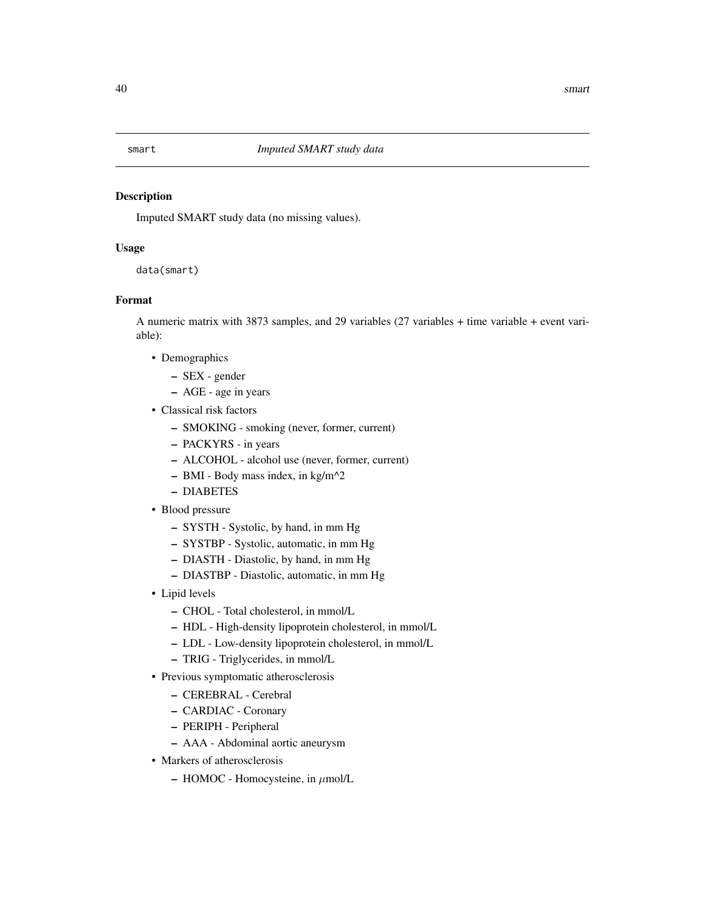smart *Imputed SMART study data*

### Description

Imputed SMART study data (no missing values).

### Usage

```
data(smart)
```

### Format

A numeric matrix with 3873 samples, and 29 variables (27 variables + time variable + event variable):

- Demographics
  - SEX - gender
  - AGE - age in years
- Classical risk factors
  - SMOKING - smoking (never, former, current)
  - PACKYRS - in years
  - ALCOHOL - alcohol use (never, former, current)
  - BMI - Body mass index, in kg/m^2
  - DIABETES
- Blood pressure
  - SYSTH - Systolic, by hand, in mm Hg
  - SYSTBP - Systolic, automatic, in mm Hg
  - DIASTH - Diastolic, by hand, in mm Hg
  - DIASTBP - Diastolic, automatic, in mm Hg
- Lipid levels
  - CHOL - Total cholesterol, in mmol/L
  - HDL - High-density lipoprotein cholesterol, in mmol/L
  - LDL - Low-density lipoprotein cholesterol, in mmol/L
  - TRIG - Triglycerides, in mmol/L
- Previous symptomatic atherosclerosis
  - CEREBRAL - Cerebral
  - CARDIAC - Coronary
  - PERIPH - Peripheral
  - AAA - Abdominal aortic aneurysm
- Markers of atherosclerosis
  - HOMOC - Homocysteine, in $\mu$mol/L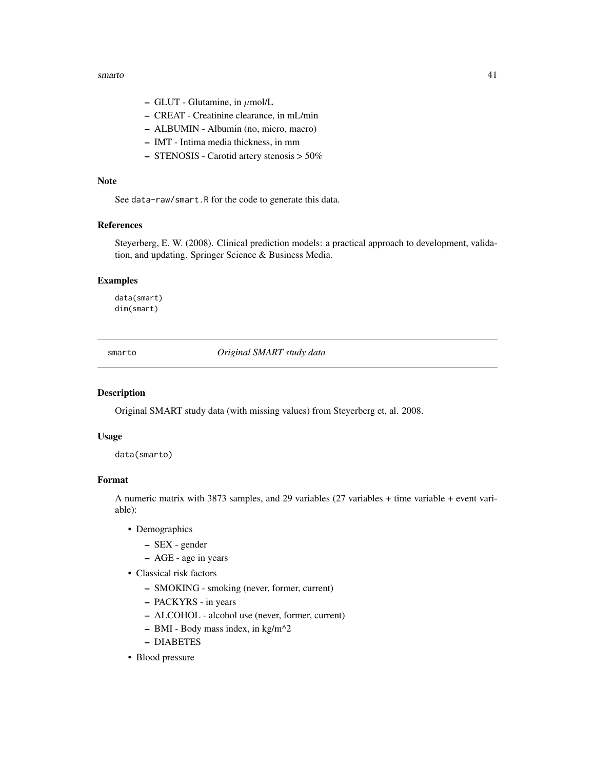- GLUT - Glutamine, in $\mu$mol/L
- CREAT - Creatinine clearance, in mL/min
- ALBUMIN - Albumin (no, micro, macro)
- IMT - Intima media thickness, in mm
- STENOSIS - Carotid artery stenosis > 50%

### Note

See `data-raw/smart.R` for the code to generate this data.

### References

Steyerberg, E. W. (2008). Clinical prediction models: a practical approach to development, validation, and updating. Springer Science & Business Media.

### Examples

```
data(smart)
dim(smart)
```

---

## smarto — *Original SMART study data*

### Description

Original SMART study data (with missing values) from Steyerberg et, al. 2008.

### Usage

```
data(smarto)
```

### Format

A numeric matrix with 3873 samples, and 29 variables (27 variables + time variable + event variable):

- Demographics
  - SEX - gender
  - AGE - age in years
- Classical risk factors
  - SMOKING - smoking (never, former, current)
  - PACKYRS - in years
  - ALCOHOL - alcohol use (never, former, current)
  - BMI - Body mass index, in kg/m^2
  - DIABETES
- Blood pressure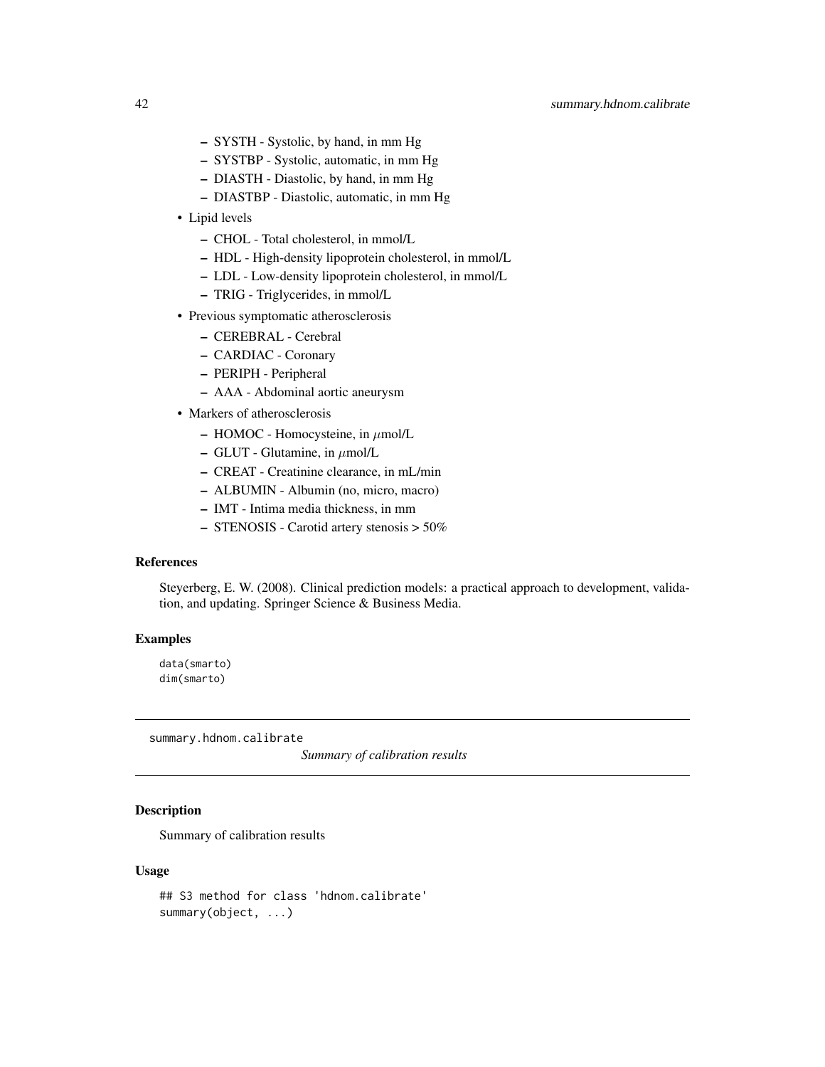- SYSTH - Systolic, by hand, in mm Hg
  - SYSTBP - Systolic, automatic, in mm Hg
  - DIASTH - Diastolic, by hand, in mm Hg
  - DIASTBP - Diastolic, automatic, in mm Hg
- Lipid levels
  - CHOL - Total cholesterol, in mmol/L
  - HDL - High-density lipoprotein cholesterol, in mmol/L
  - LDL - Low-density lipoprotein cholesterol, in mmol/L
  - TRIG - Triglycerides, in mmol/L
- Previous symptomatic atherosclerosis
  - CEREBRAL - Cerebral
  - CARDIAC - Coronary
  - PERIPH - Peripheral
  - AAA - Abdominal aortic aneurysm
- Markers of atherosclerosis
  - HOMOC - Homocysteine, in $\mu$mol/L
  - GLUT - Glutamine, in $\mu$mol/L
  - CREAT - Creatinine clearance, in mL/min
  - ALBUMIN - Albumin (no, micro, macro)
  - IMT - Intima media thickness, in mm
  - STENOSIS - Carotid artery stenosis > 50%

### References

Steyerberg, E. W. (2008). Clinical prediction models: a practical approach to development, validation, and updating. Springer Science & Business Media.

### Examples

```
data(smarto)
dim(smarto)
```

---

## summary.hdnom.calibrate — *Summary of calibration results*

### Description

Summary of calibration results

### Usage

```
## S3 method for class 'hdnom.calibrate'
summary(object, ...)
```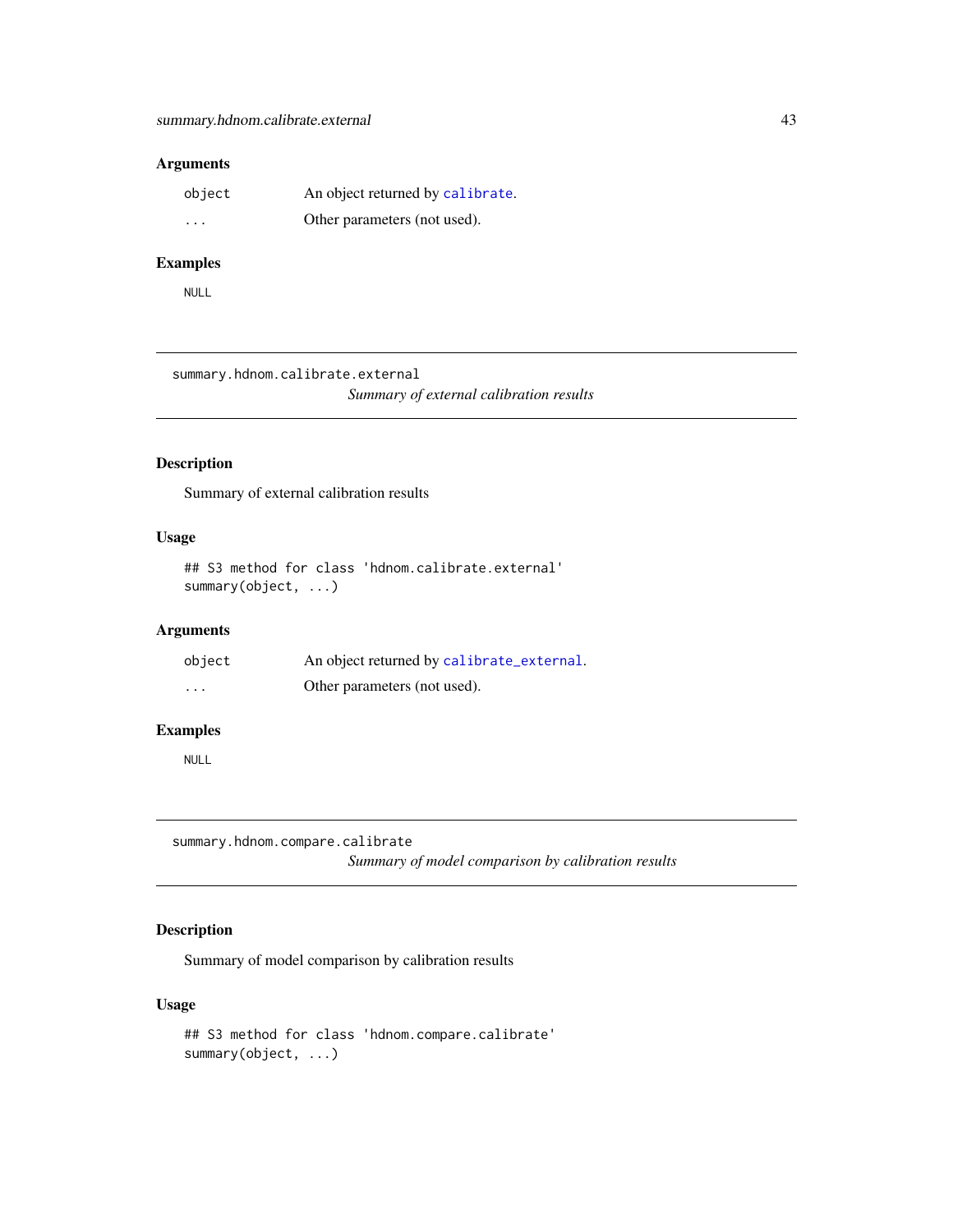### Arguments

| | |
|---|---|
| object | An object returned by calibrate. |
| ... | Other parameters (not used). |

### Examples

```
NULL
```

---

## summary.hdnom.calibrate.external

*Summary of external calibration results*

### Description

Summary of external calibration results

### Usage

```
## S3 method for class 'hdnom.calibrate.external'
summary(object, ...)
```

### Arguments

| | |
|---|---|
| object | An object returned by calibrate_external. |
| ... | Other parameters (not used). |

### Examples

```
NULL
```

---

## summary.hdnom.compare.calibrate

*Summary of model comparison by calibration results*

### Description

Summary of model comparison by calibration results

### Usage

```
## S3 method for class 'hdnom.compare.calibrate'
summary(object, ...)
```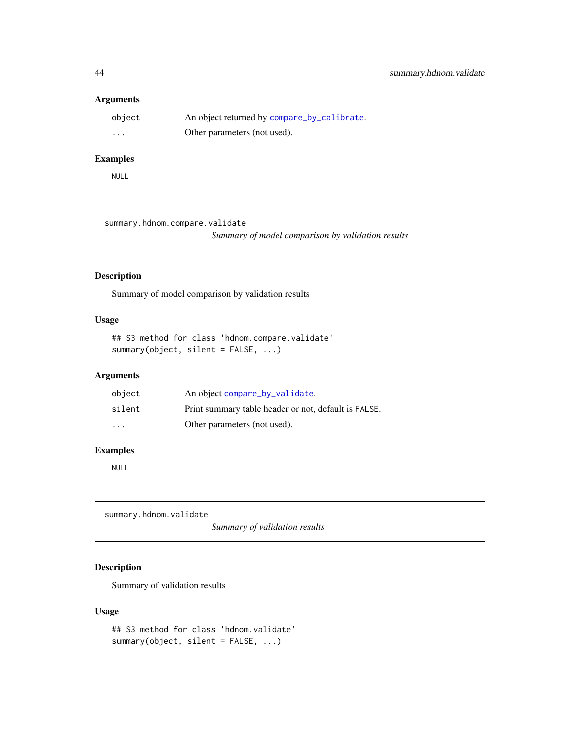### Arguments

| | |
|---|---|
| `object` | An object returned by `compare_by_calibrate`. |
| `...` | Other parameters (not used). |

### Examples

```
NULL
```

---

## summary.hdnom.compare.validate

*Summary of model comparison by validation results*

### Description

Summary of model comparison by validation results

### Usage

```
## S3 method for class 'hdnom.compare.validate'
summary(object, silent = FALSE, ...)
```

### Arguments

| | |
|---|---|
| `object` | An object `compare_by_validate`. |
| `silent` | Print summary table header or not, default is `FALSE`. |
| `...` | Other parameters (not used). |

### Examples

```
NULL
```

---

## summary.hdnom.validate

*Summary of validation results*

### Description

Summary of validation results

### Usage

```
## S3 method for class 'hdnom.validate'
summary(object, silent = FALSE, ...)
```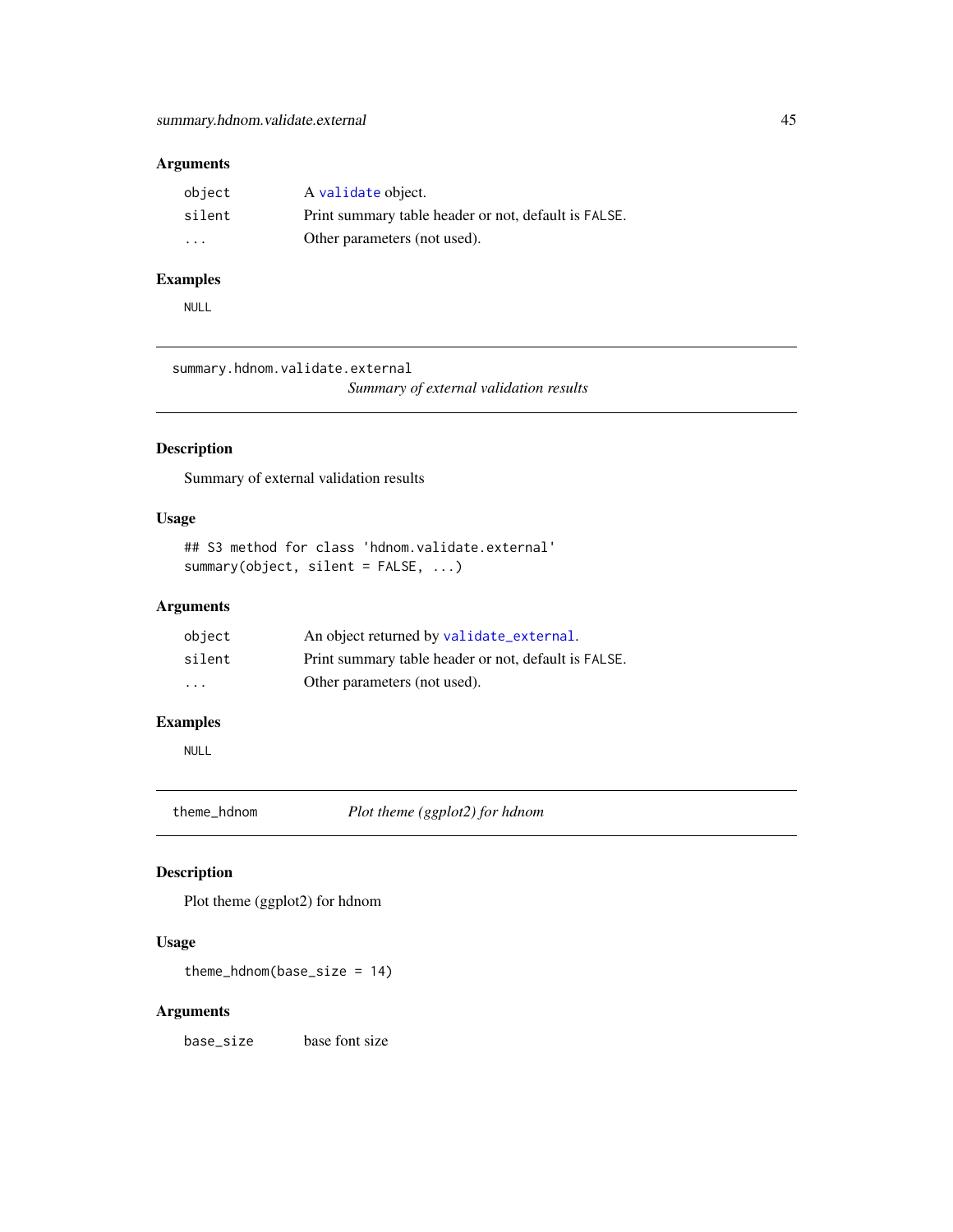### Arguments

| | |
|---|---|
| object | A validate object. |
| silent | Print summary table header or not, default is FALSE. |
| ... | Other parameters (not used). |

### Examples

```
NULL
```

---

## summary.hdnom.validate.external

*Summary of external validation results*

### Description

Summary of external validation results

### Usage

```
## S3 method for class 'hdnom.validate.external'
summary(object, silent = FALSE, ...)
```

### Arguments

| | |
|---|---|
| object | An object returned by validate_external. |
| silent | Print summary table header or not, default is FALSE. |
| ... | Other parameters (not used). |

### Examples

```
NULL
```

---

## theme_hdnom

*Plot theme (ggplot2) for hdnom*

### Description

Plot theme (ggplot2) for hdnom

### Usage

```
theme_hdnom(base_size = 14)
```

### Arguments

| | |
|---|---|
| base_size | base font size |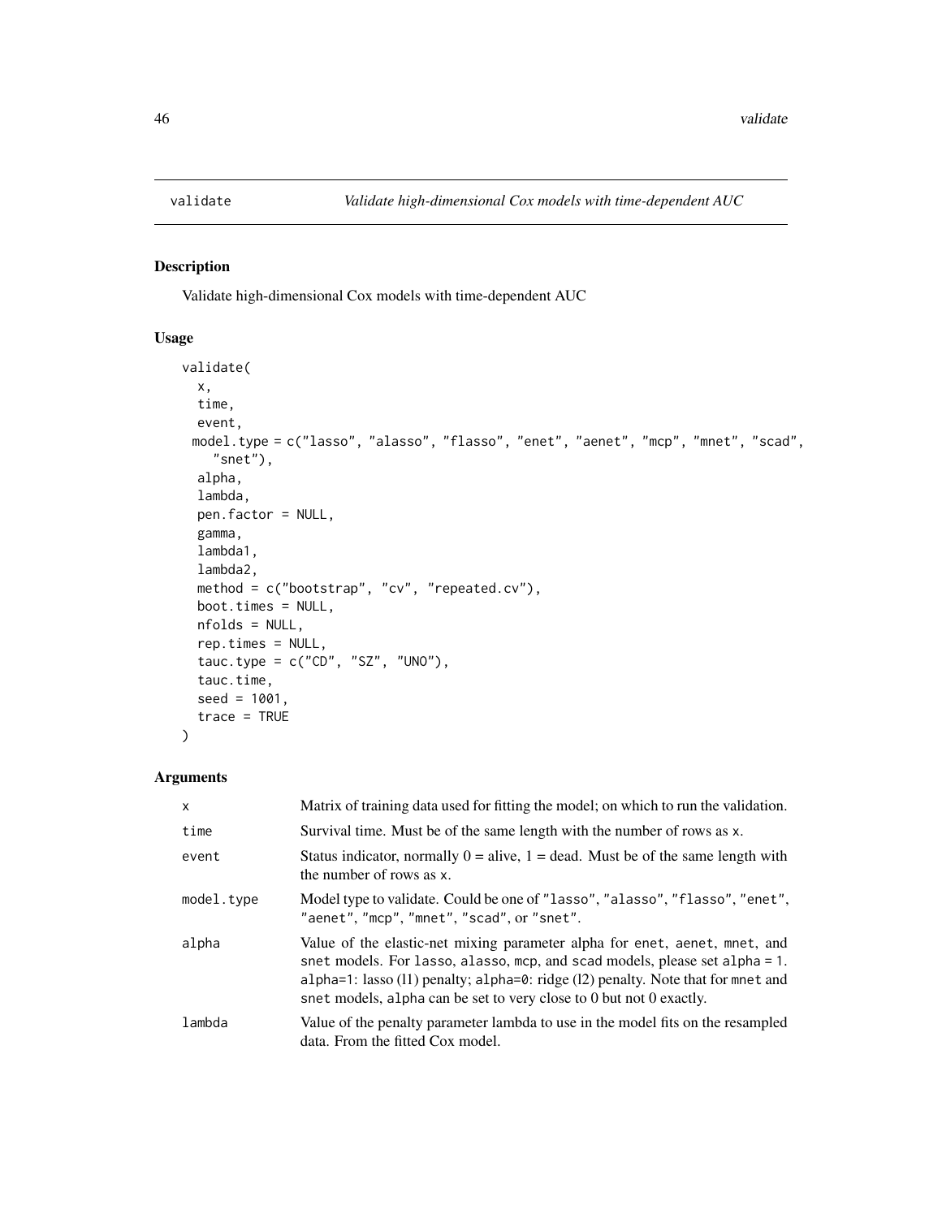## validate    *Validate high-dimensional Cox models with time-dependent AUC*

### Description

Validate high-dimensional Cox models with time-dependent AUC

### Usage

```
validate(
  x,
  time,
  event,
  model.type = c("lasso", "alasso", "flasso", "enet", "aenet", "mcp", "mnet", "scad",
    "snet"),
  alpha,
  lambda,
  pen.factor = NULL,
  gamma,
  lambda1,
  lambda2,
  method = c("bootstrap", "cv", "repeated.cv"),
  boot.times = NULL,
  nfolds = NULL,
  rep.times = NULL,
  tauc.type = c("CD", "SZ", "UNO"),
  tauc.time,
  seed = 1001,
  trace = TRUE
)
```

### Arguments

| | |
|---|---|
| `x` | Matrix of training data used for fitting the model; on which to run the validation. |
| `time` | Survival time. Must be of the same length with the number of rows as `x`. |
| `event` | Status indicator, normally 0 = alive, 1 = dead. Must be of the same length with the number of rows as `x`. |
| `model.type` | Model type to validate. Could be one of `"lasso"`, `"alasso"`, `"flasso"`, `"enet"`, `"aenet"`, `"mcp"`, `"mnet"`, `"scad"`, or `"snet"`. |
| `alpha` | Value of the elastic-net mixing parameter alpha for `enet`, `aenet`, `mnet`, and `snet` models. For `lasso`, `alasso`, `mcp`, and `scad` models, please set `alpha = 1`. `alpha=1`: lasso (l1) penalty; `alpha=0`: ridge (l2) penalty. Note that for `mnet` and `snet` models, `alpha` can be set to very close to 0 but not 0 exactly. |
| `lambda` | Value of the penalty parameter lambda to use in the model fits on the resampled data. From the fitted Cox model. |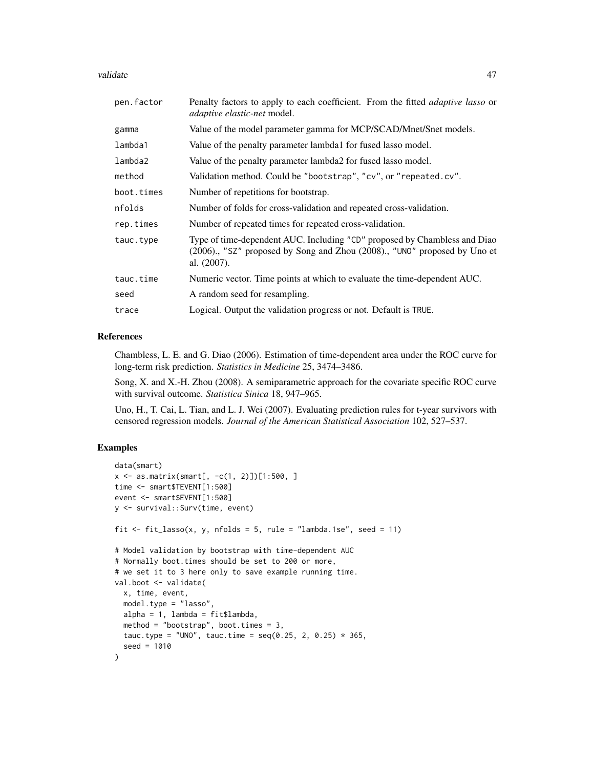| | |
|---|---|
| pen.factor | Penalty factors to apply to each coefficient. From the fitted *adaptive lasso* or *adaptive elastic-net* model. |
| gamma | Value of the model parameter gamma for MCP/SCAD/Mnet/Snet models. |
| lambda1 | Value of the penalty parameter lambda1 for fused lasso model. |
| lambda2 | Value of the penalty parameter lambda2 for fused lasso model. |
| method | Validation method. Could be "bootstrap", "cv", or "repeated.cv". |
| boot.times | Number of repetitions for bootstrap. |
| nfolds | Number of folds for cross-validation and repeated cross-validation. |
| rep.times | Number of repeated times for repeated cross-validation. |
| tauc.type | Type of time-dependent AUC. Including "CD" proposed by Chambless and Diao (2006)., "SZ" proposed by Song and Zhou (2008)., "UNO" proposed by Uno et al. (2007). |
| tauc.time | Numeric vector. Time points at which to evaluate the time-dependent AUC. |
| seed | A random seed for resampling. |
| trace | Logical. Output the validation progress or not. Default is TRUE. |

## References

Chambless, L. E. and G. Diao (2006). Estimation of time-dependent area under the ROC curve for long-term risk prediction. *Statistics in Medicine* 25, 3474–3486.

Song, X. and X.-H. Zhou (2008). A semiparametric approach for the covariate specific ROC curve with survival outcome. *Statistica Sinica* 18, 947–965.

Uno, H., T. Cai, L. Tian, and L. J. Wei (2007). Evaluating prediction rules for t-year survivors with censored regression models. *Journal of the American Statistical Association* 102, 527–537.

## Examples

```
data(smart)
x <- as.matrix(smart[, -c(1, 2)])[1:500, ]
time <- smart$TEVENT[1:500]
event <- smart$EVENT[1:500]
y <- survival::Surv(time, event)

fit <- fit_lasso(x, y, nfolds = 5, rule = "lambda.1se", seed = 11)

# Model validation by bootstrap with time-dependent AUC
# Normally boot.times should be set to 200 or more,
# we set it to 3 here only to save example running time.
val.boot <- validate(
  x, time, event,
  model.type = "lasso",
  alpha = 1, lambda = fit$lambda,
  method = "bootstrap", boot.times = 3,
  tauc.type = "UNO", tauc.time = seq(0.25, 2, 0.25) * 365,
  seed = 1010
)
```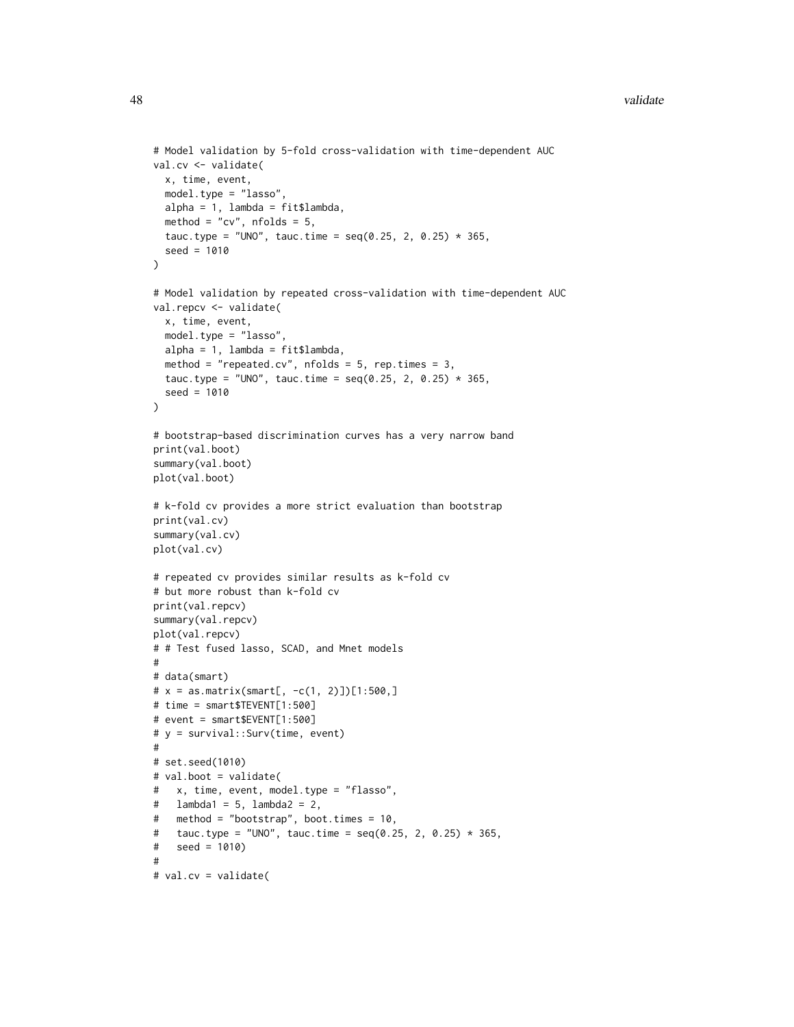```
# Model validation by 5-fold cross-validation with time-dependent AUC
val.cv <- validate(
  x, time, event,
  model.type = "lasso",
  alpha = 1, lambda = fit$lambda,
  method = "cv", nfolds = 5,
  tauc.type = "UNO", tauc.time = seq(0.25, 2, 0.25) * 365,
  seed = 1010
)

# Model validation by repeated cross-validation with time-dependent AUC
val.repcv <- validate(
  x, time, event,
  model.type = "lasso",
  alpha = 1, lambda = fit$lambda,
  method = "repeated.cv", nfolds = 5, rep.times = 3,
  tauc.type = "UNO", tauc.time = seq(0.25, 2, 0.25) * 365,
  seed = 1010
)

# bootstrap-based discrimination curves has a very narrow band
print(val.boot)
summary(val.boot)
plot(val.boot)

# k-fold cv provides a more strict evaluation than bootstrap
print(val.cv)
summary(val.cv)
plot(val.cv)

# repeated cv provides similar results as k-fold cv
# but more robust than k-fold cv
print(val.repcv)
summary(val.repcv)
plot(val.repcv)
# # Test fused lasso, SCAD, and Mnet models
#
# data(smart)
# x = as.matrix(smart[, -c(1, 2)])[1:500,]
# time = smart$TEVENT[1:500]
# event = smart$EVENT[1:500]
# y = survival::Surv(time, event)
#
# set.seed(1010)
# val.boot = validate(
#   x, time, event, model.type = "flasso",
#   lambda1 = 5, lambda2 = 2,
#   method = "bootstrap", boot.times = 10,
#   tauc.type = "UNO", tauc.time = seq(0.25, 2, 0.25) * 365,
#   seed = 1010)
#
# val.cv = validate(
```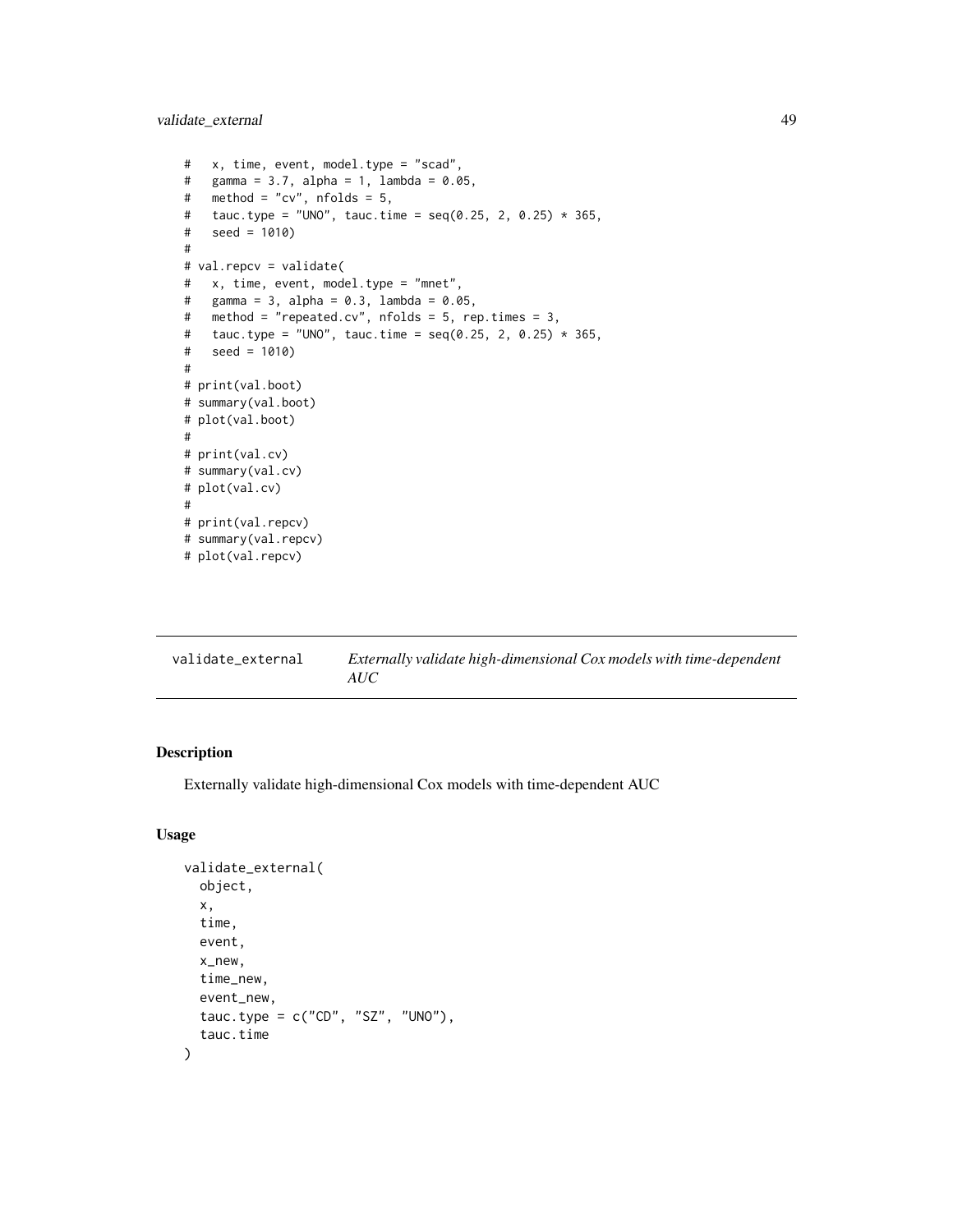```
#   x, time, event, model.type = "scad",
#   gamma = 3.7, alpha = 1, lambda = 0.05,
#   method = "cv", nfolds = 5,
#   tauc.type = "UNO", tauc.time = seq(0.25, 2, 0.25) * 365,
#   seed = 1010)
#
# val.repcv = validate(
#   x, time, event, model.type = "mnet",
#   gamma = 3, alpha = 0.3, lambda = 0.05,
#   method = "repeated.cv", nfolds = 5, rep.times = 3,
#   tauc.type = "UNO", tauc.time = seq(0.25, 2, 0.25) * 365,
#   seed = 1010)
#
# print(val.boot)
# summary(val.boot)
# plot(val.boot)
#
# print(val.cv)
# summary(val.cv)
# plot(val.cv)
#
# print(val.repcv)
# summary(val.repcv)
# plot(val.repcv)
```

---

`validate_external` *Externally validate high-dimensional Cox models with time-dependent AUC*

---

## Description

Externally validate high-dimensional Cox models with time-dependent AUC

## Usage

```
validate_external(
  object,
  x,
  time,
  event,
  x_new,
  time_new,
  event_new,
  tauc.type = c("CD", "SZ", "UNO"),
  tauc.time
)
```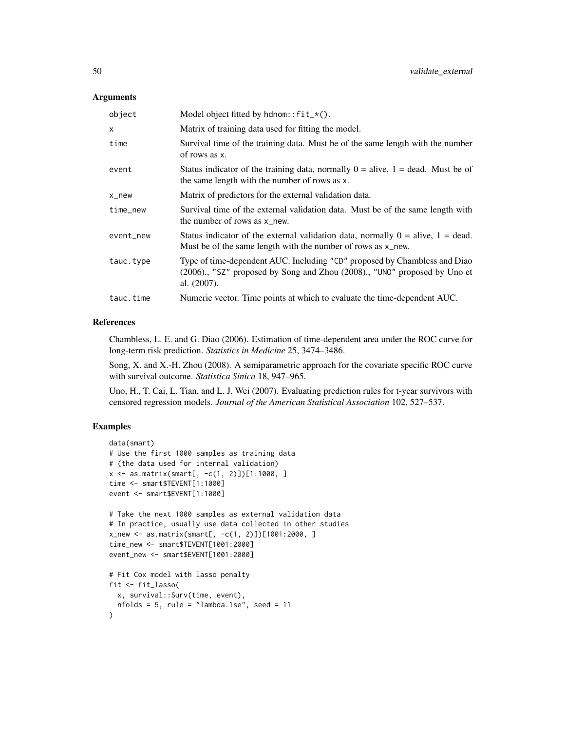## Arguments

| | |
|---|---|
| `object` | Model object fitted by `hdnom::fit_*()`. |
| `x` | Matrix of training data used for fitting the model. |
| `time` | Survival time of the training data. Must be of the same length with the number of rows as `x`. |
| `event` | Status indicator of the training data, normally 0 = alive, 1 = dead. Must be of the same length with the number of rows as `x`. |
| `x_new` | Matrix of predictors for the external validation data. |
| `time_new` | Survival time of the external validation data. Must be of the same length with the number of rows as `x_new`. |
| `event_new` | Status indicator of the external validation data, normally 0 = alive, 1 = dead. Must be of the same length with the number of rows as `x_new`. |
| `tauc.type` | Type of time-dependent AUC. Including `"CD"` proposed by Chambless and Diao (2006)., `"SZ"` proposed by Song and Zhou (2008)., `"UNO"` proposed by Uno et al. (2007). |
| `tauc.time` | Numeric vector. Time points at which to evaluate the time-dependent AUC. |

## References

Chambless, L. E. and G. Diao (2006). Estimation of time-dependent area under the ROC curve for long-term risk prediction. *Statistics in Medicine* 25, 3474–3486.

Song, X. and X.-H. Zhou (2008). A semiparametric approach for the covariate specific ROC curve with survival outcome. *Statistica Sinica* 18, 947–965.

Uno, H., T. Cai, L. Tian, and L. J. Wei (2007). Evaluating prediction rules for t-year survivors with censored regression models. *Journal of the American Statistical Association* 102, 527–537.

## Examples

```
data(smart)
# Use the first 1000 samples as training data
# (the data used for internal validation)
x <- as.matrix(smart[, -c(1, 2)])[1:1000, ]
time <- smart$TEVENT[1:1000]
event <- smart$EVENT[1:1000]

# Take the next 1000 samples as external validation data
# In practice, usually use data collected in other studies
x_new <- as.matrix(smart[, -c(1, 2)])[1001:2000, ]
time_new <- smart$TEVENT[1001:2000]
event_new <- smart$EVENT[1001:2000]

# Fit Cox model with lasso penalty
fit <- fit_lasso(
  x, survival::Surv(time, event),
  nfolds = 5, rule = "lambda.1se", seed = 11
)
```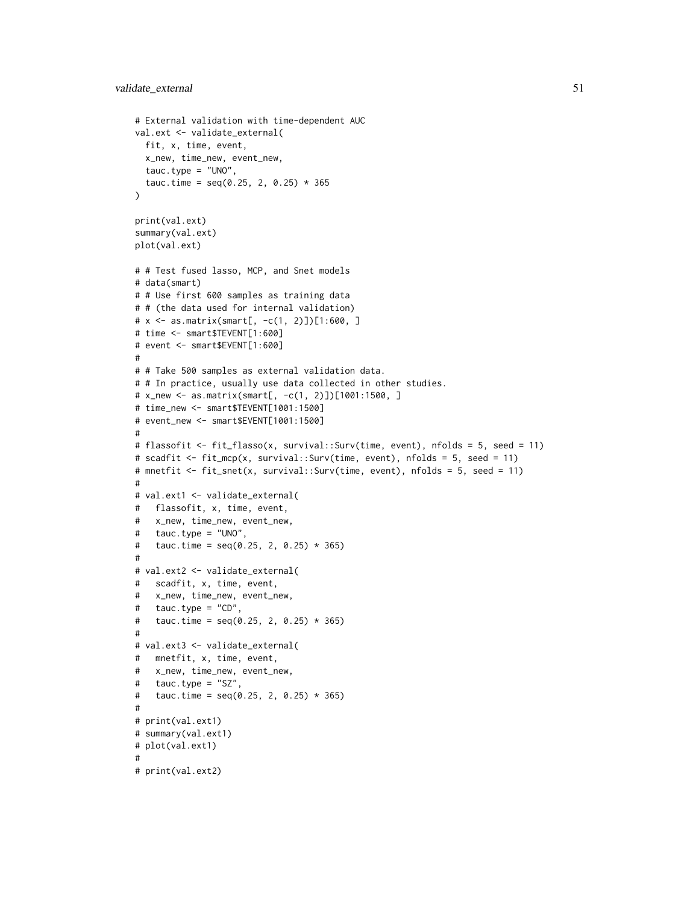```
# External validation with time-dependent AUC
val.ext <- validate_external(
  fit, x, time, event,
  x_new, time_new, event_new,
  tauc.type = "UNO",
  tauc.time = seq(0.25, 2, 0.25) * 365
)

print(val.ext)
summary(val.ext)
plot(val.ext)

# # Test fused lasso, MCP, and Snet models
# data(smart)
# # Use first 600 samples as training data
# # (the data used for internal validation)
# x <- as.matrix(smart[, -c(1, 2)])[1:600, ]
# time <- smart$TEVENT[1:600]
# event <- smart$EVENT[1:600]
#
# # Take 500 samples as external validation data.
# # In practice, usually use data collected in other studies.
# x_new <- as.matrix(smart[, -c(1, 2)])[1001:1500, ]
# time_new <- smart$TEVENT[1001:1500]
# event_new <- smart$EVENT[1001:1500]
#
# flassofit <- fit_flasso(x, survival::Surv(time, event), nfolds = 5, seed = 11)
# scadfit <- fit_mcp(x, survival::Surv(time, event), nfolds = 5, seed = 11)
# mnetfit <- fit_snet(x, survival::Surv(time, event), nfolds = 5, seed = 11)
#
# val.ext1 <- validate_external(
#   flassofit, x, time, event,
#   x_new, time_new, event_new,
#   tauc.type = "UNO",
#   tauc.time = seq(0.25, 2, 0.25) * 365)
#
# val.ext2 <- validate_external(
#   scadfit, x, time, event,
#   x_new, time_new, event_new,
#   tauc.type = "CD",
#   tauc.time = seq(0.25, 2, 0.25) * 365)
#
# val.ext3 <- validate_external(
#   mnetfit, x, time, event,
#   x_new, time_new, event_new,
#   tauc.type = "SZ",
#   tauc.time = seq(0.25, 2, 0.25) * 365)
#
# print(val.ext1)
# summary(val.ext1)
# plot(val.ext1)
#
# print(val.ext2)
```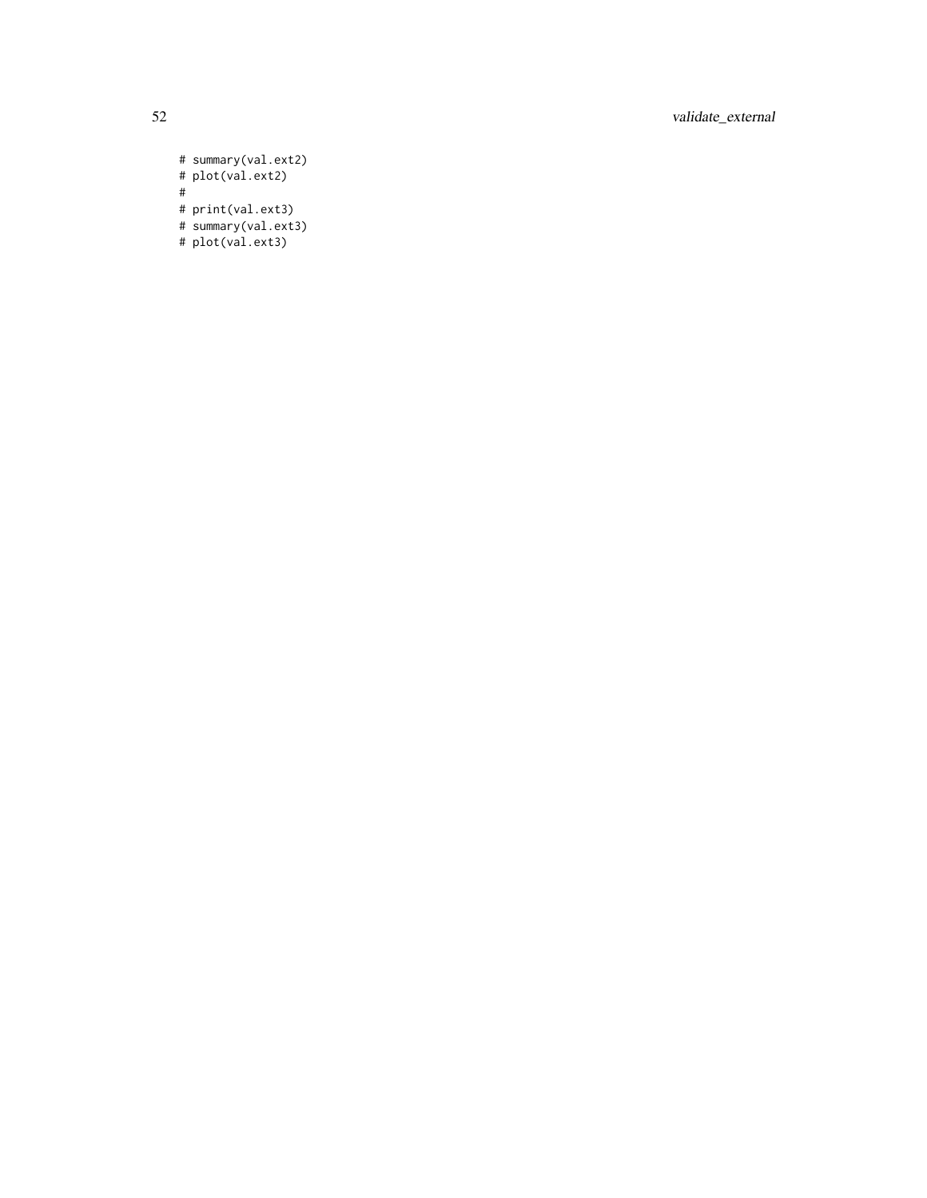```
# summary(val.ext2)
# plot(val.ext2)
#
# print(val.ext3)
# summary(val.ext3)
# plot(val.ext3)
```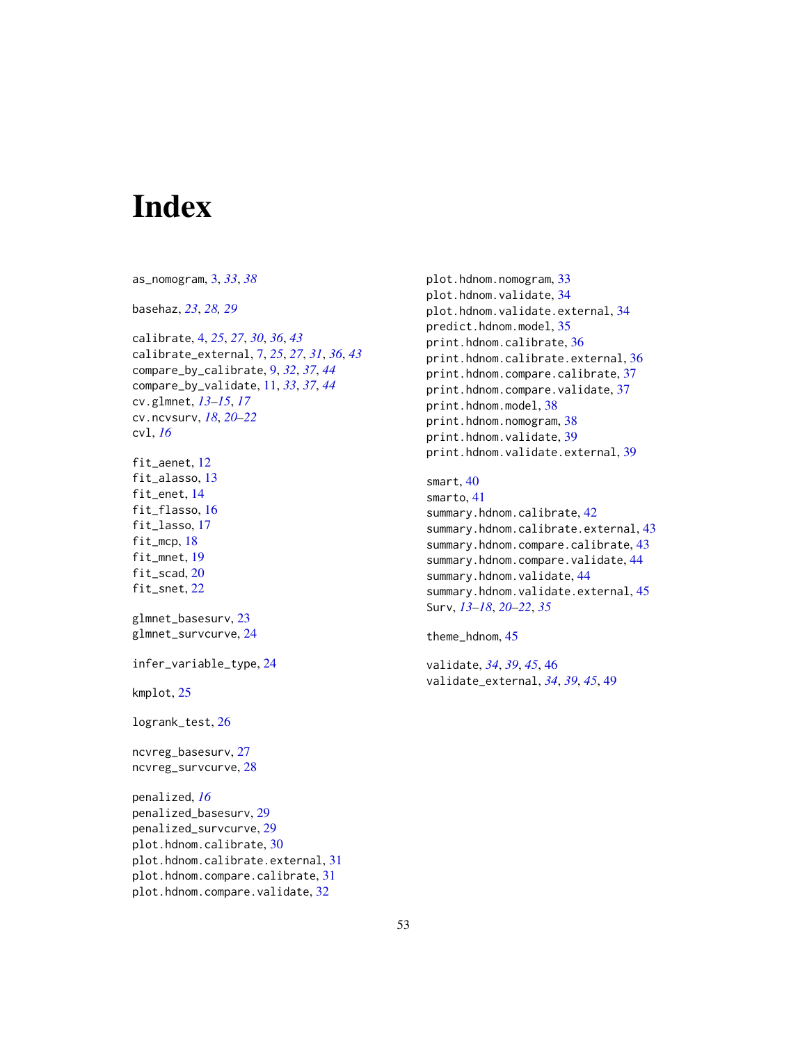# Index

as_nomogram, 3, *33*, *38*

basehaz, *23*, *28*, *29*

calibrate, 4, *25*, *27*, *30*, *36*, *43*
calibrate_external, 7, *25*, *27*, *31*, *36*, *43*
compare_by_calibrate, 9, *32*, *37*, *44*
compare_by_validate, 11, *33*, *37*, *44*
cv.glmnet, *13–15*, *17*
cv.ncvsurv, *18*, *20–22*
cvl, *16*

fit_aenet, 12
fit_alasso, 13
fit_enet, 14
fit_flasso, 16
fit_lasso, 17
fit_mcp, 18
fit_mnet, 19
fit_scad, 20
fit_snet, 22

glmnet_basesurv, 23
glmnet_survcurve, 24

infer_variable_type, 24

kmplot, 25

logrank_test, 26

ncvreg_basesurv, 27
ncvreg_survcurve, 28

penalized, *16*
penalized_basesurv, 29
penalized_survcurve, 29
plot.hdnom.calibrate, 30
plot.hdnom.calibrate.external, 31
plot.hdnom.compare.calibrate, 31
plot.hdnom.compare.validate, 32
plot.hdnom.nomogram, 33
plot.hdnom.validate, 34
plot.hdnom.validate.external, 34
predict.hdnom.model, 35
print.hdnom.calibrate, 36
print.hdnom.calibrate.external, 36
print.hdnom.compare.calibrate, 37
print.hdnom.compare.validate, 37
print.hdnom.model, 38
print.hdnom.nomogram, 38
print.hdnom.validate, 39
print.hdnom.validate.external, 39

smart, 40
smarto, 41
summary.hdnom.calibrate, 42
summary.hdnom.calibrate.external, 43
summary.hdnom.compare.calibrate, 43
summary.hdnom.compare.validate, 44
summary.hdnom.validate, 44
summary.hdnom.validate.external, 45
Surv, *13–18*, *20–22*, *35*

theme_hdnom, 45

validate, *34*, *39*, *45*, 46
validate_external, *34*, *39*, *45*, 49